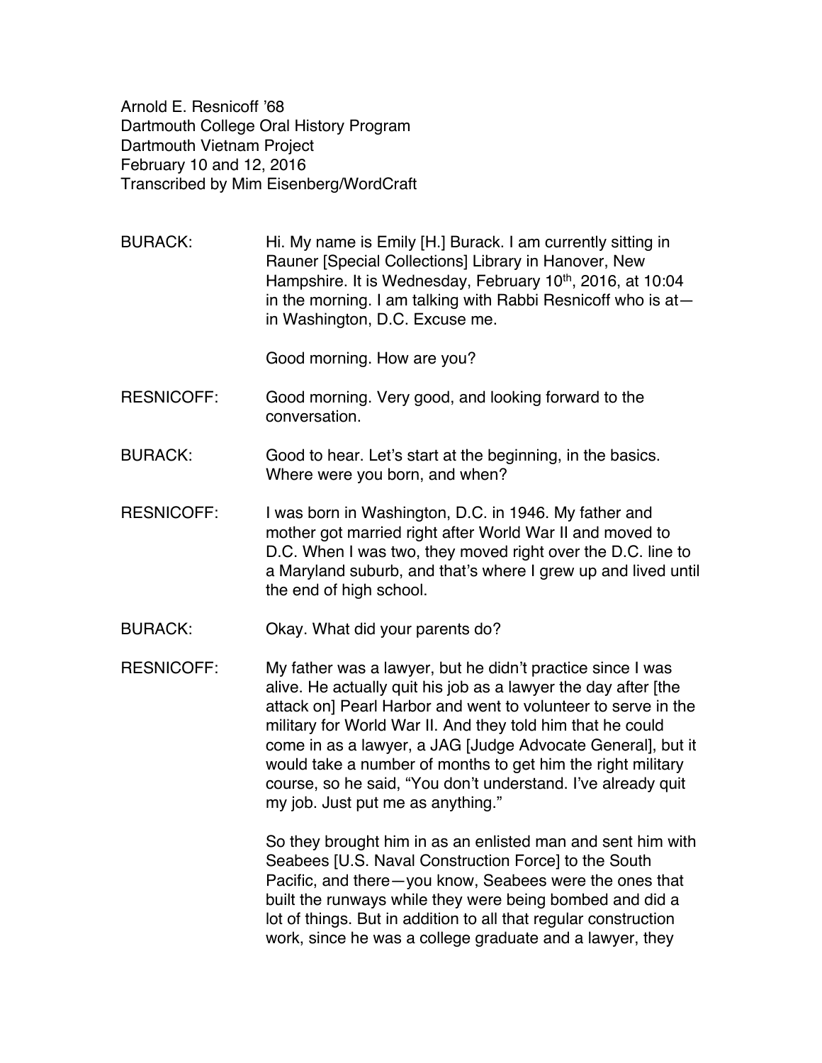Arnold E. Resnicoff ’68
Dartmouth College Oral History Program
Dartmouth Vietnam Project
February 10 and 12, 2016
Transcribed by Mim Eisenberg/WordCraft

BURACK: Hi. My name is Emily [H.] Burack. I am currently sitting in Rauner [Special Collections] Library in Hanover, New Hampshire. It is Wednesday, February 10th, 2016, at 10:04 in the morning. I am talking with Rabbi Resnicoff who is at—in Washington, D.C. Excuse me.

Good morning. How are you?

RESNICOFF: Good morning. Very good, and looking forward to the conversation.

BURACK: Good to hear. Let’s start at the beginning, in the basics. Where were you born, and when?

RESNICOFF: I was born in Washington, D.C. in 1946. My father and mother got married right after World War II and moved to D.C. When I was two, they moved right over the D.C. line to a Maryland suburb, and that’s where I grew up and lived until the end of high school.

BURACK: Okay. What did your parents do?

RESNICOFF: My father was a lawyer, but he didn’t practice since I was alive. He actually quit his job as a lawyer the day after [the attack on] Pearl Harbor and went to volunteer to serve in the military for World War II. And they told him that he could come in as a lawyer, a JAG [Judge Advocate General], but it would take a number of months to get him the right military course, so he said, “You don’t understand. I’ve already quit my job. Just put me as anything.”

So they brought him in as an enlisted man and sent him with Seabees [U.S. Naval Construction Force] to the South Pacific, and there—you know, Seabees were the ones that built the runways while they were being bombed and did a lot of things. But in addition to all that regular construction work, since he was a college graduate and a lawyer, they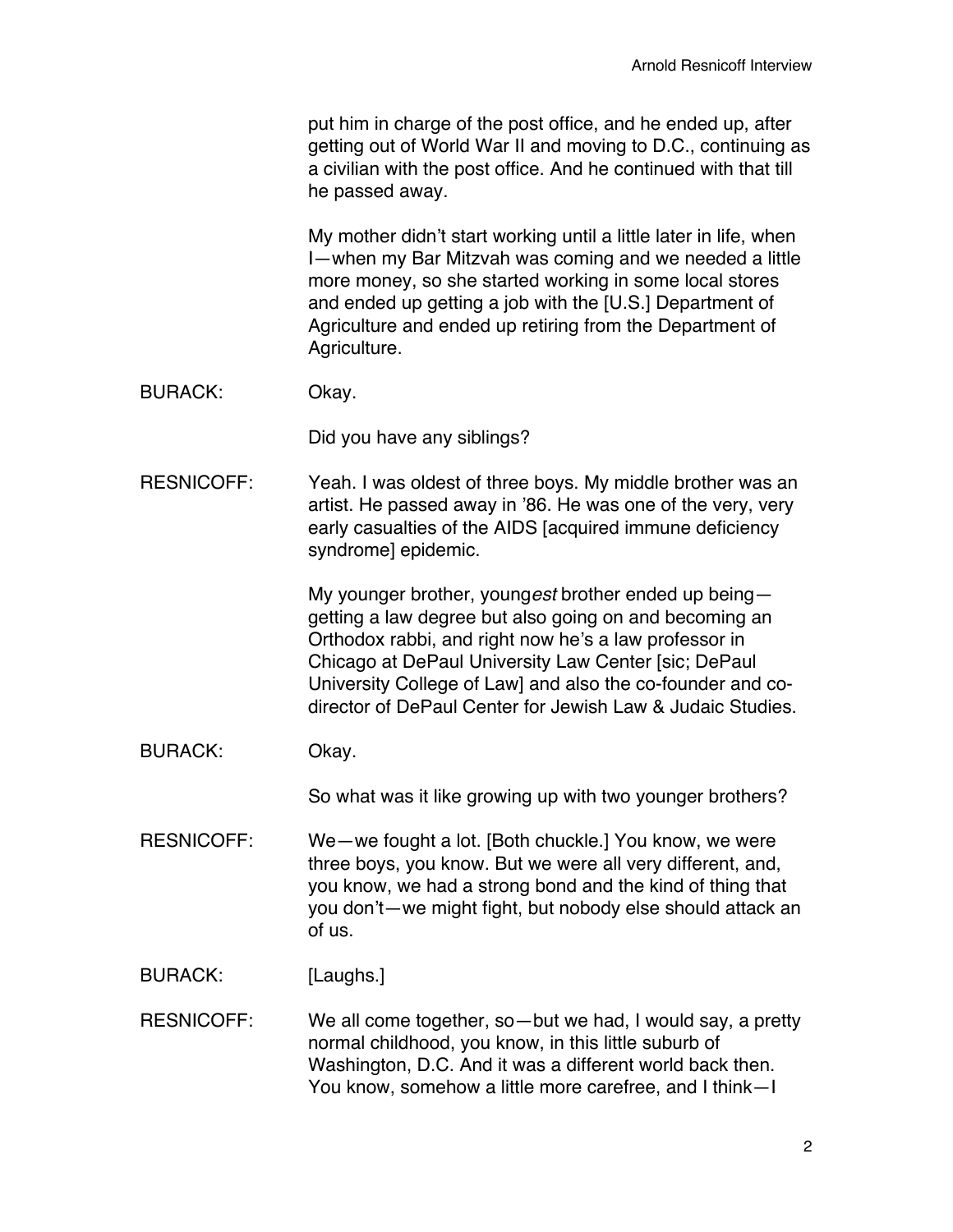put him in charge of the post office, and he ended up, after getting out of World War II and moving to D.C., continuing as a civilian with the post office. And he continued with that till he passed away.

My mother didn't start working until a little later in life, when I—when my Bar Mitzvah was coming and we needed a little more money, so she started working in some local stores and ended up getting a job with the [U.S.] Department of Agriculture and ended up retiring from the Department of Agriculture.

BURACK: Okay.

Did you have any siblings?

RESNICOFF: Yeah. I was oldest of three boys. My middle brother was an artist. He passed away in '86. He was one of the very, very early casualties of the AIDS [acquired immune deficiency syndrome] epidemic.

My younger brother, young*est* brother ended up being—getting a law degree but also going on and becoming an Orthodox rabbi, and right now he's a law professor in Chicago at DePaul University Law Center [sic; DePaul University College of Law] and also the co-founder and co-director of DePaul Center for Jewish Law & Judaic Studies.

BURACK: Okay.

So what was it like growing up with two younger brothers?

RESNICOFF: We—we fought a lot. [Both chuckle.] You know, we were three boys, you know. But we were all very different, and, you know, we had a strong bond and the kind of thing that you don't—we might fight, but nobody else should attack an of us.

BURACK: [Laughs.]

RESNICOFF: We all come together, so—but we had, I would say, a pretty normal childhood, you know, in this little suburb of Washington, D.C. And it was a different world back then. You know, somehow a little more carefree, and I think—I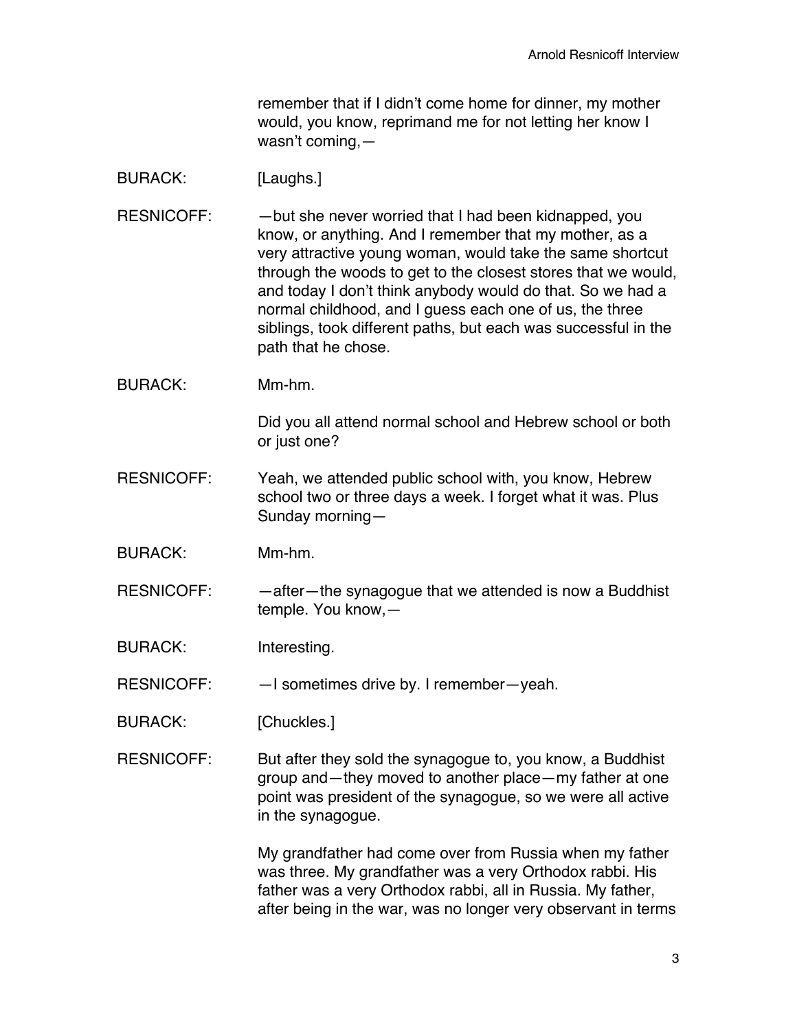remember that if I didn't come home for dinner, my mother would, you know, reprimand me for not letting her know I wasn't coming,—

BURACK: [Laughs.]

RESNICOFF: —but she never worried that I had been kidnapped, you know, or anything. And I remember that my mother, as a very attractive young woman, would take the same shortcut through the woods to get to the closest stores that we would, and today I don't think anybody would do that. So we had a normal childhood, and I guess each one of us, the three siblings, took different paths, but each was successful in the path that he chose.

BURACK: Mm-hm.

Did you all attend normal school and Hebrew school or both or just one?

RESNICOFF: Yeah, we attended public school with, you know, Hebrew school two or three days a week. I forget what it was. Plus Sunday morning—

BURACK: Mm-hm.

RESNICOFF: —after—the synagogue that we attended is now a Buddhist temple. You know,—

BURACK: Interesting.

RESNICOFF: —I sometimes drive by. I remember—yeah.

BURACK: [Chuckles.]

RESNICOFF: But after they sold the synagogue to, you know, a Buddhist group and—they moved to another place—my father at one point was president of the synagogue, so we were all active in the synagogue.

My grandfather had come over from Russia when my father was three. My grandfather was a very Orthodox rabbi. His father was a very Orthodox rabbi, all in Russia. My father, after being in the war, was no longer very observant in terms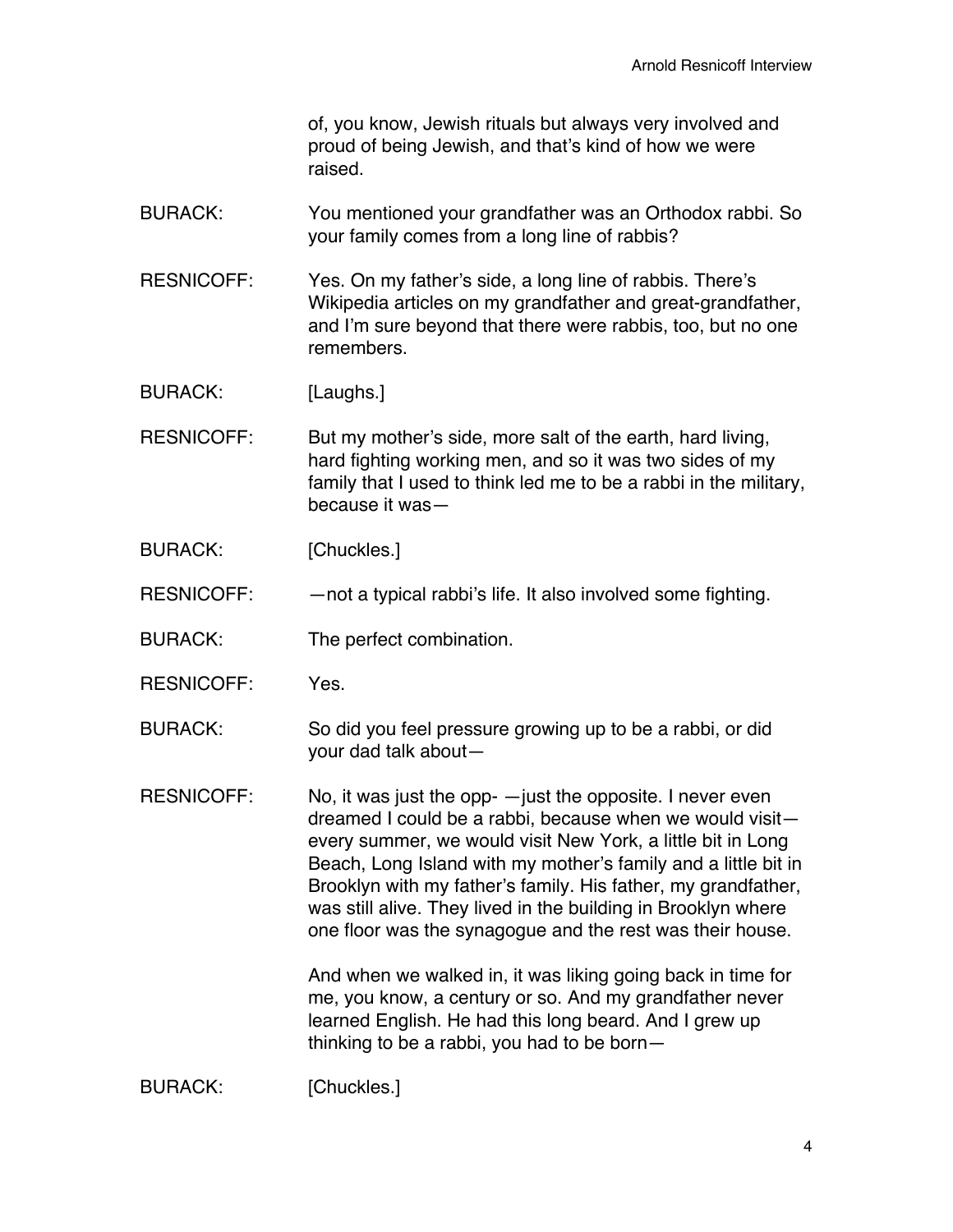of, you know, Jewish rituals but always very involved and proud of being Jewish, and that's kind of how we were raised.

BURACK: You mentioned your grandfather was an Orthodox rabbi. So your family comes from a long line of rabbis?

RESNICOFF: Yes. On my father's side, a long line of rabbis. There's Wikipedia articles on my grandfather and great-grandfather, and I'm sure beyond that there were rabbis, too, but no one remembers.

BURACK: [Laughs.]

RESNICOFF: But my mother's side, more salt of the earth, hard living, hard fighting working men, and so it was two sides of my family that I used to think led me to be a rabbi in the military, because it was—

BURACK: [Chuckles.]

RESNICOFF: —not a typical rabbi's life. It also involved some fighting.

BURACK: The perfect combination.

RESNICOFF: Yes.

BURACK: So did you feel pressure growing up to be a rabbi, or did your dad talk about—

RESNICOFF: No, it was just the opp- —just the opposite. I never even dreamed I could be a rabbi, because when we would visit—every summer, we would visit New York, a little bit in Long Beach, Long Island with my mother's family and a little bit in Brooklyn with my father's family. His father, my grandfather, was still alive. They lived in the building in Brooklyn where one floor was the synagogue and the rest was their house.

And when we walked in, it was liking going back in time for me, you know, a century or so. And my grandfather never learned English. He had this long beard. And I grew up thinking to be a rabbi, you had to be born—

BURACK: [Chuckles.]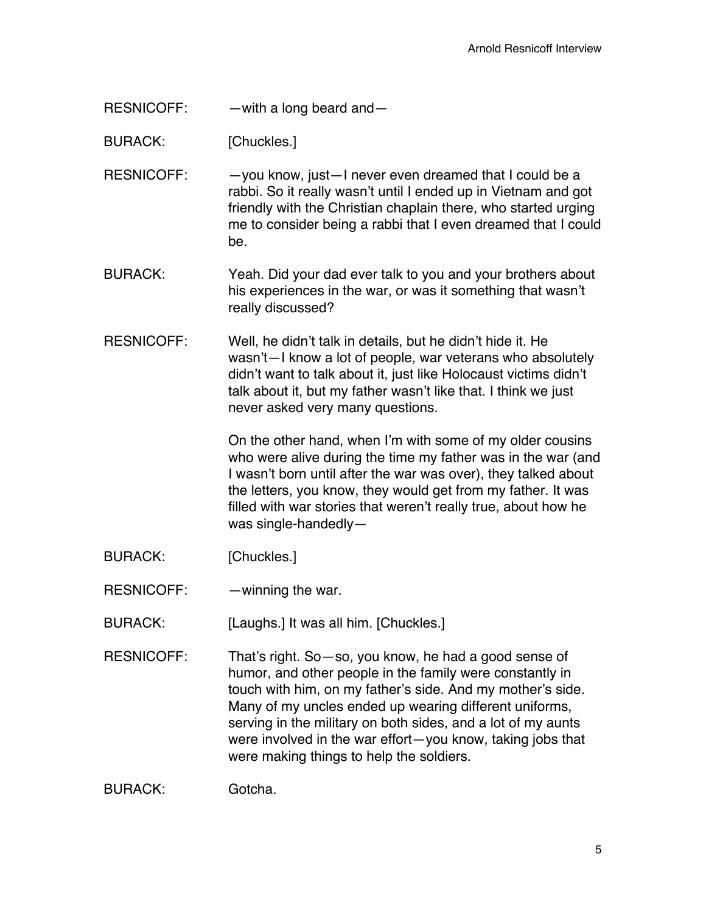RESNICOFF: —with a long beard and—

BURACK: [Chuckles.]

RESNICOFF: —you know, just—I never even dreamed that I could be a rabbi. So it really wasn't until I ended up in Vietnam and got friendly with the Christian chaplain there, who started urging me to consider being a rabbi that I even dreamed that I could be.

BURACK: Yeah. Did your dad ever talk to you and your brothers about his experiences in the war, or was it something that wasn't really discussed?

RESNICOFF: Well, he didn't talk in details, but he didn't hide it. He wasn't—I know a lot of people, war veterans who absolutely didn't want to talk about it, just like Holocaust victims didn't talk about it, but my father wasn't like that. I think we just never asked very many questions.

On the other hand, when I'm with some of my older cousins who were alive during the time my father was in the war (and I wasn't born until after the war was over), they talked about the letters, you know, they would get from my father. It was filled with war stories that weren't really true, about how he was single-handedly—

BURACK: [Chuckles.]

RESNICOFF: —winning the war.

BURACK: [Laughs.] It was all him. [Chuckles.]

RESNICOFF: That's right. So—so, you know, he had a good sense of humor, and other people in the family were constantly in touch with him, on my father's side. And my mother's side. Many of my uncles ended up wearing different uniforms, serving in the military on both sides, and a lot of my aunts were involved in the war effort—you know, taking jobs that were making things to help the soldiers.

BURACK: Gotcha.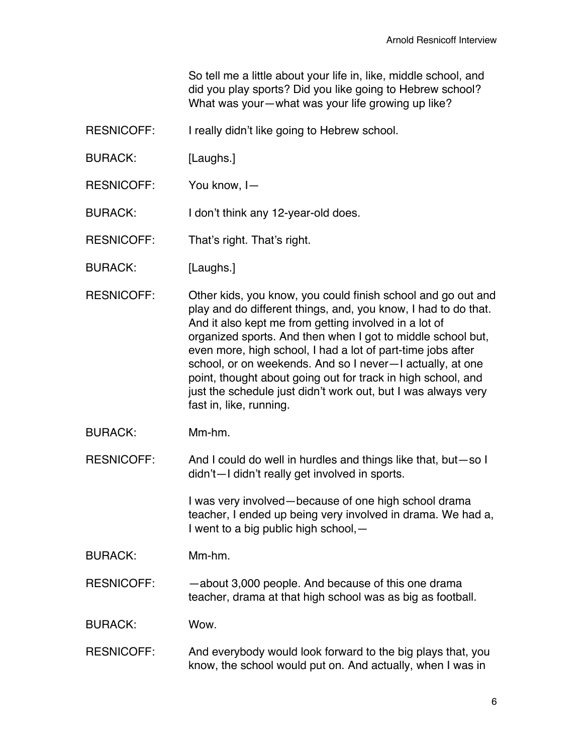So tell me a little about your life in, like, middle school, and did you play sports? Did you like going to Hebrew school? What was your—what was your life growing up like?

RESNICOFF: I really didn't like going to Hebrew school.

BURACK: [Laughs.]

RESNICOFF: You know, I—

BURACK: I don't think any 12-year-old does.

RESNICOFF: That's right. That's right.

BURACK: [Laughs.]

RESNICOFF: Other kids, you know, you could finish school and go out and play and do different things, and, you know, I had to do that. And it also kept me from getting involved in a lot of organized sports. And then when I got to middle school but, even more, high school, I had a lot of part-time jobs after school, or on weekends. And so I never—I actually, at one point, thought about going out for track in high school, and just the schedule just didn't work out, but I was always very fast in, like, running.

BURACK: Mm-hm.

RESNICOFF: And I could do well in hurdles and things like that, but—so I didn't—I didn't really get involved in sports.

I was very involved—because of one high school drama teacher, I ended up being very involved in drama. We had a, I went to a big public high school,—

BURACK: Mm-hm.

RESNICOFF: —about 3,000 people. And because of this one drama teacher, drama at that high school was as big as football.

BURACK: Wow.

RESNICOFF: And everybody would look forward to the big plays that, you know, the school would put on. And actually, when I was in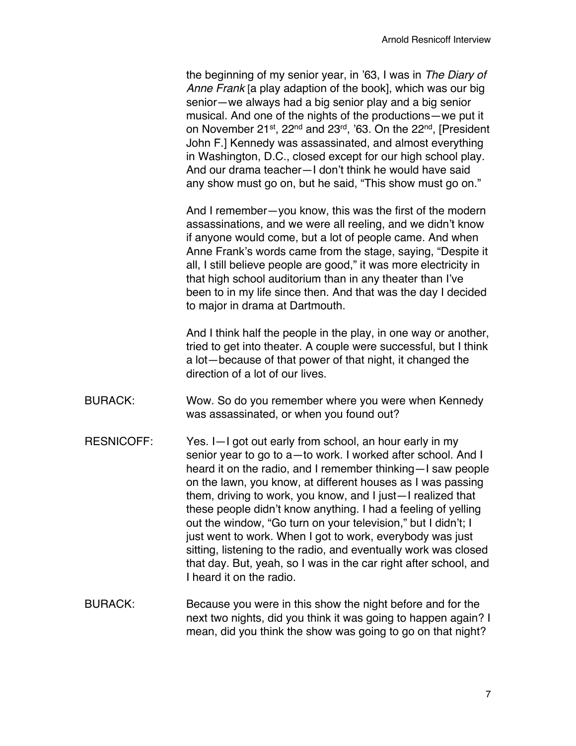the beginning of my senior year, in ’63, I was in *The Diary of Anne Frank* [a play adaption of the book], which was our big senior—we always had a big senior play and a big senior musical. And one of the nights of the productions—we put it on November 21st, 22nd and 23rd, ’63. On the 22nd, [President John F.] Kennedy was assassinated, and almost everything in Washington, D.C., closed except for our high school play. And our drama teacher—I don’t think he would have said any show must go on, but he said, “This show must go on.”

And I remember—you know, this was the first of the modern assassinations, and we were all reeling, and we didn’t know if anyone would come, but a lot of people came. And when Anne Frank’s words came from the stage, saying, “Despite it all, I still believe people are good,” it was more electricity in that high school auditorium than in any theater than I’ve been to in my life since then. And that was the day I decided to major in drama at Dartmouth.

And I think half the people in the play, in one way or another, tried to get into theater. A couple were successful, but I think a lot—because of that power of that night, it changed the direction of a lot of our lives.

BURACK: Wow. So do you remember where you were when Kennedy was assassinated, or when you found out?

RESNICOFF: Yes. I—I got out early from school, an hour early in my senior year to go to a—to work. I worked after school. And I heard it on the radio, and I remember thinking—I saw people on the lawn, you know, at different houses as I was passing them, driving to work, you know, and I just—I realized that these people didn’t know anything. I had a feeling of yelling out the window, “Go turn on your television,” but I didn’t; I just went to work. When I got to work, everybody was just sitting, listening to the radio, and eventually work was closed that day. But, yeah, so I was in the car right after school, and I heard it on the radio.

BURACK: Because you were in this show the night before and for the next two nights, did you think it was going to happen again? I mean, did you think the show was going to go on that night?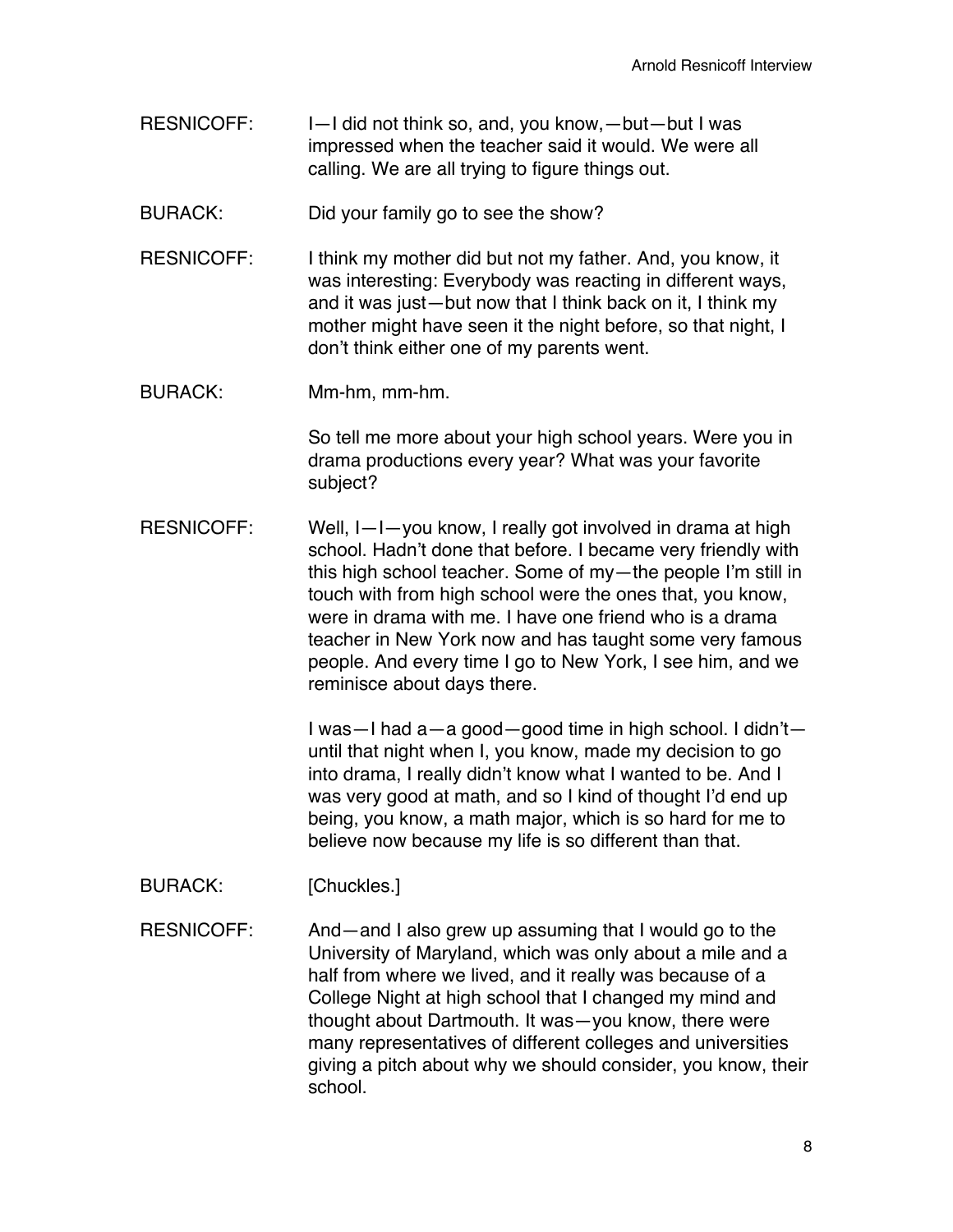RESNICOFF: I—I did not think so, and, you know,—but—but I was impressed when the teacher said it would. We were all calling. We are all trying to figure things out.

BURACK: Did your family go to see the show?

RESNICOFF: I think my mother did but not my father. And, you know, it was interesting: Everybody was reacting in different ways, and it was just—but now that I think back on it, I think my mother might have seen it the night before, so that night, I don't think either one of my parents went.

BURACK: Mm-hm, mm-hm.

So tell me more about your high school years. Were you in drama productions every year? What was your favorite subject?

RESNICOFF: Well, I—I—you know, I really got involved in drama at high school. Hadn't done that before. I became very friendly with this high school teacher. Some of my—the people I'm still in touch with from high school were the ones that, you know, were in drama with me. I have one friend who is a drama teacher in New York now and has taught some very famous people. And every time I go to New York, I see him, and we reminisce about days there.

I was—I had a—a good—good time in high school. I didn't—until that night when I, you know, made my decision to go into drama, I really didn't know what I wanted to be. And I was very good at math, and so I kind of thought I'd end up being, you know, a math major, which is so hard for me to believe now because my life is so different than that.

BURACK: [Chuckles.]

RESNICOFF: And—and I also grew up assuming that I would go to the University of Maryland, which was only about a mile and a half from where we lived, and it really was because of a College Night at high school that I changed my mind and thought about Dartmouth. It was—you know, there were many representatives of different colleges and universities giving a pitch about why we should consider, you know, their school.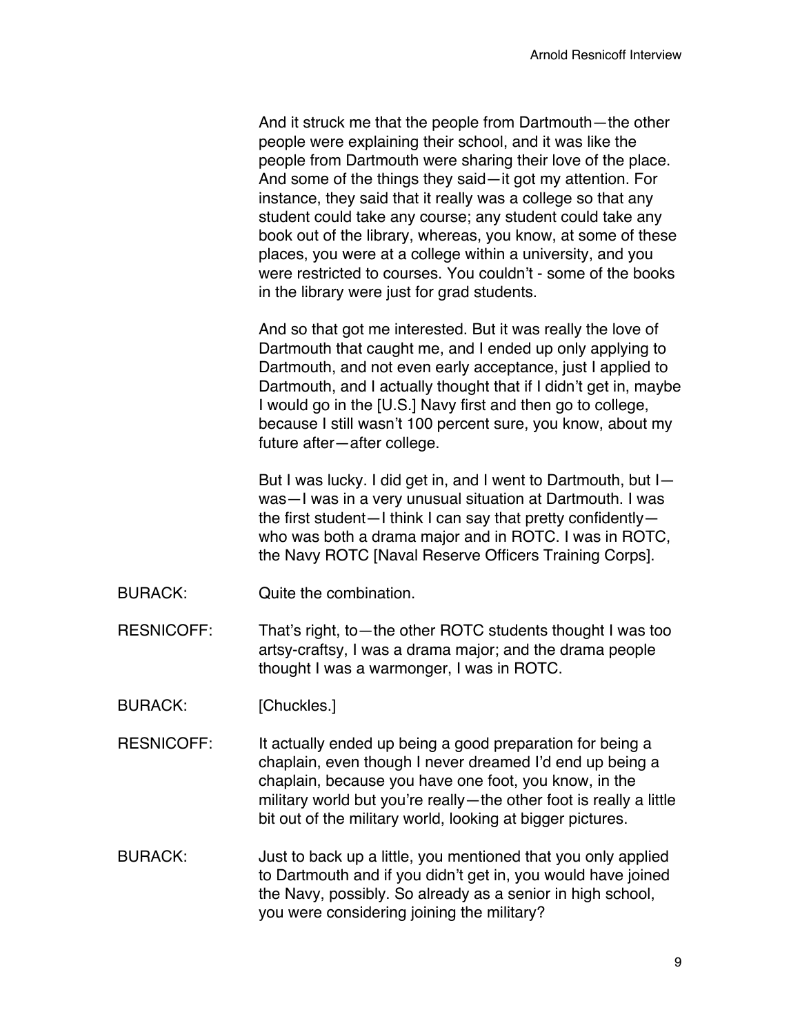And it struck me that the people from Dartmouth—the other people were explaining their school, and it was like the people from Dartmouth were sharing their love of the place. And some of the things they said—it got my attention. For instance, they said that it really was a college so that any student could take any course; any student could take any book out of the library, whereas, you know, at some of these places, you were at a college within a university, and you were restricted to courses. You couldn't - some of the books in the library were just for grad students.

And so that got me interested. But it was really the love of Dartmouth that caught me, and I ended up only applying to Dartmouth, and not even early acceptance, just I applied to Dartmouth, and I actually thought that if I didn't get in, maybe I would go in the [U.S.] Navy first and then go to college, because I still wasn't 100 percent sure, you know, about my future after—after college.

But I was lucky. I did get in, and I went to Dartmouth, but I—was—I was in a very unusual situation at Dartmouth. I was the first student—I think I can say that pretty confidently—who was both a drama major and in ROTC. I was in ROTC, the Navy ROTC [Naval Reserve Officers Training Corps].

BURACK: Quite the combination.

RESNICOFF: That's right, to—the other ROTC students thought I was too artsy-craftsy, I was a drama major; and the drama people thought I was a warmonger, I was in ROTC.

BURACK: [Chuckles.]

RESNICOFF: It actually ended up being a good preparation for being a chaplain, even though I never dreamed I'd end up being a chaplain, because you have one foot, you know, in the military world but you're really—the other foot is really a little bit out of the military world, looking at bigger pictures.

BURACK: Just to back up a little, you mentioned that you only applied to Dartmouth and if you didn't get in, you would have joined the Navy, possibly. So already as a senior in high school, you were considering joining the military?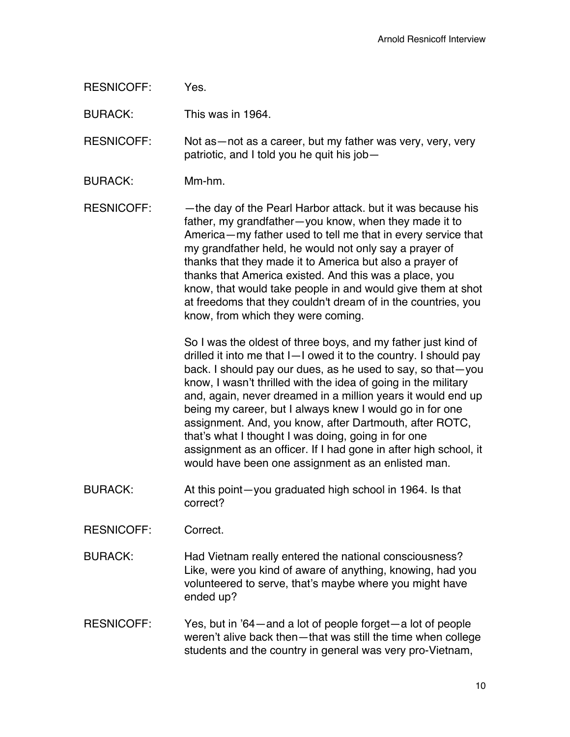RESNICOFF: Yes.

BURACK: This was in 1964.

RESNICOFF: Not as—not as a career, but my father was very, very, very patriotic, and I told you he quit his job—

BURACK: Mm-hm.

RESNICOFF: —the day of the Pearl Harbor attack. but it was because his father, my grandfather—you know, when they made it to America—my father used to tell me that in every service that my grandfather held, he would not only say a prayer of thanks that they made it to America but also a prayer of thanks that America existed. And this was a place, you know, that would take people in and would give them at shot at freedoms that they couldn't dream of in the countries, you know, from which they were coming.

So I was the oldest of three boys, and my father just kind of drilled it into me that I—I owed it to the country. I should pay back. I should pay our dues, as he used to say, so that—you know, I wasn't thrilled with the idea of going in the military and, again, never dreamed in a million years it would end up being my career, but I always knew I would go in for one assignment. And, you know, after Dartmouth, after ROTC, that's what I thought I was doing, going in for one assignment as an officer. If I had gone in after high school, it would have been one assignment as an enlisted man.

BURACK: At this point—you graduated high school in 1964. Is that correct?

RESNICOFF: Correct.

BURACK: Had Vietnam really entered the national consciousness? Like, were you kind of aware of anything, knowing, had you volunteered to serve, that's maybe where you might have ended up?

RESNICOFF: Yes, but in '64—and a lot of people forget—a lot of people weren't alive back then—that was still the time when college students and the country in general was very pro-Vietnam,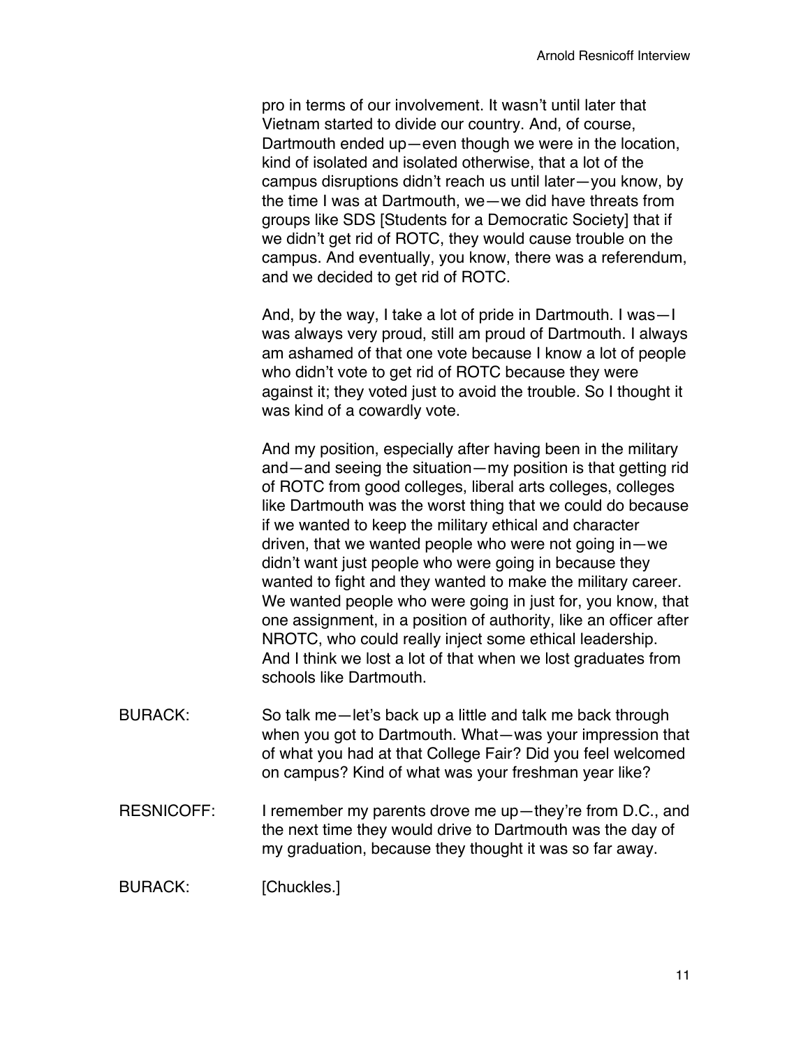pro in terms of our involvement. It wasn't until later that Vietnam started to divide our country. And, of course, Dartmouth ended up—even though we were in the location, kind of isolated and isolated otherwise, that a lot of the campus disruptions didn't reach us until later—you know, by the time I was at Dartmouth, we—we did have threats from groups like SDS [Students for a Democratic Society] that if we didn't get rid of ROTC, they would cause trouble on the campus. And eventually, you know, there was a referendum, and we decided to get rid of ROTC.

And, by the way, I take a lot of pride in Dartmouth. I was—I was always very proud, still am proud of Dartmouth. I always am ashamed of that one vote because I know a lot of people who didn't vote to get rid of ROTC because they were against it; they voted just to avoid the trouble. So I thought it was kind of a cowardly vote.

And my position, especially after having been in the military and—and seeing the situation—my position is that getting rid of ROTC from good colleges, liberal arts colleges, colleges like Dartmouth was the worst thing that we could do because if we wanted to keep the military ethical and character driven, that we wanted people who were not going in—we didn't want just people who were going in because they wanted to fight and they wanted to make the military career. We wanted people who were going in just for, you know, that one assignment, in a position of authority, like an officer after NROTC, who could really inject some ethical leadership. And I think we lost a lot of that when we lost graduates from schools like Dartmouth.

BURACK: So talk me—let's back up a little and talk me back through when you got to Dartmouth. What—was your impression that of what you had at that College Fair? Did you feel welcomed on campus? Kind of what was your freshman year like?

RESNICOFF: I remember my parents drove me up—they're from D.C., and the next time they would drive to Dartmouth was the day of my graduation, because they thought it was so far away.

BURACK: [Chuckles.]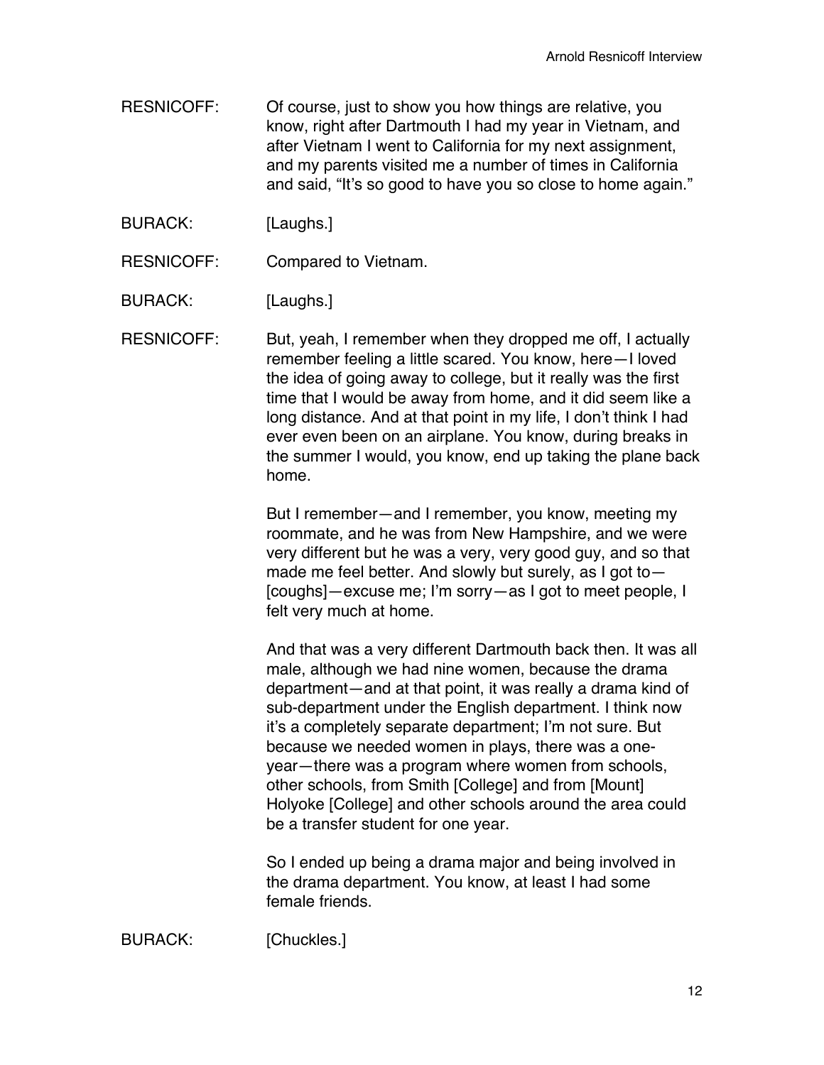RESNICOFF: Of course, just to show you how things are relative, you know, right after Dartmouth I had my year in Vietnam, and after Vietnam I went to California for my next assignment, and my parents visited me a number of times in California and said, "It's so good to have you so close to home again."

BURACK: [Laughs.]

RESNICOFF: Compared to Vietnam.

BURACK: [Laughs.]

RESNICOFF: But, yeah, I remember when they dropped me off, I actually remember feeling a little scared. You know, here—I loved the idea of going away to college, but it really was the first time that I would be away from home, and it did seem like a long distance. And at that point in my life, I don't think I had ever even been on an airplane. You know, during breaks in the summer I would, you know, end up taking the plane back home.

But I remember—and I remember, you know, meeting my roommate, and he was from New Hampshire, and we were very different but he was a very, very good guy, and so that made me feel better. And slowly but surely, as I got to—[coughs]—excuse me; I'm sorry—as I got to meet people, I felt very much at home.

And that was a very different Dartmouth back then. It was all male, although we had nine women, because the drama department—and at that point, it was really a drama kind of sub-department under the English department. I think now it's a completely separate department; I'm not sure. But because we needed women in plays, there was a one-year—there was a program where women from schools, other schools, from Smith [College] and from [Mount] Holyoke [College] and other schools around the area could be a transfer student for one year.

So I ended up being a drama major and being involved in the drama department. You know, at least I had some female friends.

BURACK: [Chuckles.]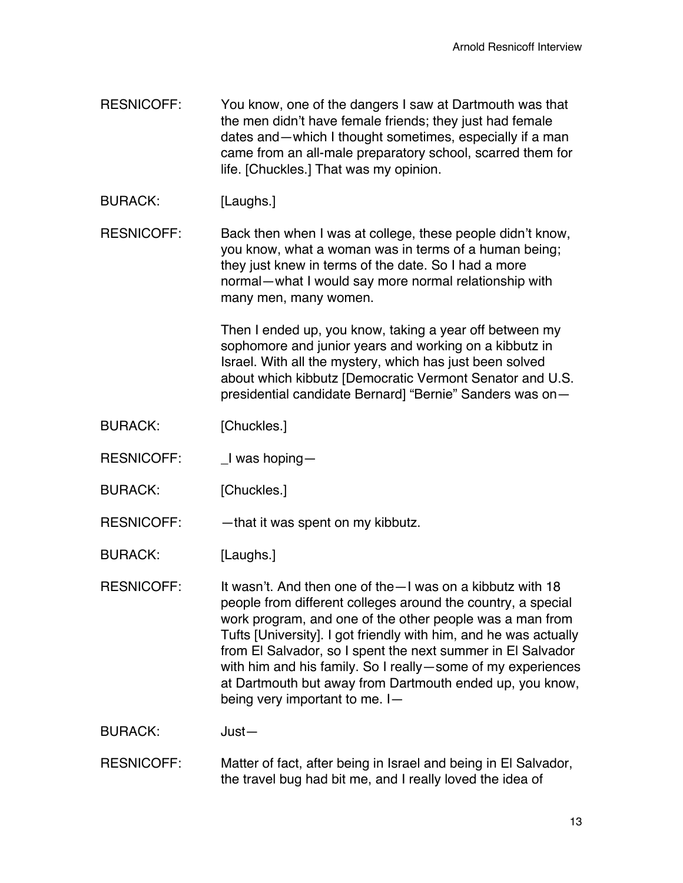RESNICOFF: You know, one of the dangers I saw at Dartmouth was that the men didn't have female friends; they just had female dates and—which I thought sometimes, especially if a man came from an all-male preparatory school, scarred them for life. [Chuckles.] That was my opinion.

BURACK: [Laughs.]

RESNICOFF: Back then when I was at college, these people didn't know, you know, what a woman was in terms of a human being; they just knew in terms of the date. So I had a more normal—what I would say more normal relationship with many men, many women.

Then I ended up, you know, taking a year off between my sophomore and junior years and working on a kibbutz in Israel. With all the mystery, which has just been solved about which kibbutz [Democratic Vermont Senator and U.S. presidential candidate Bernard] "Bernie" Sanders was on—

BURACK: [Chuckles.]

RESNICOFF: _I was hoping—

BURACK: [Chuckles.]

RESNICOFF: —that it was spent on my kibbutz.

BURACK: [Laughs.]

RESNICOFF: It wasn't. And then one of the—I was on a kibbutz with 18 people from different colleges around the country, a special work program, and one of the other people was a man from Tufts [University]. I got friendly with him, and he was actually from El Salvador, so I spent the next summer in El Salvador with him and his family. So I really—some of my experiences at Dartmouth but away from Dartmouth ended up, you know, being very important to me. I—

BURACK: Just—

RESNICOFF: Matter of fact, after being in Israel and being in El Salvador, the travel bug had bit me, and I really loved the idea of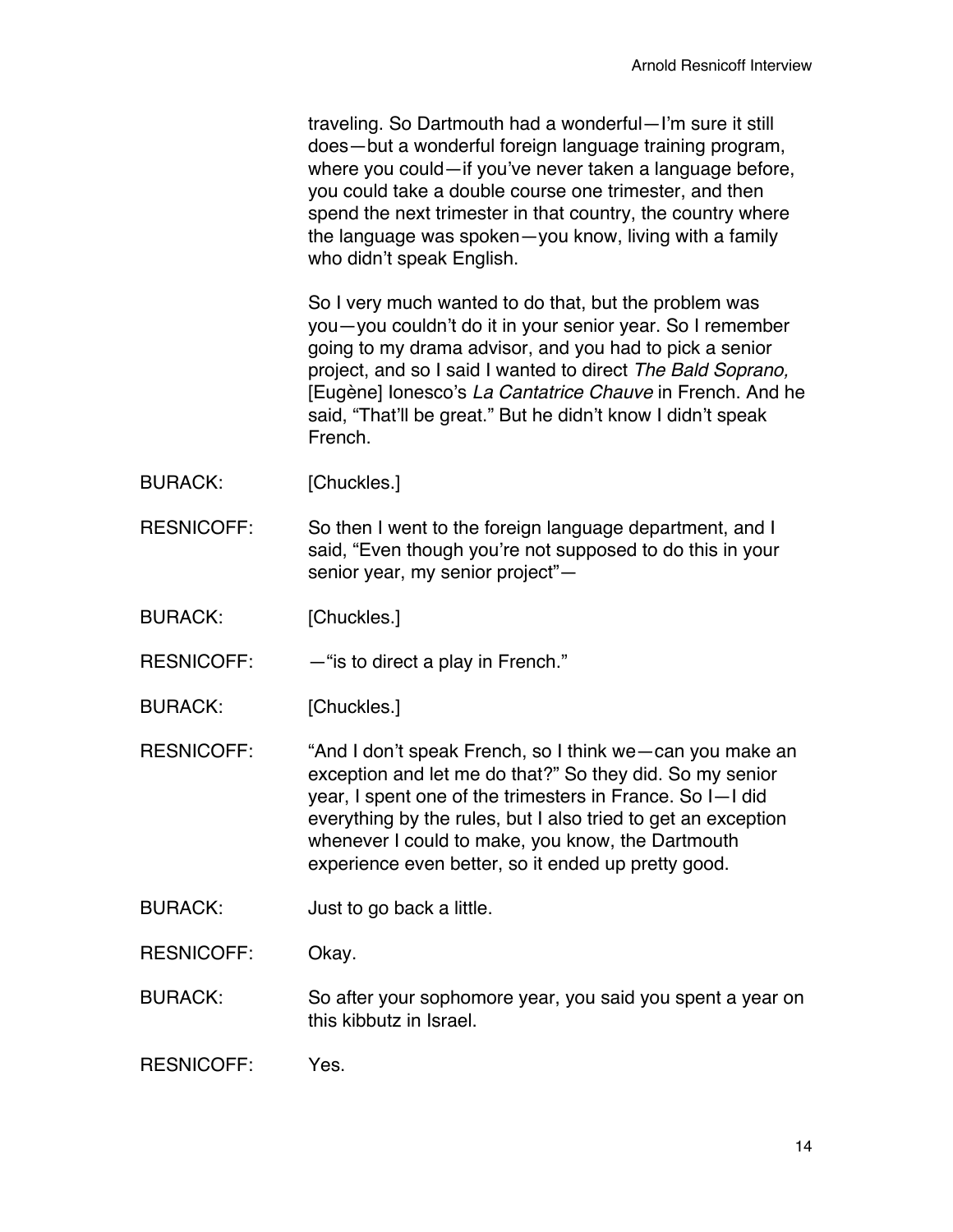traveling. So Dartmouth had a wonderful—I'm sure it still does—but a wonderful foreign language training program, where you could—if you've never taken a language before, you could take a double course one trimester, and then spend the next trimester in that country, the country where the language was spoken—you know, living with a family who didn't speak English.

So I very much wanted to do that, but the problem was you—you couldn't do it in your senior year. So I remember going to my drama advisor, and you had to pick a senior project, and so I said I wanted to direct *The Bald Soprano,* [Eugène] Ionesco's *La Cantatrice Chauve* in French. And he said, "That'll be great." But he didn't know I didn't speak French.

BURACK: [Chuckles.]

RESNICOFF: So then I went to the foreign language department, and I said, "Even though you're not supposed to do this in your senior year, my senior project"—

BURACK: [Chuckles.]

RESNICOFF: —"is to direct a play in French."

BURACK: [Chuckles.]

RESNICOFF: "And I don't speak French, so I think we—can you make an exception and let me do that?" So they did. So my senior year, I spent one of the trimesters in France. So I—I did everything by the rules, but I also tried to get an exception whenever I could to make, you know, the Dartmouth experience even better, so it ended up pretty good.

BURACK: Just to go back a little.

RESNICOFF: Okay.

BURACK: So after your sophomore year, you said you spent a year on this kibbutz in Israel.

RESNICOFF: Yes.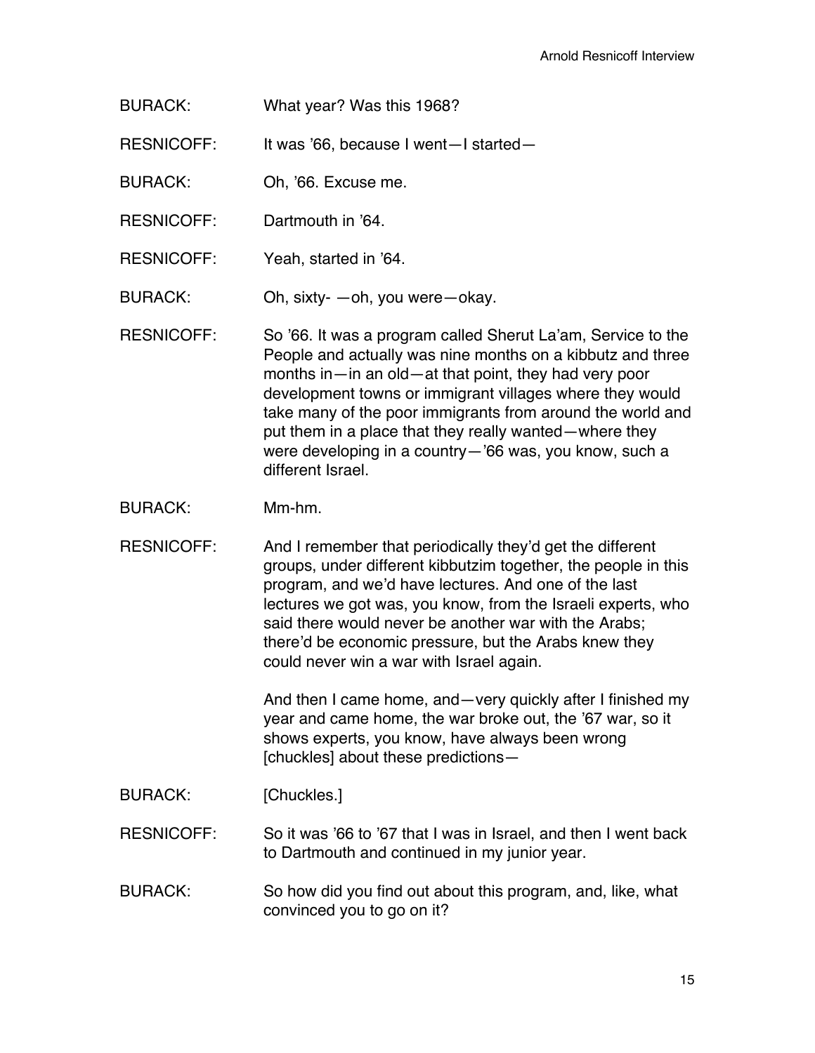BURACK: What year? Was this 1968?

RESNICOFF: It was ’66, because I went—I started—

BURACK: Oh, ’66. Excuse me.

RESNICOFF: Dartmouth in ’64.

RESNICOFF: Yeah, started in ’64.

BURACK: Oh, sixty- —oh, you were—okay.

RESNICOFF: So ’66. It was a program called Sherut La’am, Service to the People and actually was nine months on a kibbutz and three months in—in an old—at that point, they had very poor development towns or immigrant villages where they would take many of the poor immigrants from around the world and put them in a place that they really wanted—where they were developing in a country—’66 was, you know, such a different Israel.

BURACK: Mm-hm.

RESNICOFF: And I remember that periodically they’d get the different groups, under different kibbutzim together, the people in this program, and we’d have lectures. And one of the last lectures we got was, you know, from the Israeli experts, who said there would never be another war with the Arabs; there’d be economic pressure, but the Arabs knew they could never win a war with Israel again.

And then I came home, and—very quickly after I finished my year and came home, the war broke out, the ’67 war, so it shows experts, you know, have always been wrong [chuckles] about these predictions—

BURACK: [Chuckles.]

RESNICOFF: So it was ’66 to ’67 that I was in Israel, and then I went back to Dartmouth and continued in my junior year.

BURACK: So how did you find out about this program, and, like, what convinced you to go on it?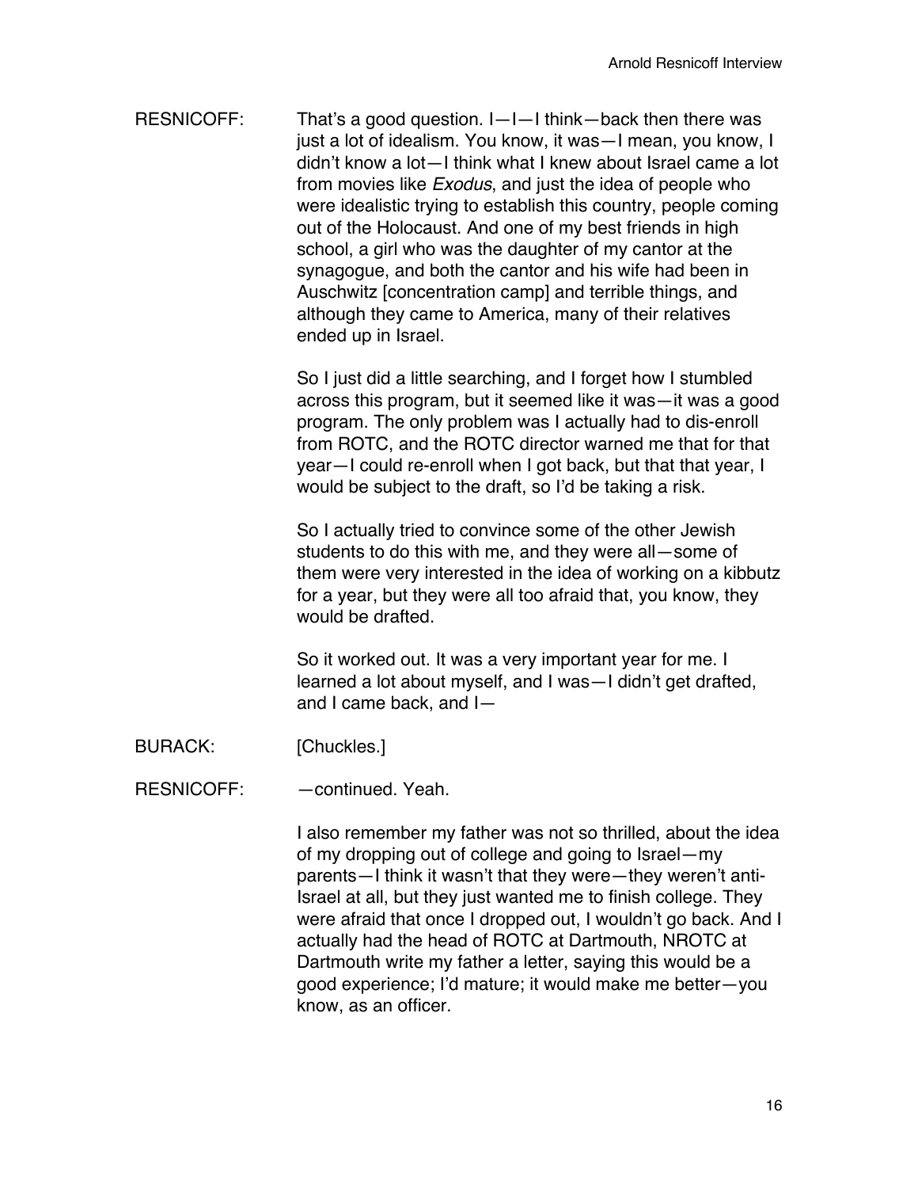RESNICOFF: That's a good question. I—I—I think—back then there was just a lot of idealism. You know, it was—I mean, you know, I didn't know a lot—I think what I knew about Israel came a lot from movies like *Exodus*, and just the idea of people who were idealistic trying to establish this country, people coming out of the Holocaust. And one of my best friends in high school, a girl who was the daughter of my cantor at the synagogue, and both the cantor and his wife had been in Auschwitz [concentration camp] and terrible things, and although they came to America, many of their relatives ended up in Israel.

So I just did a little searching, and I forget how I stumbled across this program, but it seemed like it was—it was a good program. The only problem was I actually had to dis-enroll from ROTC, and the ROTC director warned me that for that year—I could re-enroll when I got back, but that that year, I would be subject to the draft, so I'd be taking a risk.

So I actually tried to convince some of the other Jewish students to do this with me, and they were all—some of them were very interested in the idea of working on a kibbutz for a year, but they were all too afraid that, you know, they would be drafted.

So it worked out. It was a very important year for me. I learned a lot about myself, and I was—I didn't get drafted, and I came back, and I—

BURACK: [Chuckles.]

RESNICOFF: —continued. Yeah.

I also remember my father was not so thrilled, about the idea of my dropping out of college and going to Israel—my parents—I think it wasn't that they were—they weren't anti-Israel at all, but they just wanted me to finish college. They were afraid that once I dropped out, I wouldn't go back. And I actually had the head of ROTC at Dartmouth, NROTC at Dartmouth write my father a letter, saying this would be a good experience; I'd mature; it would make me better—you know, as an officer.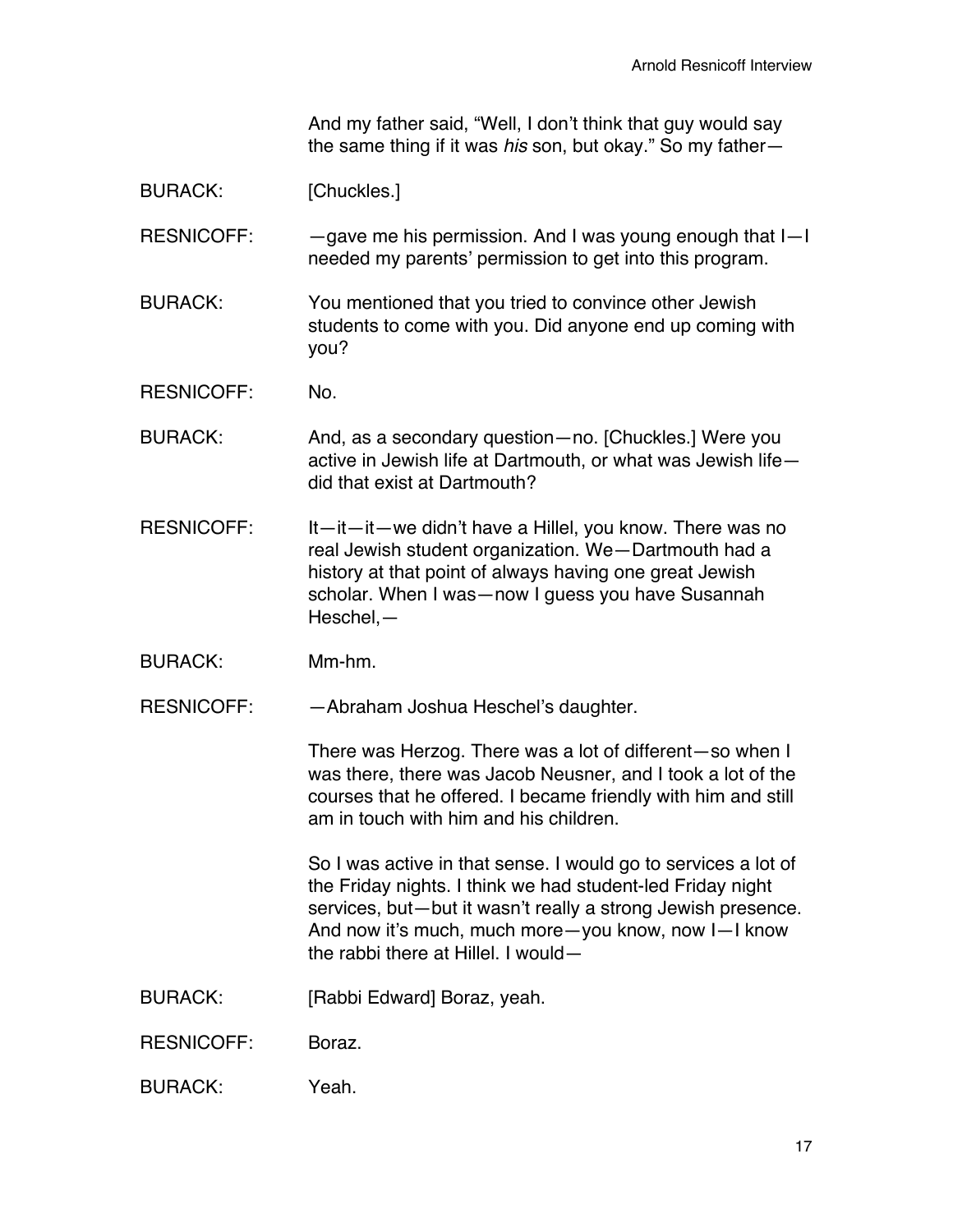And my father said, "Well, I don't think that guy would say the same thing if it was *his* son, but okay." So my father—

BURACK: [Chuckles.]

RESNICOFF: —gave me his permission. And I was young enough that I—I needed my parents' permission to get into this program.

BURACK: You mentioned that you tried to convince other Jewish students to come with you. Did anyone end up coming with you?

RESNICOFF: No.

BURACK: And, as a secondary question—no. [Chuckles.] Were you active in Jewish life at Dartmouth, or what was Jewish life—did that exist at Dartmouth?

RESNICOFF: It—it—it—we didn't have a Hillel, you know. There was no real Jewish student organization. We—Dartmouth had a history at that point of always having one great Jewish scholar. When I was—now I guess you have Susannah Heschel,—

BURACK: Mm-hm.

RESNICOFF: —Abraham Joshua Heschel's daughter.

There was Herzog. There was a lot of different—so when I was there, there was Jacob Neusner, and I took a lot of the courses that he offered. I became friendly with him and still am in touch with him and his children.

So I was active in that sense. I would go to services a lot of the Friday nights. I think we had student-led Friday night services, but—but it wasn't really a strong Jewish presence. And now it's much, much more—you know, now I—I know the rabbi there at Hillel. I would—

BURACK: [Rabbi Edward] Boraz, yeah.

RESNICOFF: Boraz.

BURACK: Yeah.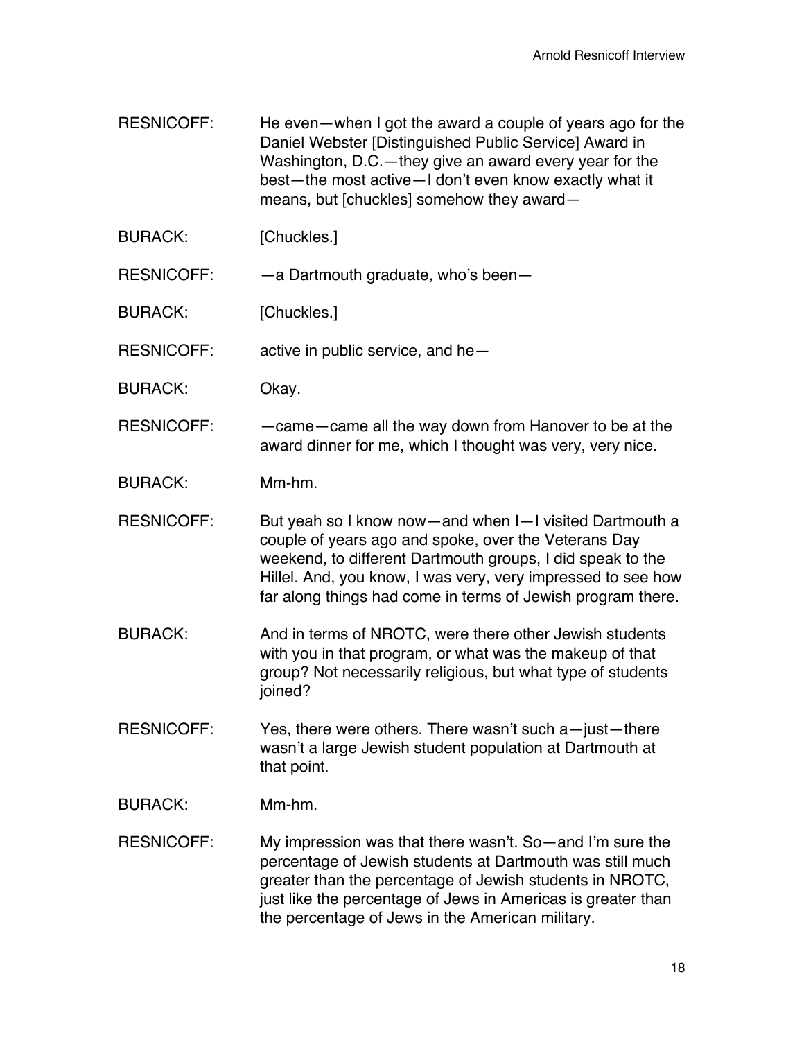RESNICOFF: He even—when I got the award a couple of years ago for the Daniel Webster [Distinguished Public Service] Award in Washington, D.C.—they give an award every year for the best—the most active—I don't even know exactly what it means, but [chuckles] somehow they award—

BURACK: [Chuckles.]

RESNICOFF: —a Dartmouth graduate, who's been—

BURACK: [Chuckles.]

RESNICOFF: active in public service, and he—

BURACK: Okay.

RESNICOFF: —came—came all the way down from Hanover to be at the award dinner for me, which I thought was very, very nice.

BURACK: Mm-hm.

RESNICOFF: But yeah so I know now—and when I—I visited Dartmouth a couple of years ago and spoke, over the Veterans Day weekend, to different Dartmouth groups, I did speak to the Hillel. And, you know, I was very, very impressed to see how far along things had come in terms of Jewish program there.

BURACK: And in terms of NROTC, were there other Jewish students with you in that program, or what was the makeup of that group? Not necessarily religious, but what type of students joined?

RESNICOFF: Yes, there were others. There wasn't such a—just—there wasn't a large Jewish student population at Dartmouth at that point.

BURACK: Mm-hm.

RESNICOFF: My impression was that there wasn't. So—and I'm sure the percentage of Jewish students at Dartmouth was still much greater than the percentage of Jewish students in NROTC, just like the percentage of Jews in Americas is greater than the percentage of Jews in the American military.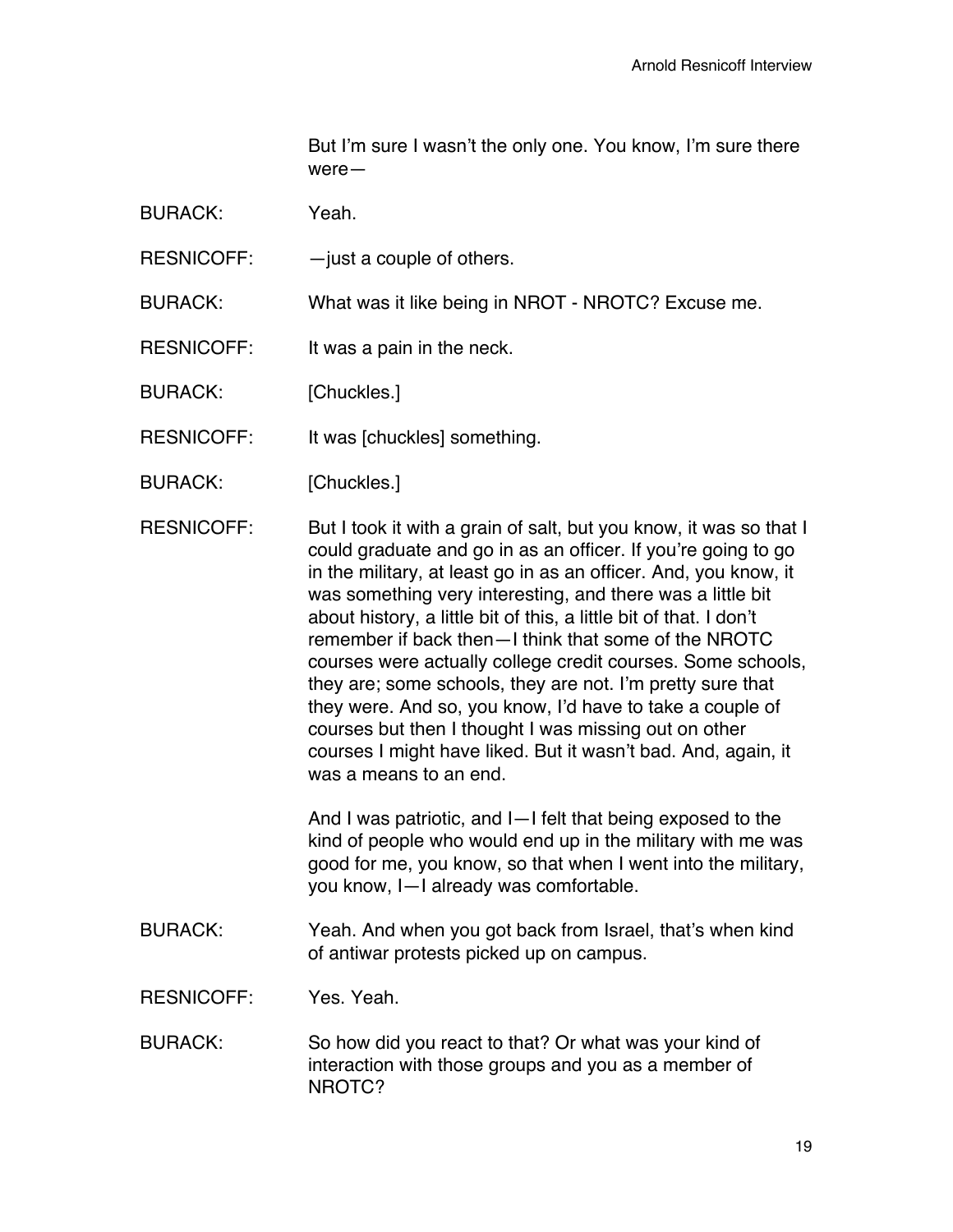But I'm sure I wasn't the only one. You know, I'm sure there were—

BURACK: Yeah.

RESNICOFF: —just a couple of others.

BURACK: What was it like being in NROT - NROTC? Excuse me.

RESNICOFF: It was a pain in the neck.

BURACK: [Chuckles.]

RESNICOFF: It was [chuckles] something.

BURACK: [Chuckles.]

RESNICOFF: But I took it with a grain of salt, but you know, it was so that I could graduate and go in as an officer. If you're going to go in the military, at least go in as an officer. And, you know, it was something very interesting, and there was a little bit about history, a little bit of this, a little bit of that. I don't remember if back then—I think that some of the NROTC courses were actually college credit courses. Some schools, they are; some schools, they are not. I'm pretty sure that they were. And so, you know, I'd have to take a couple of courses but then I thought I was missing out on other courses I might have liked. But it wasn't bad. And, again, it was a means to an end.

And I was patriotic, and I—I felt that being exposed to the kind of people who would end up in the military with me was good for me, you know, so that when I went into the military, you know, I—I already was comfortable.

BURACK: Yeah. And when you got back from Israel, that's when kind of antiwar protests picked up on campus.

RESNICOFF: Yes. Yeah.

BURACK: So how did you react to that? Or what was your kind of interaction with those groups and you as a member of NROTC?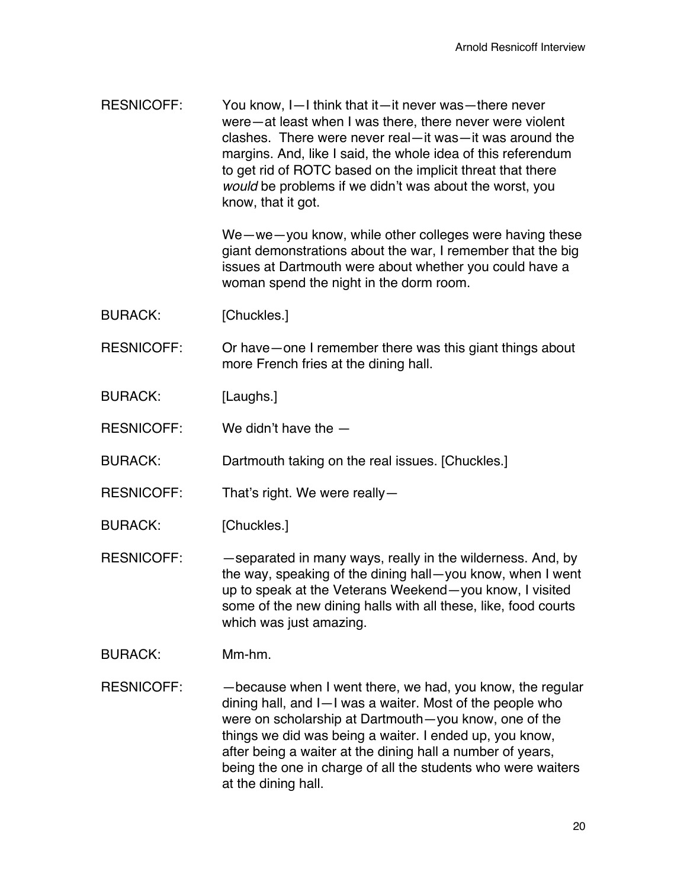RESNICOFF: You know, I—I think that it—it never was—there never were—at least when I was there, there never were violent clashes. There were never real—it was—it was around the margins. And, like I said, the whole idea of this referendum to get rid of ROTC based on the implicit threat that there *would* be problems if we didn't was about the worst, you know, that it got.

We—we—you know, while other colleges were having these giant demonstrations about the war, I remember that the big issues at Dartmouth were about whether you could have a woman spend the night in the dorm room.

BURACK: [Chuckles.]

RESNICOFF: Or have—one I remember there was this giant things about more French fries at the dining hall.

BURACK: [Laughs.]

RESNICOFF: We didn't have the —

BURACK: Dartmouth taking on the real issues. [Chuckles.]

RESNICOFF: That's right. We were really—

BURACK: [Chuckles.]

RESNICOFF: —separated in many ways, really in the wilderness. And, by the way, speaking of the dining hall—you know, when I went up to speak at the Veterans Weekend—you know, I visited some of the new dining halls with all these, like, food courts which was just amazing.

BURACK: Mm-hm.

RESNICOFF: —because when I went there, we had, you know, the regular dining hall, and I—I was a waiter. Most of the people who were on scholarship at Dartmouth—you know, one of the things we did was being a waiter. I ended up, you know, after being a waiter at the dining hall a number of years, being the one in charge of all the students who were waiters at the dining hall.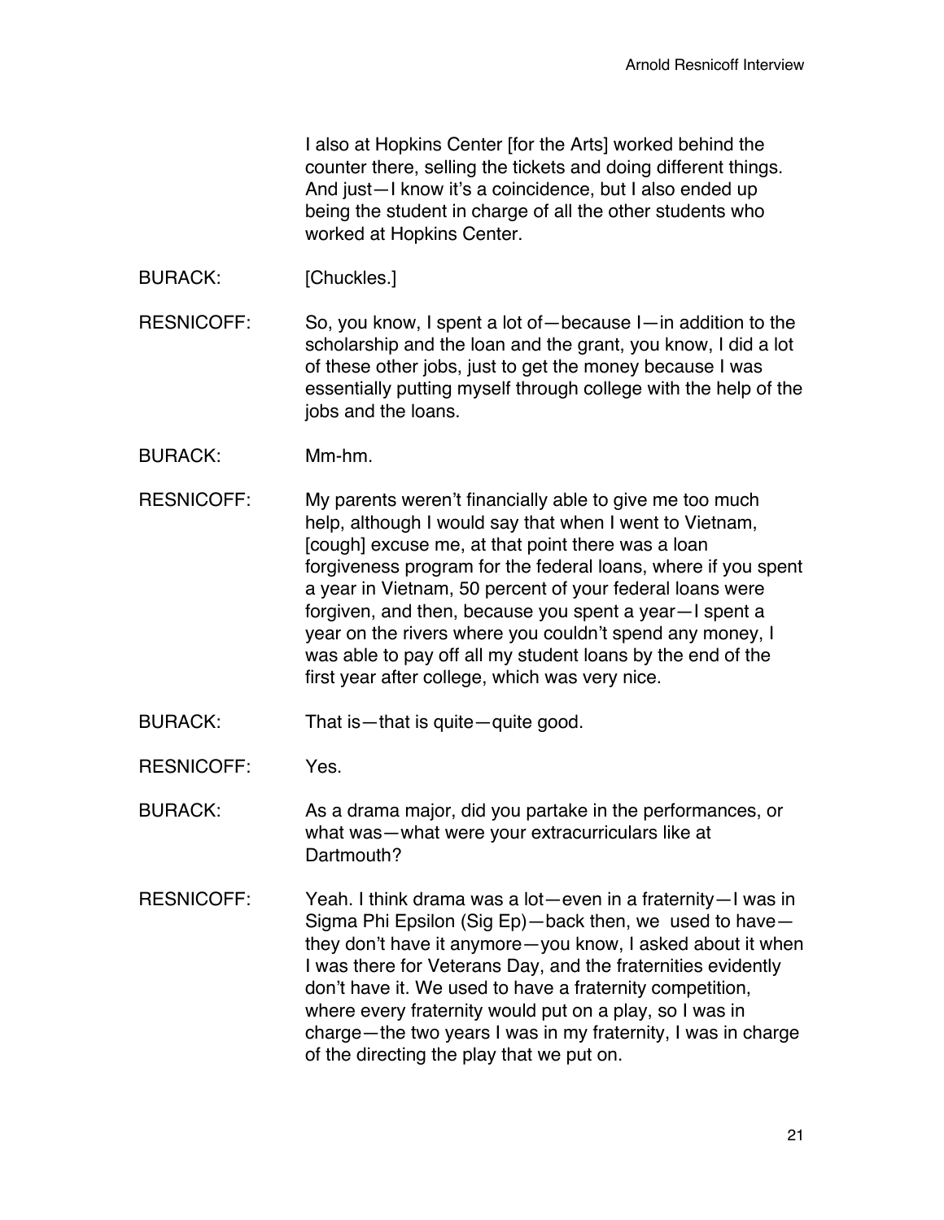I also at Hopkins Center [for the Arts] worked behind the counter there, selling the tickets and doing different things. And just—I know it's a coincidence, but I also ended up being the student in charge of all the other students who worked at Hopkins Center.

BURACK: [Chuckles.]

RESNICOFF: So, you know, I spent a lot of—because I—in addition to the scholarship and the loan and the grant, you know, I did a lot of these other jobs, just to get the money because I was essentially putting myself through college with the help of the jobs and the loans.

BURACK: Mm-hm.

RESNICOFF: My parents weren't financially able to give me too much help, although I would say that when I went to Vietnam, [cough] excuse me, at that point there was a loan forgiveness program for the federal loans, where if you spent a year in Vietnam, 50 percent of your federal loans were forgiven, and then, because you spent a year—I spent a year on the rivers where you couldn't spend any money, I was able to pay off all my student loans by the end of the first year after college, which was very nice.

BURACK: That is—that is quite—quite good.

RESNICOFF: Yes.

BURACK: As a drama major, did you partake in the performances, or what was—what were your extracurriculars like at Dartmouth?

RESNICOFF: Yeah. I think drama was a lot—even in a fraternity—I was in Sigma Phi Epsilon (Sig Ep)—back then, we used to have—they don't have it anymore—you know, I asked about it when I was there for Veterans Day, and the fraternities evidently don't have it. We used to have a fraternity competition, where every fraternity would put on a play, so I was in charge—the two years I was in my fraternity, I was in charge of the directing the play that we put on.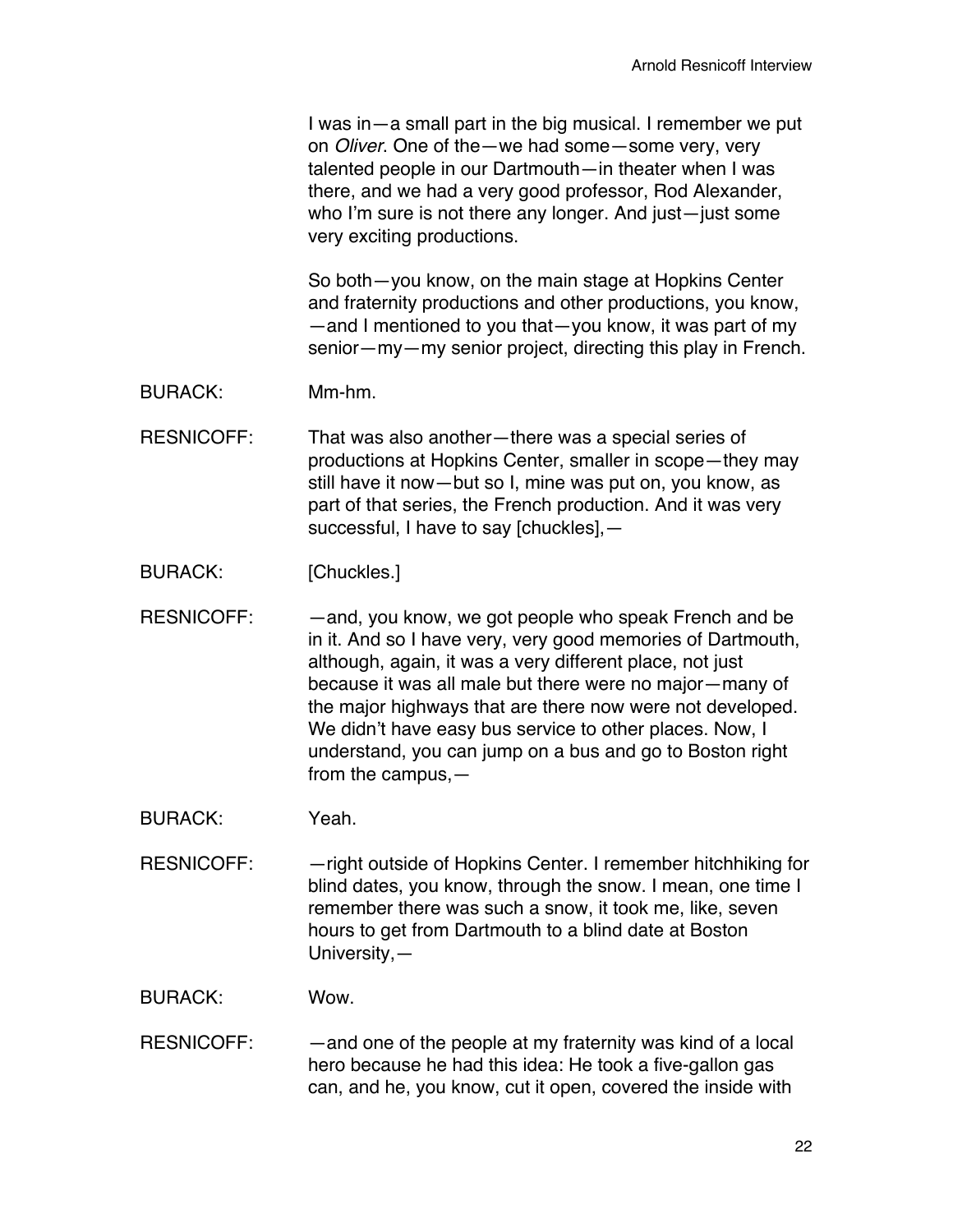I was in—a small part in the big musical. I remember we put on *Oliver*. One of the—we had some—some very, very talented people in our Dartmouth—in theater when I was there, and we had a very good professor, Rod Alexander, who I'm sure is not there any longer. And just—just some very exciting productions.

So both—you know, on the main stage at Hopkins Center and fraternity productions and other productions, you know, —and I mentioned to you that—you know, it was part of my senior—my—my senior project, directing this play in French.

BURACK: Mm-hm.

RESNICOFF: That was also another—there was a special series of productions at Hopkins Center, smaller in scope—they may still have it now—but so I, mine was put on, you know, as part of that series, the French production. And it was very successful, I have to say [chuckles],—

BURACK: [Chuckles.]

RESNICOFF: —and, you know, we got people who speak French and be in it. And so I have very, very good memories of Dartmouth, although, again, it was a very different place, not just because it was all male but there were no major—many of the major highways that are there now were not developed. We didn't have easy bus service to other places. Now, I understand, you can jump on a bus and go to Boston right from the campus,—

BURACK: Yeah.

RESNICOFF: —right outside of Hopkins Center. I remember hitchhiking for blind dates, you know, through the snow. I mean, one time I remember there was such a snow, it took me, like, seven hours to get from Dartmouth to a blind date at Boston University,—

BURACK: Wow.

RESNICOFF: —and one of the people at my fraternity was kind of a local hero because he had this idea: He took a five-gallon gas can, and he, you know, cut it open, covered the inside with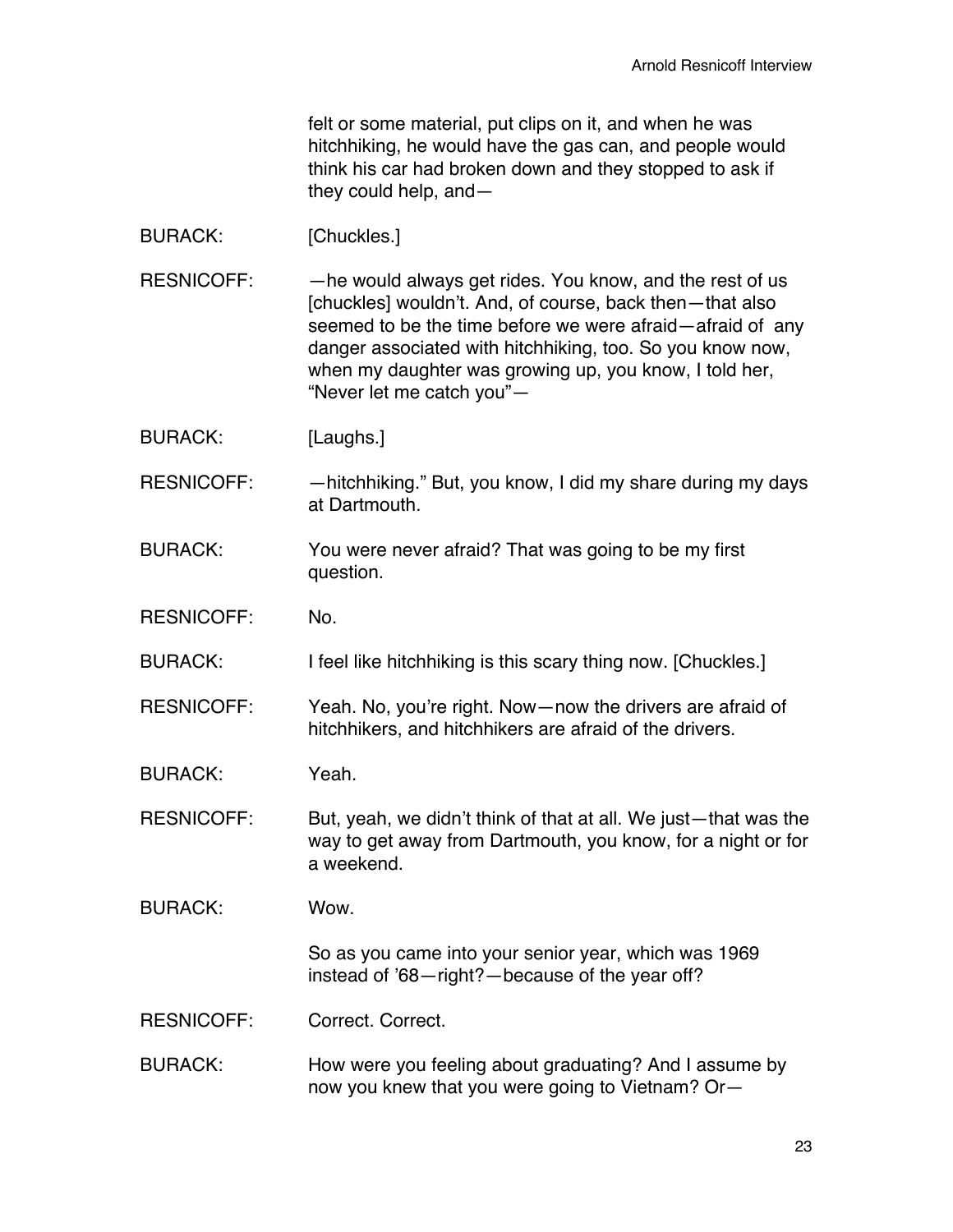felt or some material, put clips on it, and when he was hitchhiking, he would have the gas can, and people would think his car had broken down and they stopped to ask if they could help, and—

BURACK: [Chuckles.]

RESNICOFF: —he would always get rides. You know, and the rest of us [chuckles] wouldn't. And, of course, back then—that also seemed to be the time before we were afraid—afraid of any danger associated with hitchhiking, too. So you know now, when my daughter was growing up, you know, I told her, "Never let me catch you"—

BURACK: [Laughs.]

RESNICOFF: —hitchhiking." But, you know, I did my share during my days at Dartmouth.

BURACK: You were never afraid? That was going to be my first question.

RESNICOFF: No.

BURACK: I feel like hitchhiking is this scary thing now. [Chuckles.]

RESNICOFF: Yeah. No, you're right. Now—now the drivers are afraid of hitchhikers, and hitchhikers are afraid of the drivers.

BURACK: Yeah.

RESNICOFF: But, yeah, we didn't think of that at all. We just—that was the way to get away from Dartmouth, you know, for a night or for a weekend.

BURACK: Wow.

So as you came into your senior year, which was 1969 instead of '68—right?—because of the year off?

RESNICOFF: Correct. Correct.

BURACK: How were you feeling about graduating? And I assume by now you knew that you were going to Vietnam? Or—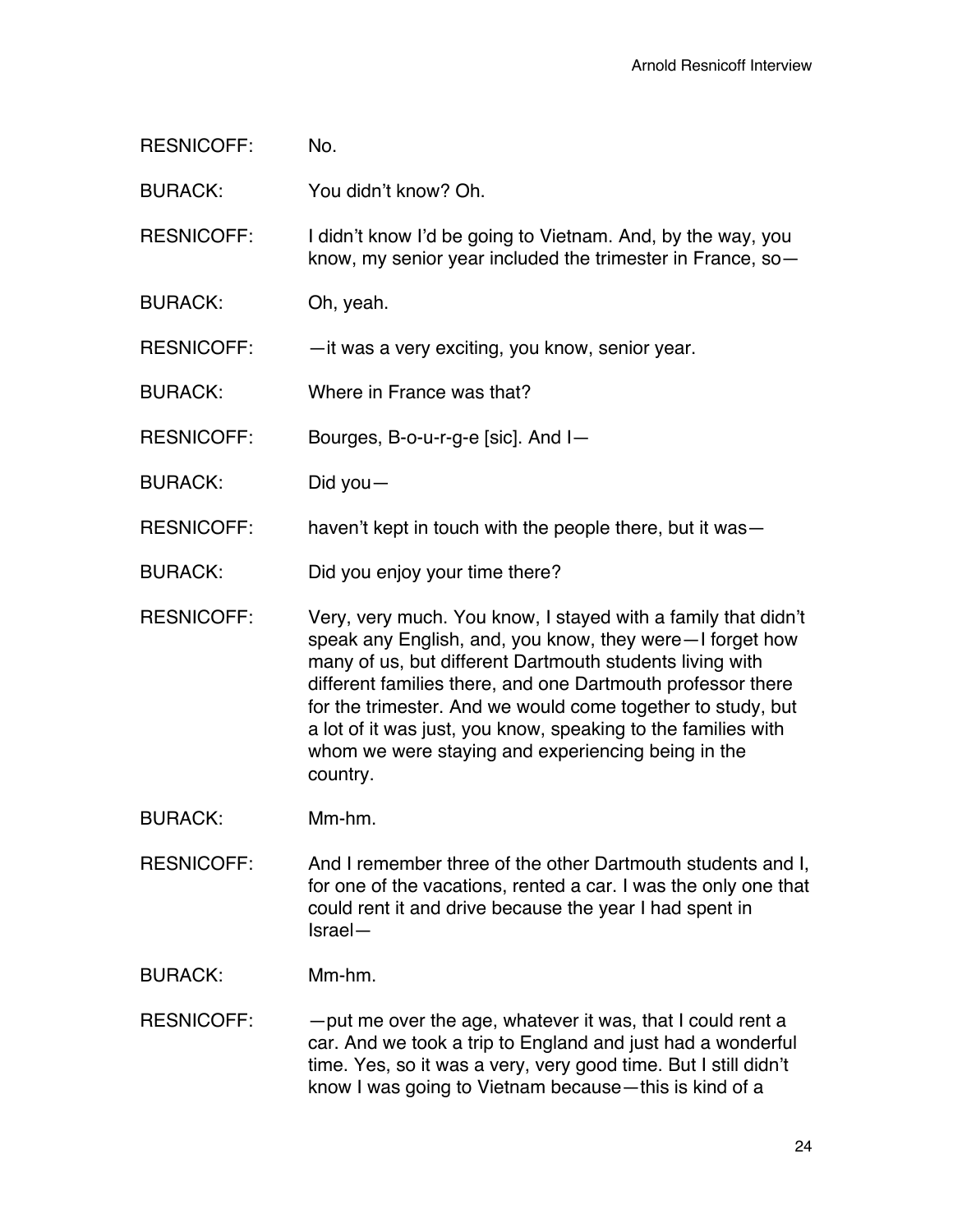RESNICOFF: No.

BURACK: You didn't know? Oh.

RESNICOFF: I didn't know I'd be going to Vietnam. And, by the way, you know, my senior year included the trimester in France, so—

BURACK: Oh, yeah.

RESNICOFF: —it was a very exciting, you know, senior year.

BURACK: Where in France was that?

RESNICOFF: Bourges, B-o-u-r-g-e [sic]. And I—

BURACK: Did you—

RESNICOFF: haven't kept in touch with the people there, but it was—

BURACK: Did you enjoy your time there?

RESNICOFF: Very, very much. You know, I stayed with a family that didn't speak any English, and, you know, they were—I forget how many of us, but different Dartmouth students living with different families there, and one Dartmouth professor there for the trimester. And we would come together to study, but a lot of it was just, you know, speaking to the families with whom we were staying and experiencing being in the country.

BURACK: Mm-hm.

RESNICOFF: And I remember three of the other Dartmouth students and I, for one of the vacations, rented a car. I was the only one that could rent it and drive because the year I had spent in Israel—

BURACK: Mm-hm.

RESNICOFF: —put me over the age, whatever it was, that I could rent a car. And we took a trip to England and just had a wonderful time. Yes, so it was a very, very good time. But I still didn't know I was going to Vietnam because—this is kind of a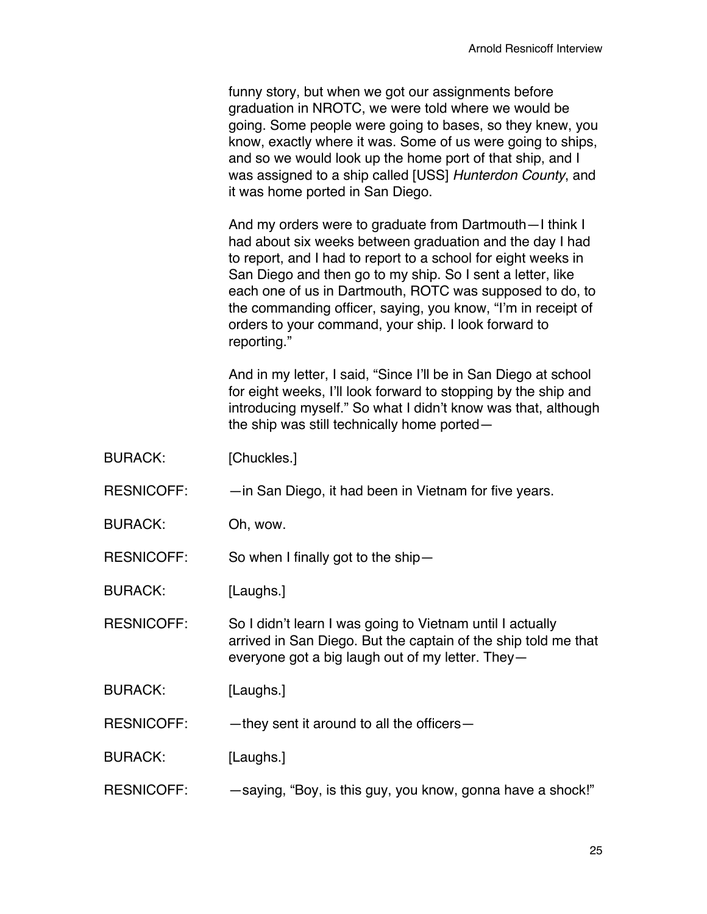funny story, but when we got our assignments before graduation in NROTC, we were told where we would be going. Some people were going to bases, so they knew, you know, exactly where it was. Some of us were going to ships, and so we would look up the home port of that ship, and I was assigned to a ship called [USS] *Hunterdon County*, and it was home ported in San Diego.

And my orders were to graduate from Dartmouth—I think I had about six weeks between graduation and the day I had to report, and I had to report to a school for eight weeks in San Diego and then go to my ship. So I sent a letter, like each one of us in Dartmouth, ROTC was supposed to do, to the commanding officer, saying, you know, "I'm in receipt of orders to your command, your ship. I look forward to reporting."

And in my letter, I said, "Since I'll be in San Diego at school for eight weeks, I'll look forward to stopping by the ship and introducing myself." So what I didn't know was that, although the ship was still technically home ported—

BURACK: [Chuckles.]

RESNICOFF: —in San Diego, it had been in Vietnam for five years.

BURACK: Oh, wow.

RESNICOFF: So when I finally got to the ship—

BURACK: [Laughs.]

RESNICOFF: So I didn't learn I was going to Vietnam until I actually arrived in San Diego. But the captain of the ship told me that everyone got a big laugh out of my letter. They—

BURACK: [Laughs.]

RESNICOFF: —they sent it around to all the officers—

BURACK: [Laughs.]

RESNICOFF: —saying, "Boy, is this guy, you know, gonna have a shock!"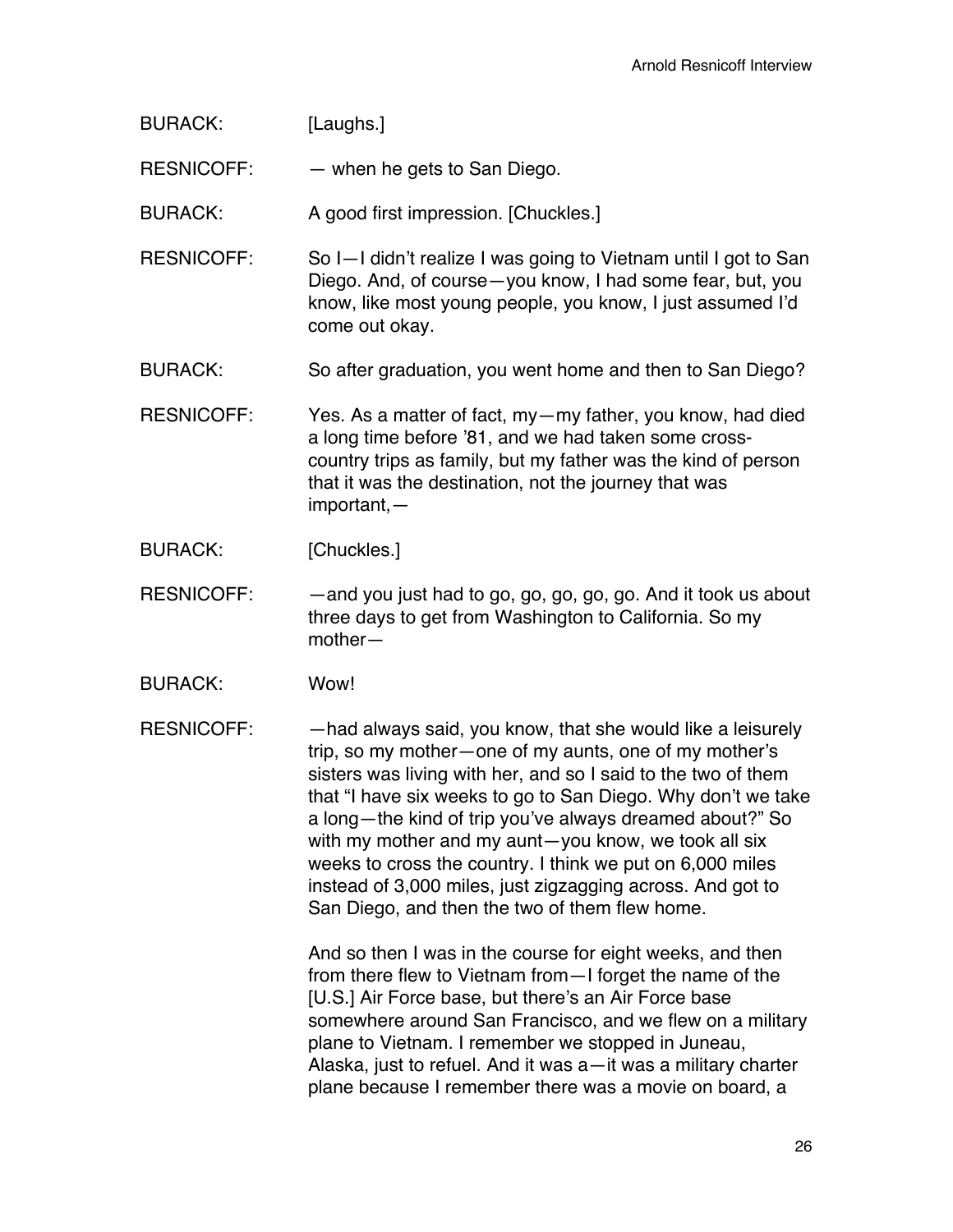BURACK: [Laughs.]

RESNICOFF: — when he gets to San Diego.

BURACK: A good first impression. [Chuckles.]

RESNICOFF: So I—I didn't realize I was going to Vietnam until I got to San Diego. And, of course—you know, I had some fear, but, you know, like most young people, you know, I just assumed I'd come out okay.

BURACK: So after graduation, you went home and then to San Diego?

RESNICOFF: Yes. As a matter of fact, my—my father, you know, had died a long time before '81, and we had taken some cross-country trips as family, but my father was the kind of person that it was the destination, not the journey that was important,—

BURACK: [Chuckles.]

RESNICOFF: —and you just had to go, go, go, go, go. And it took us about three days to get from Washington to California. So my mother—

BURACK: Wow!

RESNICOFF: —had always said, you know, that she would like a leisurely trip, so my mother—one of my aunts, one of my mother's sisters was living with her, and so I said to the two of them that "I have six weeks to go to San Diego. Why don't we take a long—the kind of trip you've always dreamed about?" So with my mother and my aunt—you know, we took all six weeks to cross the country. I think we put on 6,000 miles instead of 3,000 miles, just zigzagging across. And got to San Diego, and then the two of them flew home.

And so then I was in the course for eight weeks, and then from there flew to Vietnam from—I forget the name of the [U.S.] Air Force base, but there's an Air Force base somewhere around San Francisco, and we flew on a military plane to Vietnam. I remember we stopped in Juneau, Alaska, just to refuel. And it was a—it was a military charter plane because I remember there was a movie on board, a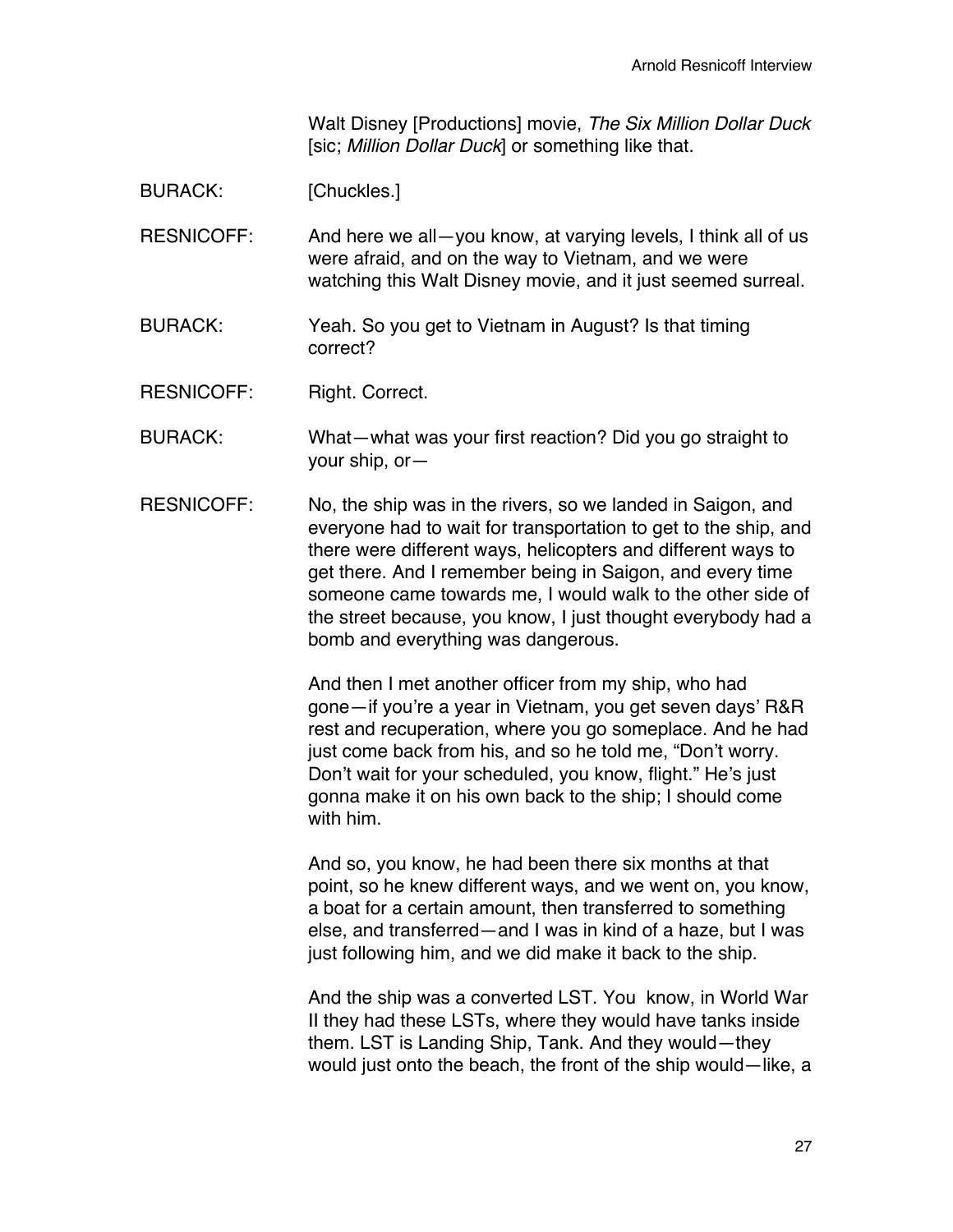Walt Disney [Productions] movie, *The Six Million Dollar Duck* [sic; *Million Dollar Duck*] or something like that.

BURACK: [Chuckles.]

RESNICOFF: And here we all—you know, at varying levels, I think all of us were afraid, and on the way to Vietnam, and we were watching this Walt Disney movie, and it just seemed surreal.

BURACK: Yeah. So you get to Vietnam in August? Is that timing correct?

RESNICOFF: Right. Correct.

BURACK: What—what was your first reaction? Did you go straight to your ship, or—

RESNICOFF: No, the ship was in the rivers, so we landed in Saigon, and everyone had to wait for transportation to get to the ship, and there were different ways, helicopters and different ways to get there. And I remember being in Saigon, and every time someone came towards me, I would walk to the other side of the street because, you know, I just thought everybody had a bomb and everything was dangerous.

And then I met another officer from my ship, who had gone—if you're a year in Vietnam, you get seven days' R&R rest and recuperation, where you go someplace. And he had just come back from his, and so he told me, "Don't worry. Don't wait for your scheduled, you know, flight." He's just gonna make it on his own back to the ship; I should come with him.

And so, you know, he had been there six months at that point, so he knew different ways, and we went on, you know, a boat for a certain amount, then transferred to something else, and transferred—and I was in kind of a haze, but I was just following him, and we did make it back to the ship.

And the ship was a converted LST. You know, in World War II they had these LSTs, where they would have tanks inside them. LST is Landing Ship, Tank. And they would—they would just onto the beach, the front of the ship would—like, a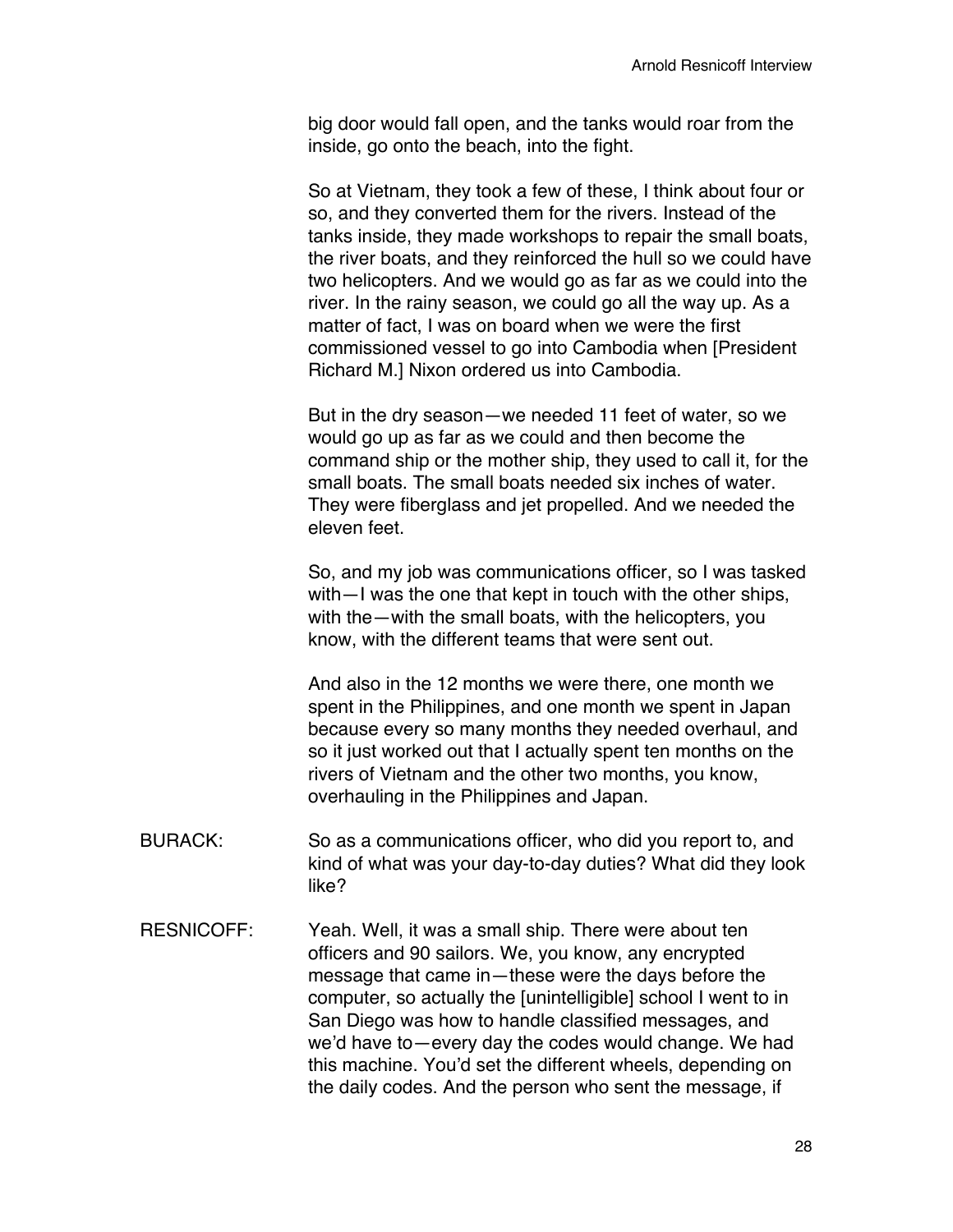big door would fall open, and the tanks would roar from the inside, go onto the beach, into the fight.

So at Vietnam, they took a few of these, I think about four or so, and they converted them for the rivers. Instead of the tanks inside, they made workshops to repair the small boats, the river boats, and they reinforced the hull so we could have two helicopters. And we would go as far as we could into the river. In the rainy season, we could go all the way up. As a matter of fact, I was on board when we were the first commissioned vessel to go into Cambodia when [President Richard M.] Nixon ordered us into Cambodia.

But in the dry season—we needed 11 feet of water, so we would go up as far as we could and then become the command ship or the mother ship, they used to call it, for the small boats. The small boats needed six inches of water. They were fiberglass and jet propelled. And we needed the eleven feet.

So, and my job was communications officer, so I was tasked with—I was the one that kept in touch with the other ships, with the—with the small boats, with the helicopters, you know, with the different teams that were sent out.

And also in the 12 months we were there, one month we spent in the Philippines, and one month we spent in Japan because every so many months they needed overhaul, and so it just worked out that I actually spent ten months on the rivers of Vietnam and the other two months, you know, overhauling in the Philippines and Japan.

BURACK: So as a communications officer, who did you report to, and kind of what was your day-to-day duties? What did they look like?

RESNICOFF: Yeah. Well, it was a small ship. There were about ten officers and 90 sailors. We, you know, any encrypted message that came in—these were the days before the computer, so actually the [unintelligible] school I went to in San Diego was how to handle classified messages, and we'd have to—every day the codes would change. We had this machine. You'd set the different wheels, depending on the daily codes. And the person who sent the message, if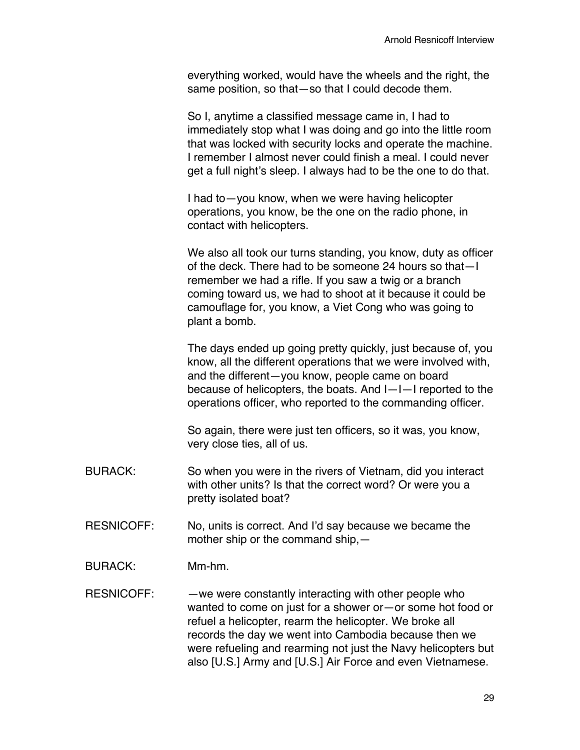everything worked, would have the wheels and the right, the same position, so that—so that I could decode them.

So I, anytime a classified message came in, I had to immediately stop what I was doing and go into the little room that was locked with security locks and operate the machine. I remember I almost never could finish a meal. I could never get a full night's sleep. I always had to be the one to do that.

I had to—you know, when we were having helicopter operations, you know, be the one on the radio phone, in contact with helicopters.

We also all took our turns standing, you know, duty as officer of the deck. There had to be someone 24 hours so that—I remember we had a rifle. If you saw a twig or a branch coming toward us, we had to shoot at it because it could be camouflage for, you know, a Viet Cong who was going to plant a bomb.

The days ended up going pretty quickly, just because of, you know, all the different operations that we were involved with, and the different—you know, people came on board because of helicopters, the boats. And I—I—I reported to the operations officer, who reported to the commanding officer.

So again, there were just ten officers, so it was, you know, very close ties, all of us.

BURACK: So when you were in the rivers of Vietnam, did you interact with other units? Is that the correct word? Or were you a pretty isolated boat?

RESNICOFF: No, units is correct. And I'd say because we became the mother ship or the command ship,—

BURACK: Mm-hm.

RESNICOFF: —we were constantly interacting with other people who wanted to come on just for a shower or—or some hot food or refuel a helicopter, rearm the helicopter. We broke all records the day we went into Cambodia because then we were refueling and rearming not just the Navy helicopters but also [U.S.] Army and [U.S.] Air Force and even Vietnamese.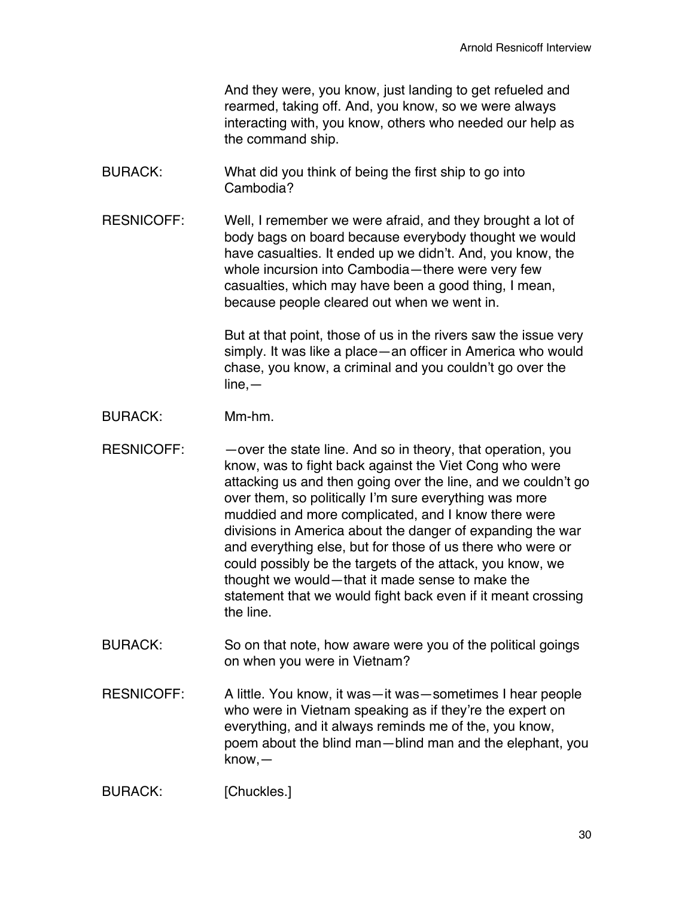And they were, you know, just landing to get refueled and rearmed, taking off. And, you know, so we were always interacting with, you know, others who needed our help as the command ship.

BURACK: What did you think of being the first ship to go into Cambodia?

RESNICOFF: Well, I remember we were afraid, and they brought a lot of body bags on board because everybody thought we would have casualties. It ended up we didn't. And, you know, the whole incursion into Cambodia—there were very few casualties, which may have been a good thing, I mean, because people cleared out when we went in.

But at that point, those of us in the rivers saw the issue very simply. It was like a place—an officer in America who would chase, you know, a criminal and you couldn't go over the line,—

BURACK: Mm-hm.

RESNICOFF: —over the state line. And so in theory, that operation, you know, was to fight back against the Viet Cong who were attacking us and then going over the line, and we couldn't go over them, so politically I'm sure everything was more muddied and more complicated, and I know there were divisions in America about the danger of expanding the war and everything else, but for those of us there who were or could possibly be the targets of the attack, you know, we thought we would—that it made sense to make the statement that we would fight back even if it meant crossing the line.

BURACK: So on that note, how aware were you of the political goings on when you were in Vietnam?

RESNICOFF: A little. You know, it was—it was—sometimes I hear people who were in Vietnam speaking as if they're the expert on everything, and it always reminds me of the, you know, poem about the blind man—blind man and the elephant, you know,—

BURACK: [Chuckles.]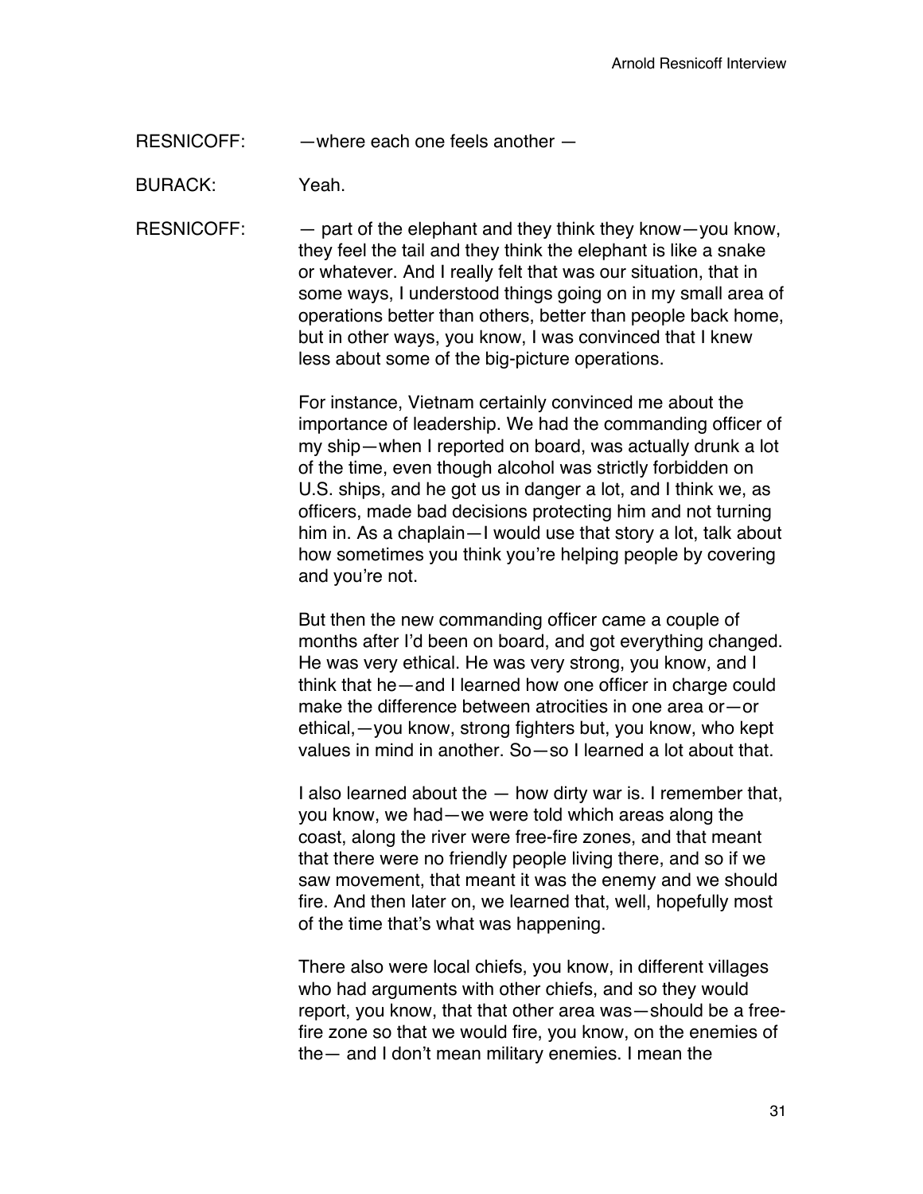RESNICOFF: —where each one feels another —

BURACK: Yeah.

RESNICOFF: — part of the elephant and they think they know—you know, they feel the tail and they think the elephant is like a snake or whatever. And I really felt that was our situation, that in some ways, I understood things going on in my small area of operations better than others, better than people back home, but in other ways, you know, I was convinced that I knew less about some of the big-picture operations.

For instance, Vietnam certainly convinced me about the importance of leadership. We had the commanding officer of my ship—when I reported on board, was actually drunk a lot of the time, even though alcohol was strictly forbidden on U.S. ships, and he got us in danger a lot, and I think we, as officers, made bad decisions protecting him and not turning him in. As a chaplain—I would use that story a lot, talk about how sometimes you think you're helping people by covering and you're not.

But then the new commanding officer came a couple of months after I'd been on board, and got everything changed. He was very ethical. He was very strong, you know, and I think that he—and I learned how one officer in charge could make the difference between atrocities in one area or—or ethical,—you know, strong fighters but, you know, who kept values in mind in another. So—so I learned a lot about that.

I also learned about the — how dirty war is. I remember that, you know, we had—we were told which areas along the coast, along the river were free-fire zones, and that meant that there were no friendly people living there, and so if we saw movement, that meant it was the enemy and we should fire. And then later on, we learned that, well, hopefully most of the time that's what was happening.

There also were local chiefs, you know, in different villages who had arguments with other chiefs, and so they would report, you know, that that other area was—should be a free-fire zone so that we would fire, you know, on the enemies of the— and I don't mean military enemies. I mean the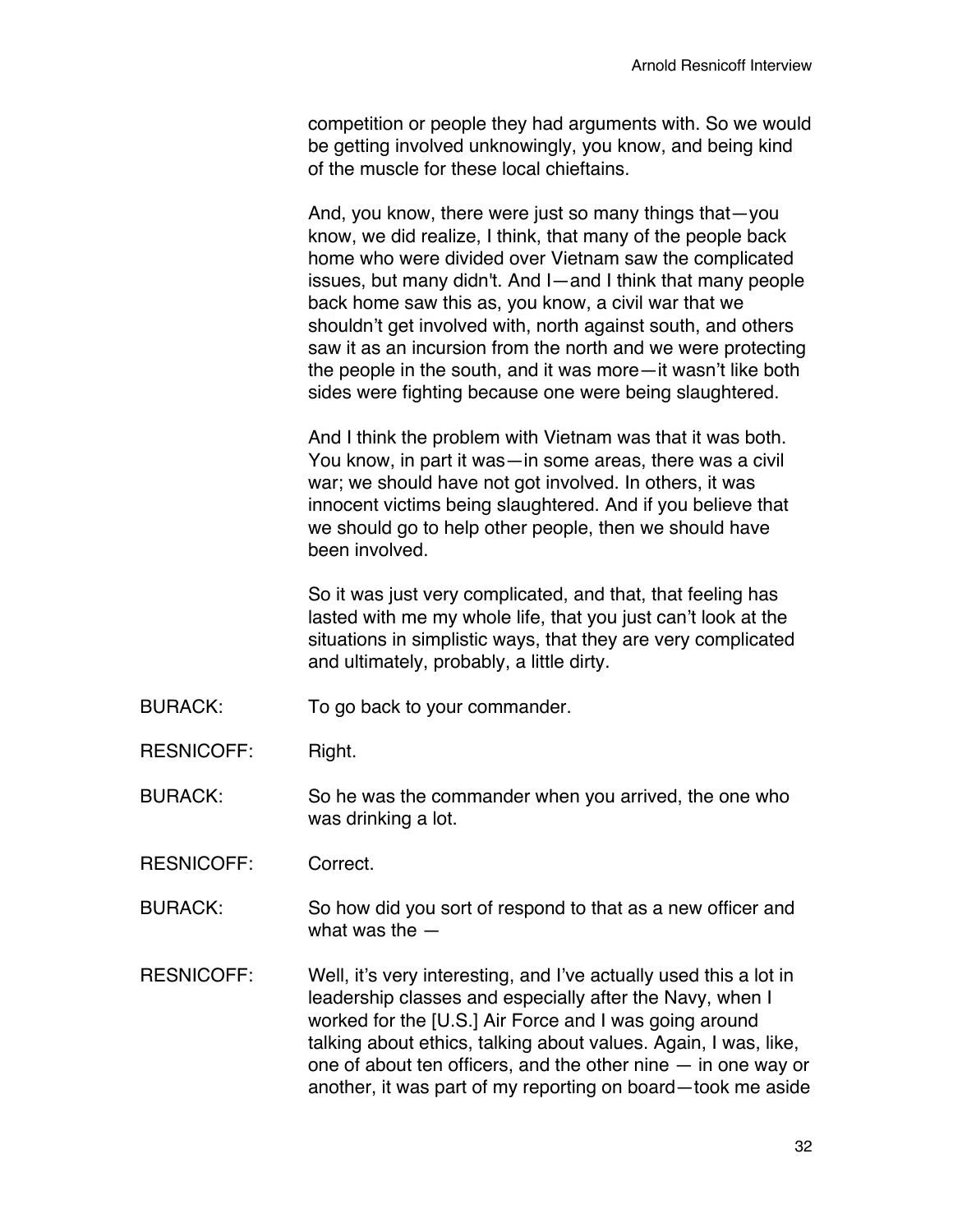competition or people they had arguments with. So we would be getting involved unknowingly, you know, and being kind of the muscle for these local chieftains.

And, you know, there were just so many things that—you know, we did realize, I think, that many of the people back home who were divided over Vietnam saw the complicated issues, but many didn't. And I—and I think that many people back home saw this as, you know, a civil war that we shouldn't get involved with, north against south, and others saw it as an incursion from the north and we were protecting the people in the south, and it was more—it wasn't like both sides were fighting because one were being slaughtered.

And I think the problem with Vietnam was that it was both. You know, in part it was—in some areas, there was a civil war; we should have not got involved. In others, it was innocent victims being slaughtered. And if you believe that we should go to help other people, then we should have been involved.

So it was just very complicated, and that, that feeling has lasted with me my whole life, that you just can't look at the situations in simplistic ways, that they are very complicated and ultimately, probably, a little dirty.

BURACK: To go back to your commander.

RESNICOFF: Right.

BURACK: So he was the commander when you arrived, the one who was drinking a lot.

RESNICOFF: Correct.

BURACK: So how did you sort of respond to that as a new officer and what was the —

RESNICOFF: Well, it's very interesting, and I've actually used this a lot in leadership classes and especially after the Navy, when I worked for the [U.S.] Air Force and I was going around talking about ethics, talking about values. Again, I was, like, one of about ten officers, and the other nine — in one way or another, it was part of my reporting on board—took me aside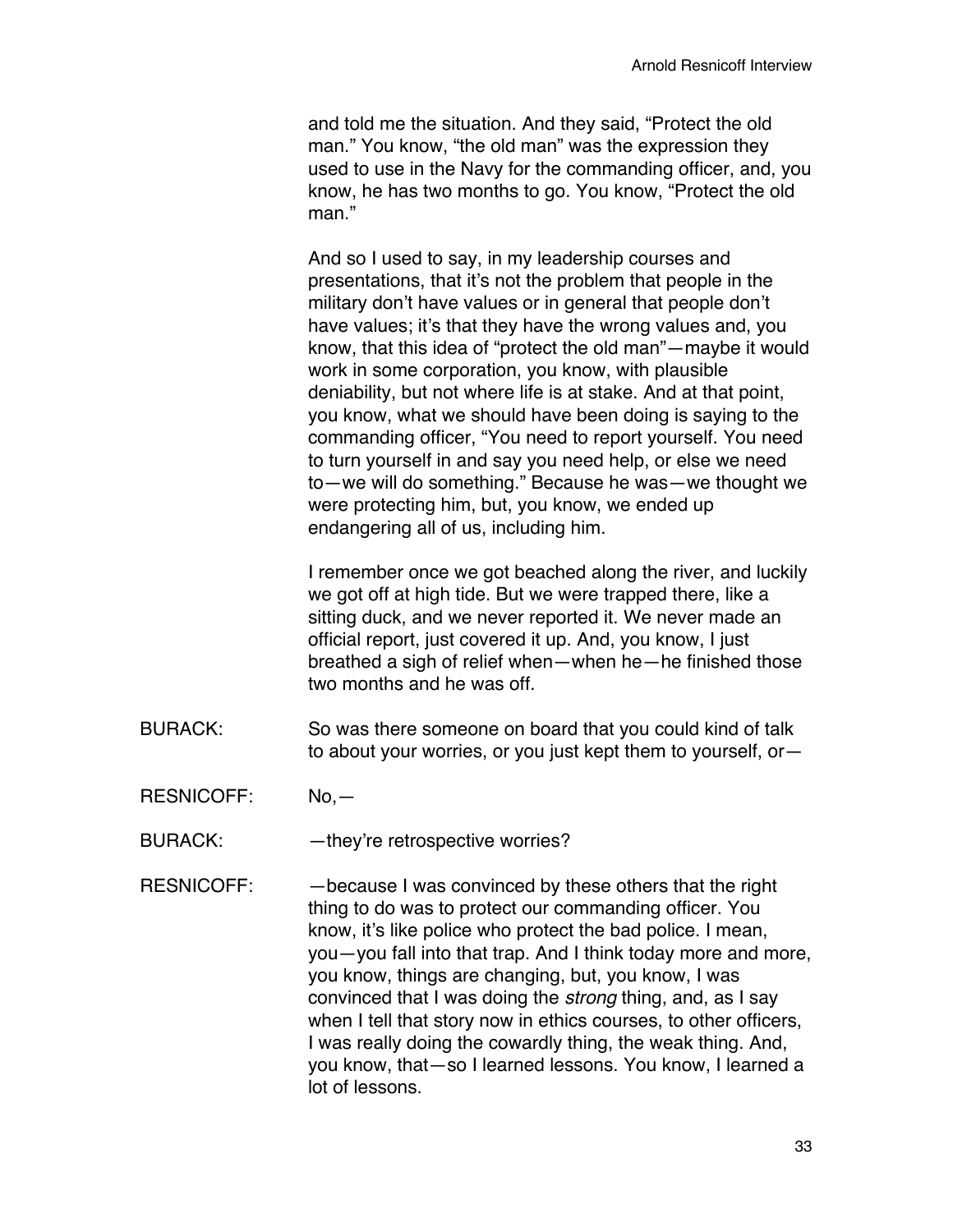and told me the situation. And they said, "Protect the old man." You know, "the old man" was the expression they used to use in the Navy for the commanding officer, and, you know, he has two months to go. You know, "Protect the old man."

And so I used to say, in my leadership courses and presentations, that it's not the problem that people in the military don't have values or in general that people don't have values; it's that they have the wrong values and, you know, that this idea of "protect the old man"—maybe it would work in some corporation, you know, with plausible deniability, but not where life is at stake. And at that point, you know, what we should have been doing is saying to the commanding officer, "You need to report yourself. You need to turn yourself in and say you need help, or else we need to—we will do something." Because he was—we thought we were protecting him, but, you know, we ended up endangering all of us, including him.

I remember once we got beached along the river, and luckily we got off at high tide. But we were trapped there, like a sitting duck, and we never reported it. We never made an official report, just covered it up. And, you know, I just breathed a sigh of relief when—when he—he finished those two months and he was off.

BURACK: So was there someone on board that you could kind of talk to about your worries, or you just kept them to yourself, or—

RESNICOFF: No,—

BURACK: —they're retrospective worries?

RESNICOFF: —because I was convinced by these others that the right thing to do was to protect our commanding officer. You know, it's like police who protect the bad police. I mean, you—you fall into that trap. And I think today more and more, you know, things are changing, but, you know, I was convinced that I was doing the *strong* thing, and, as I say when I tell that story now in ethics courses, to other officers, I was really doing the cowardly thing, the weak thing. And, you know, that—so I learned lessons. You know, I learned a lot of lessons.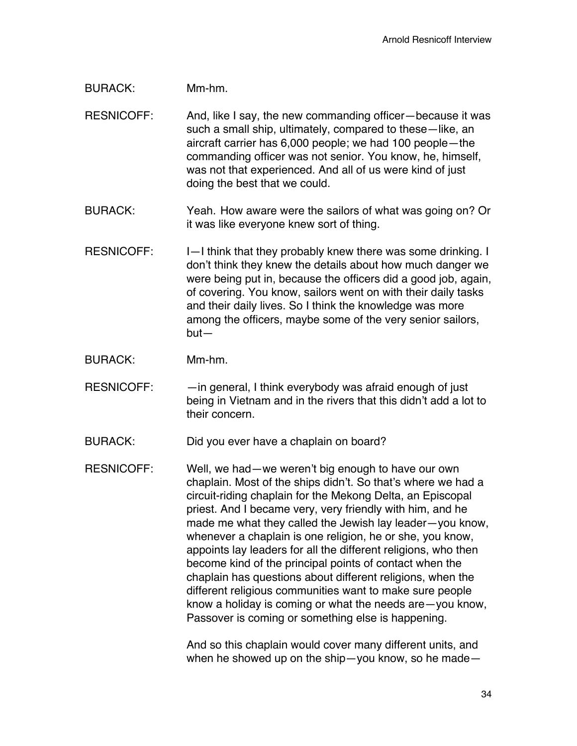BURACK: Mm-hm.

RESNICOFF: And, like I say, the new commanding officer—because it was such a small ship, ultimately, compared to these—like, an aircraft carrier has 6,000 people; we had 100 people—the commanding officer was not senior. You know, he, himself, was not that experienced. And all of us were kind of just doing the best that we could.

BURACK: Yeah. How aware were the sailors of what was going on? Or it was like everyone knew sort of thing.

RESNICOFF: I—I think that they probably knew there was some drinking. I don't think they knew the details about how much danger we were being put in, because the officers did a good job, again, of covering. You know, sailors went on with their daily tasks and their daily lives. So I think the knowledge was more among the officers, maybe some of the very senior sailors, but—

BURACK: Mm-hm.

RESNICOFF: —in general, I think everybody was afraid enough of just being in Vietnam and in the rivers that this didn't add a lot to their concern.

BURACK: Did you ever have a chaplain on board?

RESNICOFF: Well, we had—we weren't big enough to have our own chaplain. Most of the ships didn't. So that's where we had a circuit-riding chaplain for the Mekong Delta, an Episcopal priest. And I became very, very friendly with him, and he made me what they called the Jewish lay leader—you know, whenever a chaplain is one religion, he or she, you know, appoints lay leaders for all the different religions, who then become kind of the principal points of contact when the chaplain has questions about different religions, when the different religious communities want to make sure people know a holiday is coming or what the needs are—you know, Passover is coming or something else is happening.

And so this chaplain would cover many different units, and when he showed up on the ship—you know, so he made—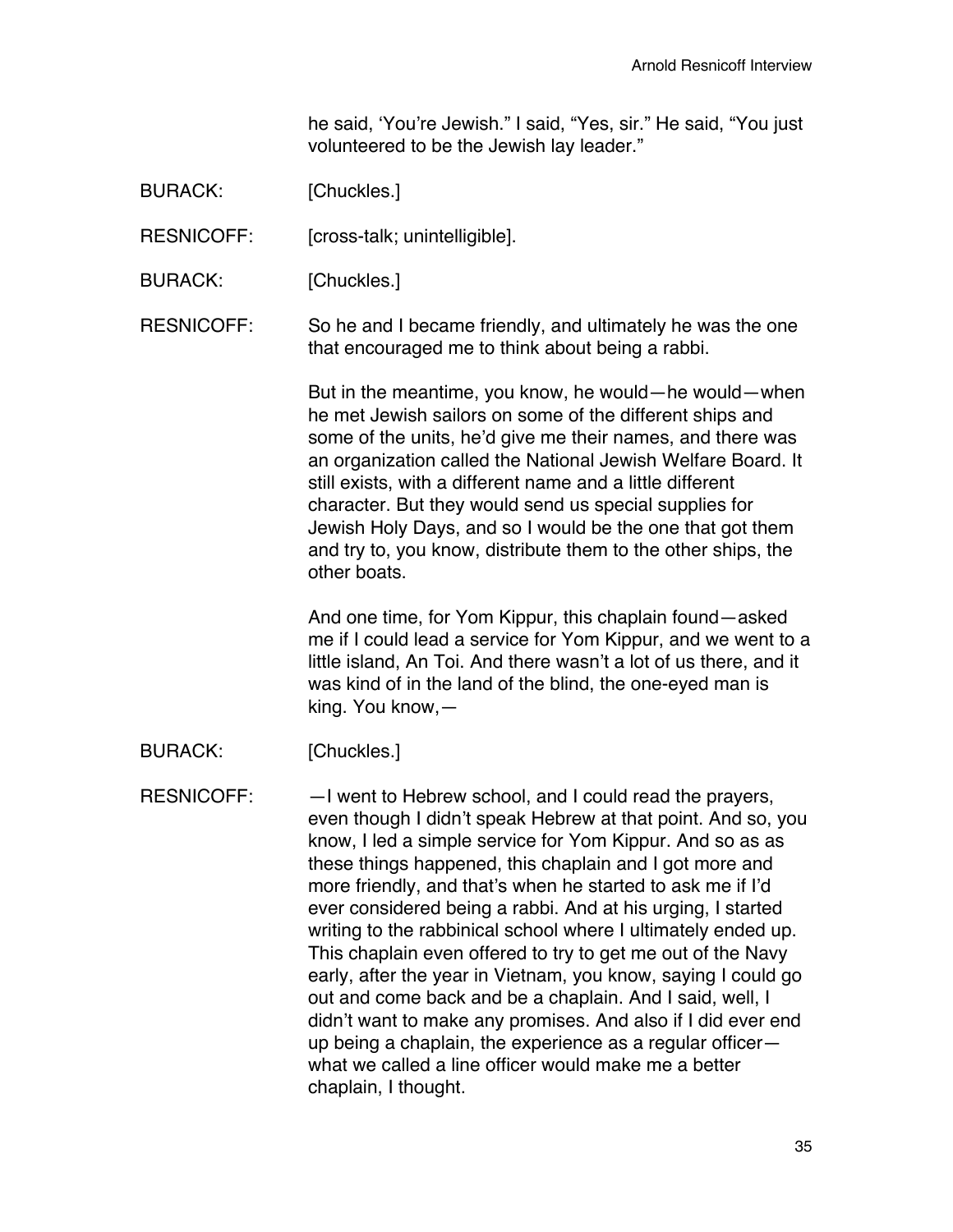he said, 'You're Jewish." I said, "Yes, sir." He said, "You just volunteered to be the Jewish lay leader."

BURACK: [Chuckles.]

RESNICOFF: [cross-talk; unintelligible].

BURACK: [Chuckles.]

RESNICOFF: So he and I became friendly, and ultimately he was the one that encouraged me to think about being a rabbi.

But in the meantime, you know, he would—he would—when he met Jewish sailors on some of the different ships and some of the units, he'd give me their names, and there was an organization called the National Jewish Welfare Board. It still exists, with a different name and a little different character. But they would send us special supplies for Jewish Holy Days, and so I would be the one that got them and try to, you know, distribute them to the other ships, the other boats.

And one time, for Yom Kippur, this chaplain found—asked me if I could lead a service for Yom Kippur, and we went to a little island, An Toi. And there wasn't a lot of us there, and it was kind of in the land of the blind, the one-eyed man is king. You know,—

BURACK: [Chuckles.]

RESNICOFF: —I went to Hebrew school, and I could read the prayers, even though I didn't speak Hebrew at that point. And so, you know, I led a simple service for Yom Kippur. And so as as these things happened, this chaplain and I got more and more friendly, and that's when he started to ask me if I'd ever considered being a rabbi. And at his urging, I started writing to the rabbinical school where I ultimately ended up. This chaplain even offered to try to get me out of the Navy early, after the year in Vietnam, you know, saying I could go out and come back and be a chaplain. And I said, well, I didn't want to make any promises. And also if I did ever end up being a chaplain, the experience as a regular officer—what we called a line officer would make me a better chaplain, I thought.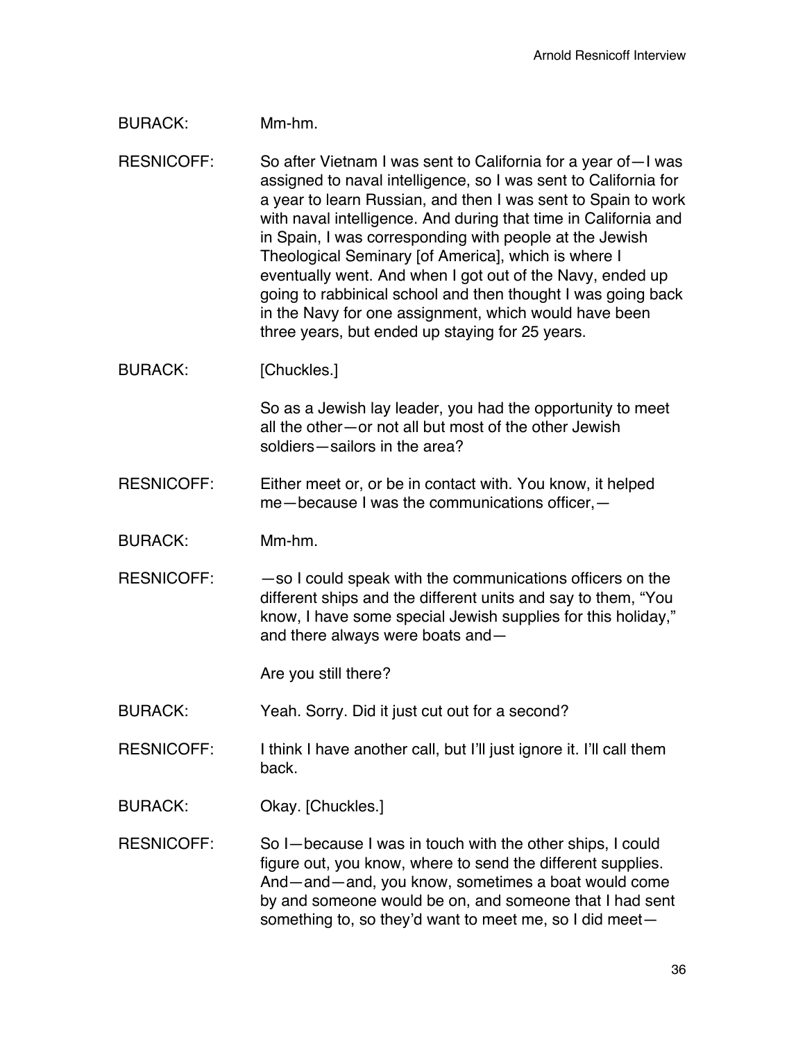BURACK: Mm-hm.

RESNICOFF: So after Vietnam I was sent to California for a year of—I was assigned to naval intelligence, so I was sent to California for a year to learn Russian, and then I was sent to Spain to work with naval intelligence. And during that time in California and in Spain, I was corresponding with people at the Jewish Theological Seminary [of America], which is where I eventually went. And when I got out of the Navy, ended up going to rabbinical school and then thought I was going back in the Navy for one assignment, which would have been three years, but ended up staying for 25 years.

BURACK: [Chuckles.]

So as a Jewish lay leader, you had the opportunity to meet all the other—or not all but most of the other Jewish soldiers—sailors in the area?

RESNICOFF: Either meet or, or be in contact with. You know, it helped me—because I was the communications officer,—

BURACK: Mm-hm.

RESNICOFF: —so I could speak with the communications officers on the different ships and the different units and say to them, "You know, I have some special Jewish supplies for this holiday," and there always were boats and—

Are you still there?

BURACK: Yeah. Sorry. Did it just cut out for a second?

RESNICOFF: I think I have another call, but I'll just ignore it. I'll call them back.

BURACK: Okay. [Chuckles.]

RESNICOFF: So I—because I was in touch with the other ships, I could figure out, you know, where to send the different supplies. And—and—and, you know, sometimes a boat would come by and someone would be on, and someone that I had sent something to, so they'd want to meet me, so I did meet—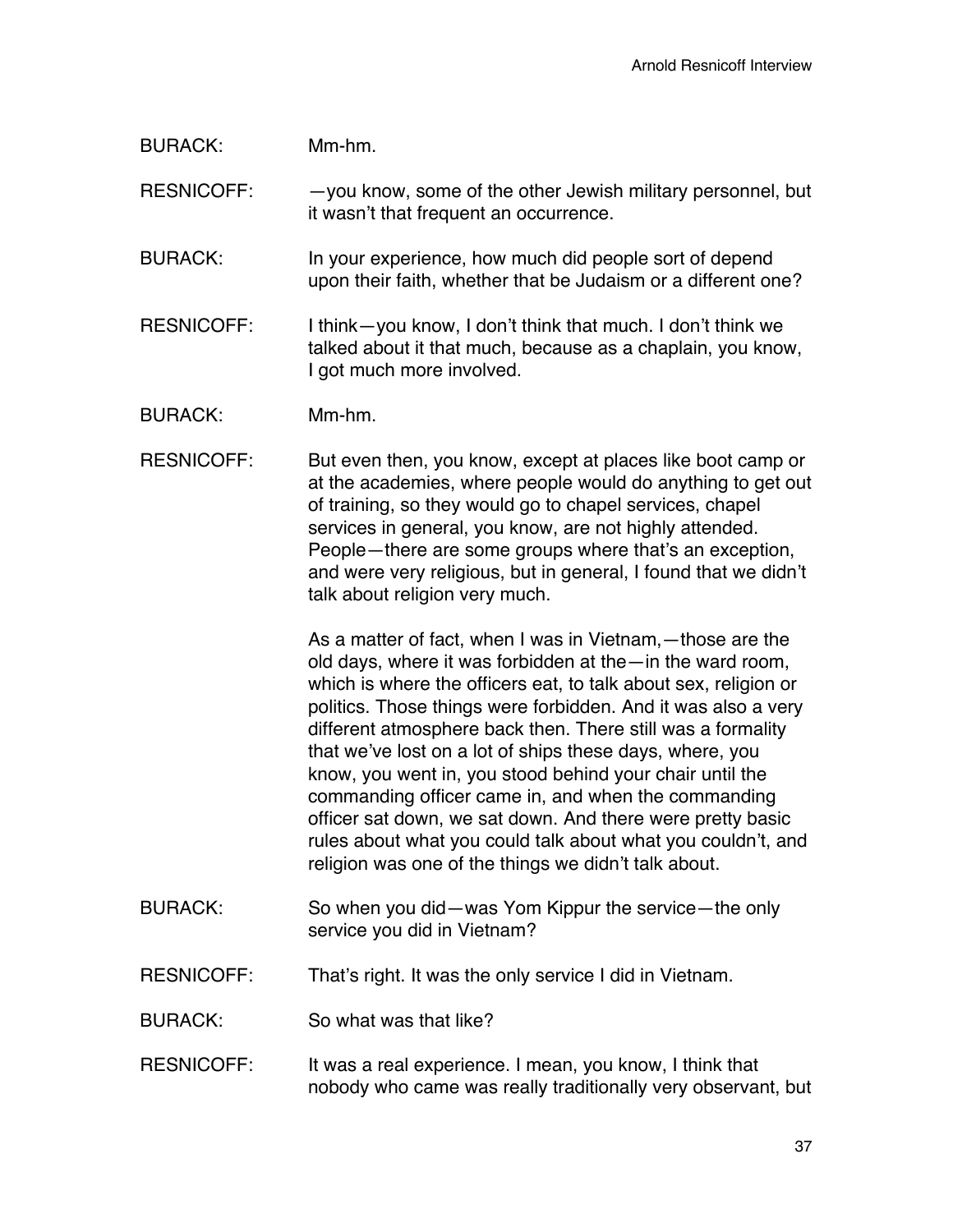BURACK: Mm-hm.

RESNICOFF: —you know, some of the other Jewish military personnel, but it wasn't that frequent an occurrence.

BURACK: In your experience, how much did people sort of depend upon their faith, whether that be Judaism or a different one?

RESNICOFF: I think—you know, I don't think that much. I don't think we talked about it that much, because as a chaplain, you know, I got much more involved.

BURACK: Mm-hm.

RESNICOFF: But even then, you know, except at places like boot camp or at the academies, where people would do anything to get out of training, so they would go to chapel services, chapel services in general, you know, are not highly attended. People—there are some groups where that's an exception, and were very religious, but in general, I found that we didn't talk about religion very much.

As a matter of fact, when I was in Vietnam,—those are the old days, where it was forbidden at the—in the ward room, which is where the officers eat, to talk about sex, religion or politics. Those things were forbidden. And it was also a very different atmosphere back then. There still was a formality that we've lost on a lot of ships these days, where, you know, you went in, you stood behind your chair until the commanding officer came in, and when the commanding officer sat down, we sat down. And there were pretty basic rules about what you could talk about what you couldn't, and religion was one of the things we didn't talk about.

BURACK: So when you did—was Yom Kippur the service—the only service you did in Vietnam?

RESNICOFF: That's right. It was the only service I did in Vietnam.

BURACK: So what was that like?

RESNICOFF: It was a real experience. I mean, you know, I think that nobody who came was really traditionally very observant, but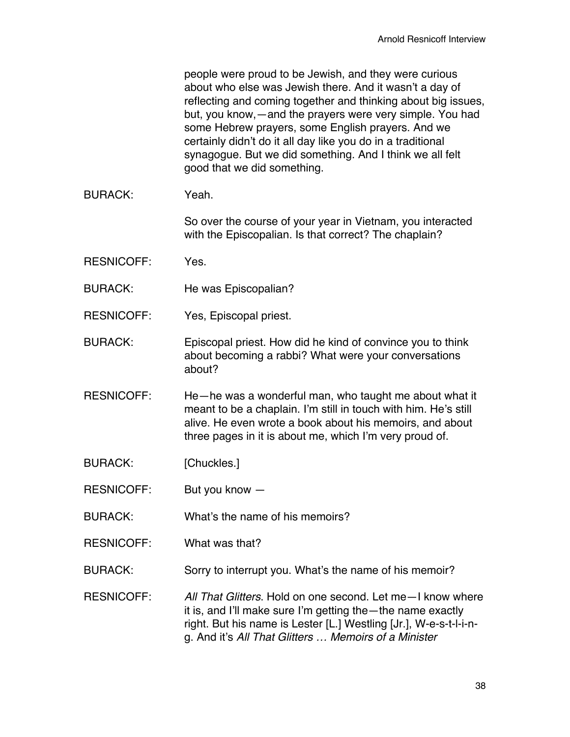people were proud to be Jewish, and they were curious about who else was Jewish there. And it wasn't a day of reflecting and coming together and thinking about big issues, but, you know,—and the prayers were very simple. You had some Hebrew prayers, some English prayers. And we certainly didn't do it all day like you do in a traditional synagogue. But we did something. And I think we all felt good that we did something.

BURACK: Yeah.

So over the course of your year in Vietnam, you interacted with the Episcopalian. Is that correct? The chaplain?

RESNICOFF: Yes.

BURACK: He was Episcopalian?

RESNICOFF: Yes, Episcopal priest.

BURACK: Episcopal priest. How did he kind of convince you to think about becoming a rabbi? What were your conversations about?

RESNICOFF: He—he was a wonderful man, who taught me about what it meant to be a chaplain. I'm still in touch with him. He's still alive. He even wrote a book about his memoirs, and about three pages in it is about me, which I'm very proud of.

BURACK: [Chuckles.]

RESNICOFF: But you know —

BURACK: What's the name of his memoirs?

RESNICOFF: What was that?

BURACK: Sorry to interrupt you. What's the name of his memoir?

RESNICOFF: *All That Glitters*. Hold on one second. Let me—I know where it is, and I'll make sure I'm getting the—the name exactly right. But his name is Lester [L.] Westling [Jr.], W-e-s-t-l-i-n-g. And it's *All That Glitters … Memoirs of a Minister*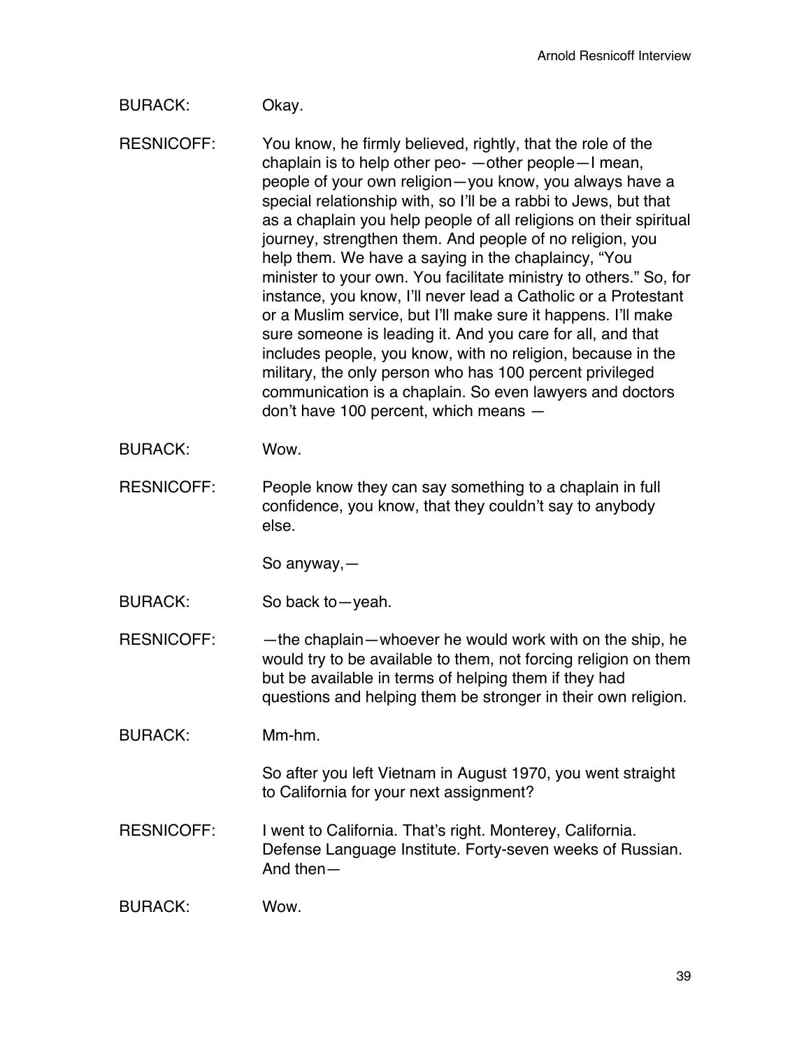BURACK: Okay.

RESNICOFF: You know, he firmly believed, rightly, that the role of the chaplain is to help other peo- —other people—I mean, people of your own religion—you know, you always have a special relationship with, so I'll be a rabbi to Jews, but that as a chaplain you help people of all religions on their spiritual journey, strengthen them. And people of no religion, you help them. We have a saying in the chaplaincy, "You minister to your own. You facilitate ministry to others." So, for instance, you know, I'll never lead a Catholic or a Protestant or a Muslim service, but I'll make sure it happens. I'll make sure someone is leading it. And you care for all, and that includes people, you know, with no religion, because in the military, the only person who has 100 percent privileged communication is a chaplain. So even lawyers and doctors don't have 100 percent, which means —

BURACK: Wow.

RESNICOFF: People know they can say something to a chaplain in full confidence, you know, that they couldn't say to anybody else.

So anyway,—

BURACK: So back to—yeah.

RESNICOFF: —the chaplain—whoever he would work with on the ship, he would try to be available to them, not forcing religion on them but be available in terms of helping them if they had questions and helping them be stronger in their own religion.

BURACK: Mm-hm.

So after you left Vietnam in August 1970, you went straight to California for your next assignment?

RESNICOFF: I went to California. That's right. Monterey, California. Defense Language Institute. Forty-seven weeks of Russian. And then—

BURACK: Wow.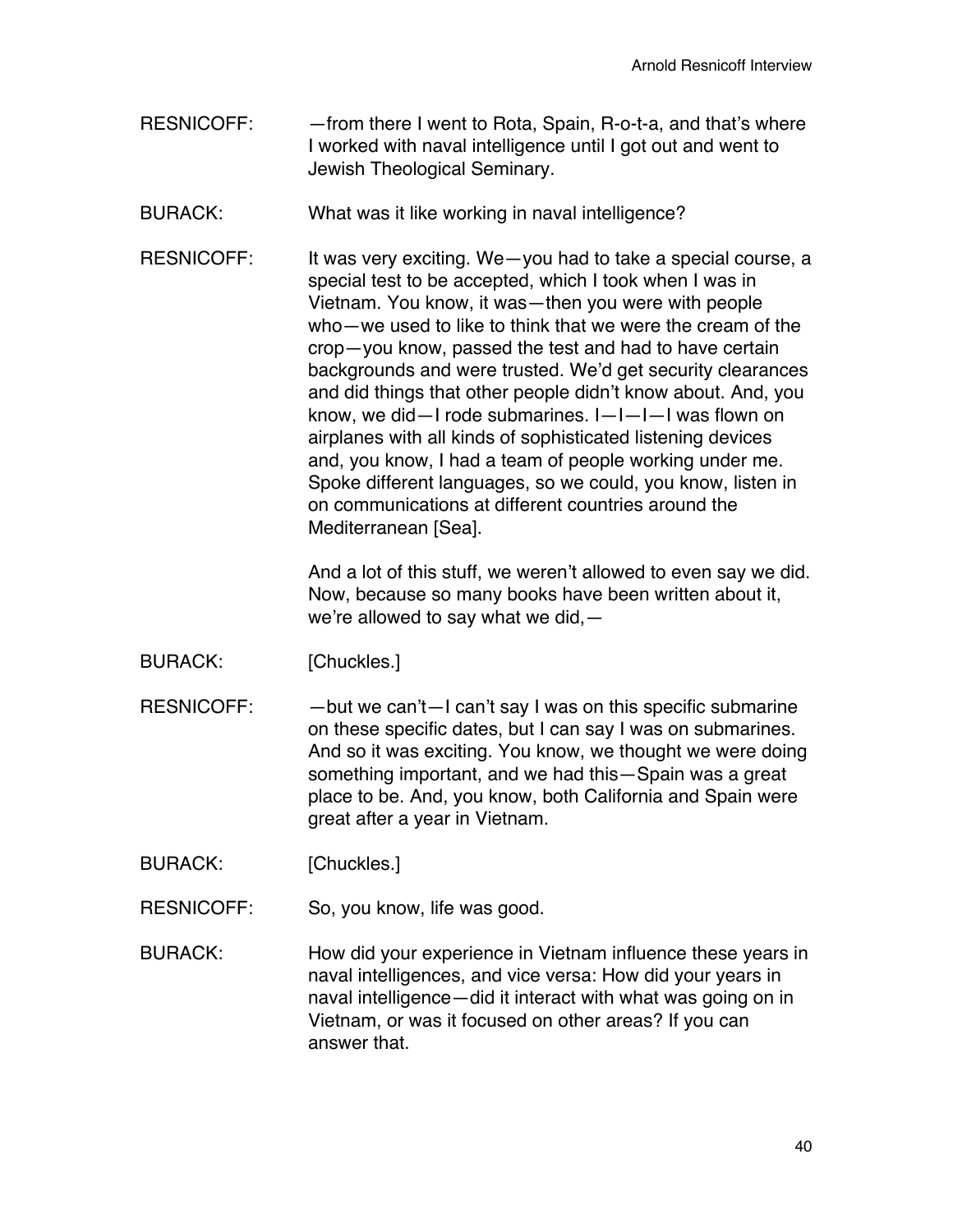RESNICOFF: —from there I went to Rota, Spain, R-o-t-a, and that's where I worked with naval intelligence until I got out and went to Jewish Theological Seminary.

BURACK: What was it like working in naval intelligence?

RESNICOFF: It was very exciting. We—you had to take a special course, a special test to be accepted, which I took when I was in Vietnam. You know, it was—then you were with people who—we used to like to think that we were the cream of the crop—you know, passed the test and had to have certain backgrounds and were trusted. We'd get security clearances and did things that other people didn't know about. And, you know, we did—I rode submarines. I—I—I—I was flown on airplanes with all kinds of sophisticated listening devices and, you know, I had a team of people working under me. Spoke different languages, so we could, you know, listen in on communications at different countries around the Mediterranean [Sea].

And a lot of this stuff, we weren't allowed to even say we did. Now, because so many books have been written about it, we're allowed to say what we did,—

BURACK: [Chuckles.]

RESNICOFF: —but we can't—I can't say I was on this specific submarine on these specific dates, but I can say I was on submarines. And so it was exciting. You know, we thought we were doing something important, and we had this—Spain was a great place to be. And, you know, both California and Spain were great after a year in Vietnam.

BURACK: [Chuckles.]

RESNICOFF: So, you know, life was good.

BURACK: How did your experience in Vietnam influence these years in naval intelligences, and vice versa: How did your years in naval intelligence—did it interact with what was going on in Vietnam, or was it focused on other areas? If you can answer that.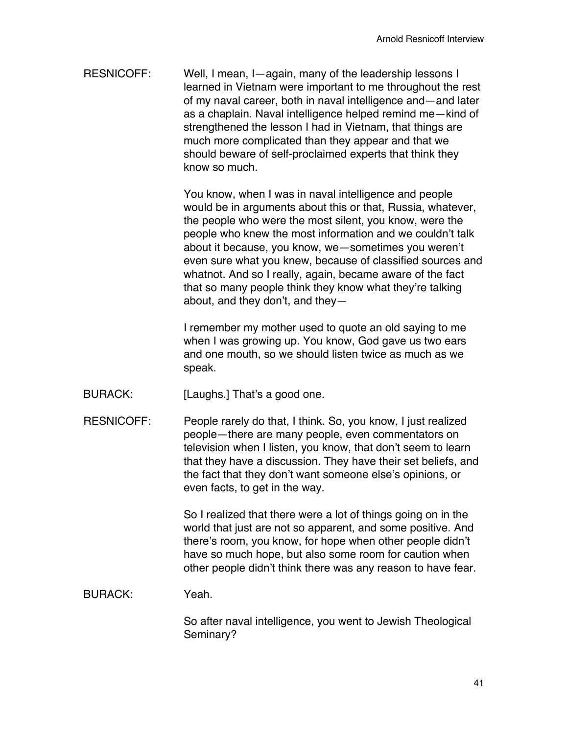RESNICOFF: Well, I mean, I—again, many of the leadership lessons I learned in Vietnam were important to me throughout the rest of my naval career, both in naval intelligence and—and later as a chaplain. Naval intelligence helped remind me—kind of strengthened the lesson I had in Vietnam, that things are much more complicated than they appear and that we should beware of self-proclaimed experts that think they know so much.

You know, when I was in naval intelligence and people would be in arguments about this or that, Russia, whatever, the people who were the most silent, you know, were the people who knew the most information and we couldn't talk about it because, you know, we—sometimes you weren't even sure what you knew, because of classified sources and whatnot. And so I really, again, became aware of the fact that so many people think they know what they're talking about, and they don't, and they—

I remember my mother used to quote an old saying to me when I was growing up. You know, God gave us two ears and one mouth, so we should listen twice as much as we speak.

BURACK: [Laughs.] That's a good one.

RESNICOFF: People rarely do that, I think. So, you know, I just realized people—there are many people, even commentators on television when I listen, you know, that don't seem to learn that they have a discussion. They have their set beliefs, and the fact that they don't want someone else's opinions, or even facts, to get in the way.

So I realized that there were a lot of things going on in the world that just are not so apparent, and some positive. And there's room, you know, for hope when other people didn't have so much hope, but also some room for caution when other people didn't think there was any reason to have fear.

BURACK: Yeah.

So after naval intelligence, you went to Jewish Theological Seminary?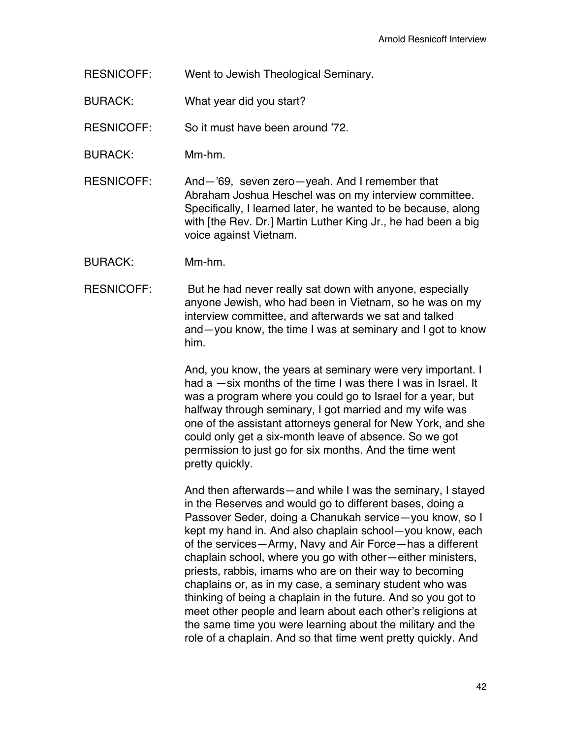RESNICOFF: Went to Jewish Theological Seminary.

BURACK: What year did you start?

RESNICOFF: So it must have been around '72.

BURACK: Mm-hm.

RESNICOFF: And—'69, seven zero—yeah. And I remember that Abraham Joshua Heschel was on my interview committee. Specifically, I learned later, he wanted to be because, along with [the Rev. Dr.] Martin Luther King Jr., he had been a big voice against Vietnam.

BURACK: Mm-hm.

RESNICOFF: But he had never really sat down with anyone, especially anyone Jewish, who had been in Vietnam, so he was on my interview committee, and afterwards we sat and talked and—you know, the time I was at seminary and I got to know him.

And, you know, the years at seminary were very important. I had a —six months of the time I was there I was in Israel. It was a program where you could go to Israel for a year, but halfway through seminary, I got married and my wife was one of the assistant attorneys general for New York, and she could only get a six-month leave of absence. So we got permission to just go for six months. And the time went pretty quickly.

And then afterwards—and while I was the seminary, I stayed in the Reserves and would go to different bases, doing a Passover Seder, doing a Chanukah service—you know, so I kept my hand in. And also chaplain school—you know, each of the services—Army, Navy and Air Force—has a different chaplain school, where you go with other—either ministers, priests, rabbis, imams who are on their way to becoming chaplains or, as in my case, a seminary student who was thinking of being a chaplain in the future. And so you got to meet other people and learn about each other's religions at the same time you were learning about the military and the role of a chaplain. And so that time went pretty quickly. And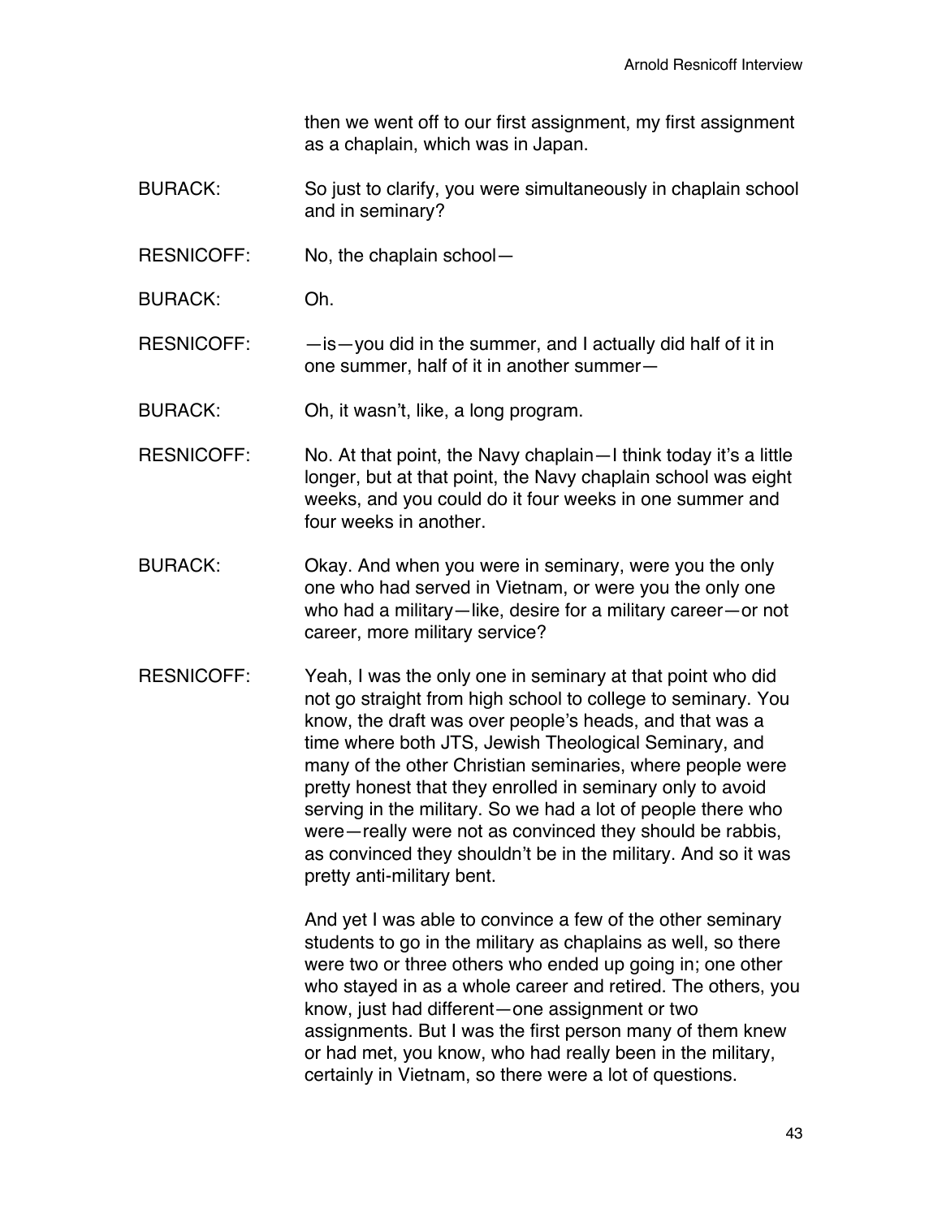then we went off to our first assignment, my first assignment as a chaplain, which was in Japan.

BURACK: So just to clarify, you were simultaneously in chaplain school and in seminary?

RESNICOFF: No, the chaplain school—

BURACK: Oh.

RESNICOFF: —is—you did in the summer, and I actually did half of it in one summer, half of it in another summer—

BURACK: Oh, it wasn't, like, a long program.

RESNICOFF: No. At that point, the Navy chaplain—I think today it's a little longer, but at that point, the Navy chaplain school was eight weeks, and you could do it four weeks in one summer and four weeks in another.

BURACK: Okay. And when you were in seminary, were you the only one who had served in Vietnam, or were you the only one who had a military—like, desire for a military career—or not career, more military service?

RESNICOFF: Yeah, I was the only one in seminary at that point who did not go straight from high school to college to seminary. You know, the draft was over people's heads, and that was a time where both JTS, Jewish Theological Seminary, and many of the other Christian seminaries, where people were pretty honest that they enrolled in seminary only to avoid serving in the military. So we had a lot of people there who were—really were not as convinced they should be rabbis, as convinced they shouldn't be in the military. And so it was pretty anti-military bent.

And yet I was able to convince a few of the other seminary students to go in the military as chaplains as well, so there were two or three others who ended up going in; one other who stayed in as a whole career and retired. The others, you know, just had different—one assignment or two assignments. But I was the first person many of them knew or had met, you know, who had really been in the military, certainly in Vietnam, so there were a lot of questions.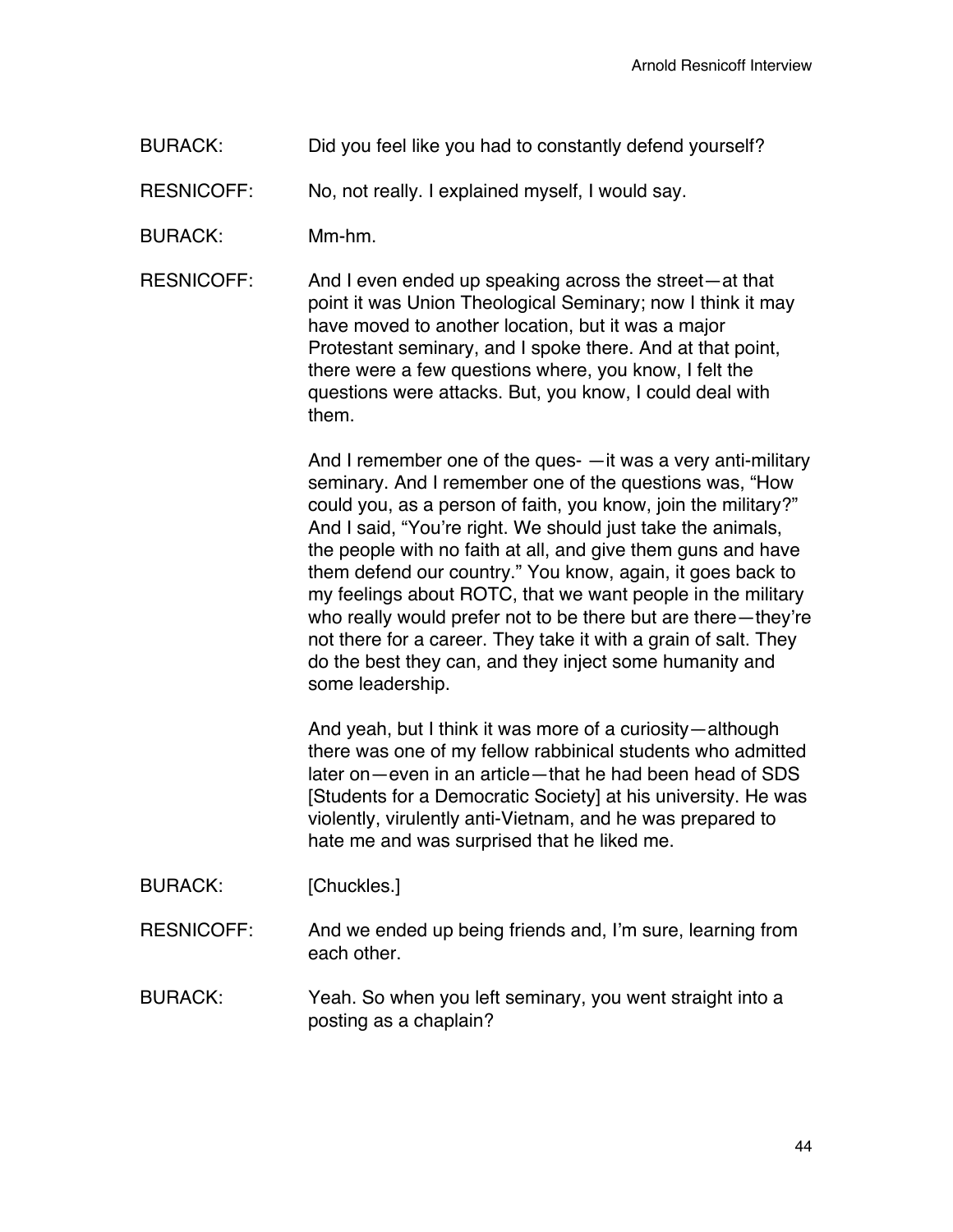BURACK: Did you feel like you had to constantly defend yourself?

RESNICOFF: No, not really. I explained myself, I would say.

BURACK: Mm-hm.

RESNICOFF: And I even ended up speaking across the street—at that point it was Union Theological Seminary; now I think it may have moved to another location, but it was a major Protestant seminary, and I spoke there. And at that point, there were a few questions where, you know, I felt the questions were attacks. But, you know, I could deal with them.

And I remember one of the ques- —it was a very anti-military seminary. And I remember one of the questions was, "How could you, as a person of faith, you know, join the military?" And I said, "You're right. We should just take the animals, the people with no faith at all, and give them guns and have them defend our country." You know, again, it goes back to my feelings about ROTC, that we want people in the military who really would prefer not to be there but are there—they're not there for a career. They take it with a grain of salt. They do the best they can, and they inject some humanity and some leadership.

And yeah, but I think it was more of a curiosity—although there was one of my fellow rabbinical students who admitted later on—even in an article—that he had been head of SDS [Students for a Democratic Society] at his university. He was violently, virulently anti-Vietnam, and he was prepared to hate me and was surprised that he liked me.

BURACK: [Chuckles.]

RESNICOFF: And we ended up being friends and, I'm sure, learning from each other.

BURACK: Yeah. So when you left seminary, you went straight into a posting as a chaplain?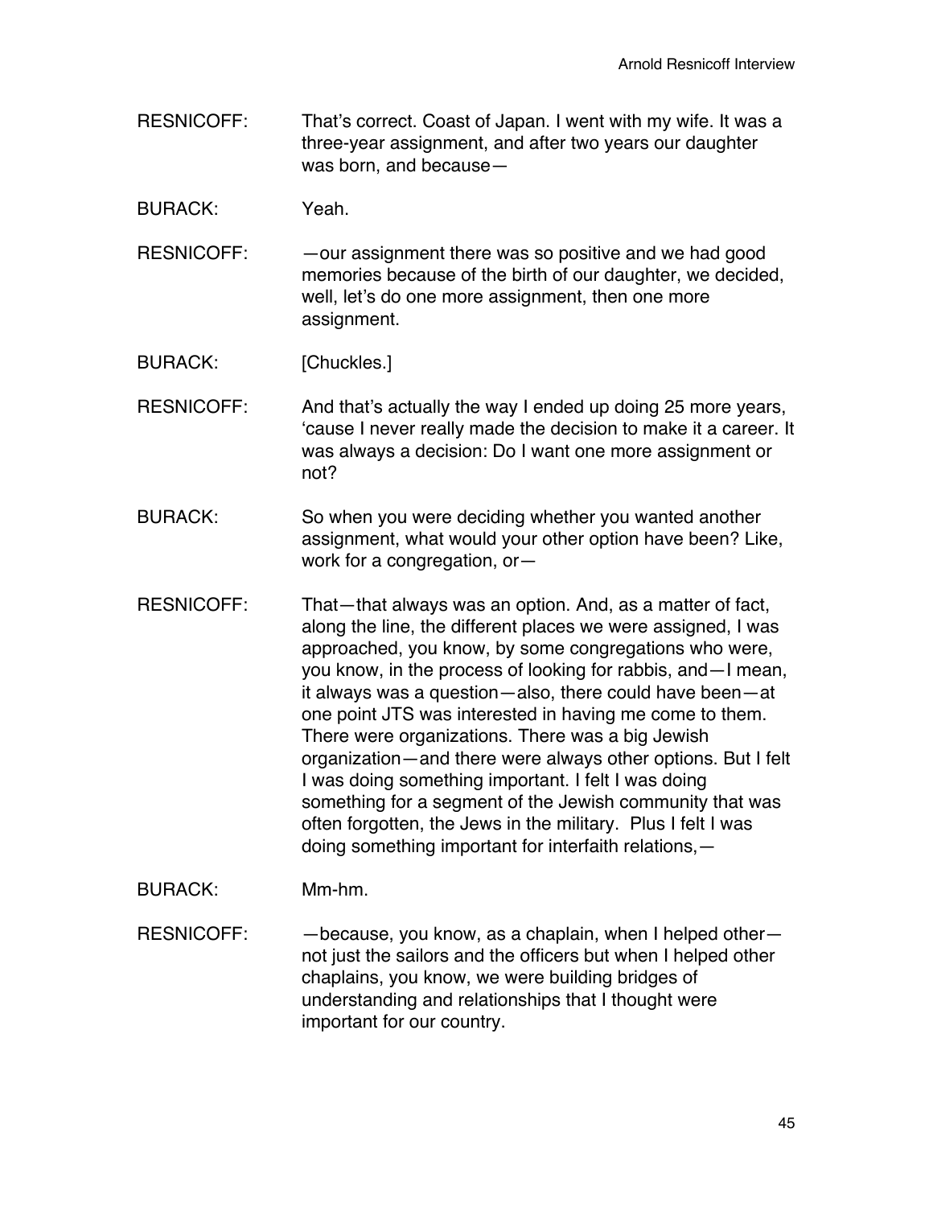RESNICOFF: That's correct. Coast of Japan. I went with my wife. It was a three-year assignment, and after two years our daughter was born, and because—

BURACK: Yeah.

RESNICOFF: —our assignment there was so positive and we had good memories because of the birth of our daughter, we decided, well, let's do one more assignment, then one more assignment.

BURACK: [Chuckles.]

RESNICOFF: And that's actually the way I ended up doing 25 more years, 'cause I never really made the decision to make it a career. It was always a decision: Do I want one more assignment or not?

BURACK: So when you were deciding whether you wanted another assignment, what would your other option have been? Like, work for a congregation, or—

RESNICOFF: That—that always was an option. And, as a matter of fact, along the line, the different places we were assigned, I was approached, you know, by some congregations who were, you know, in the process of looking for rabbis, and—I mean, it always was a question—also, there could have been—at one point JTS was interested in having me come to them. There were organizations. There was a big Jewish organization—and there were always other options. But I felt I was doing something important. I felt I was doing something for a segment of the Jewish community that was often forgotten, the Jews in the military. Plus I felt I was doing something important for interfaith relations,—

BURACK: Mm-hm.

RESNICOFF: —because, you know, as a chaplain, when I helped other—not just the sailors and the officers but when I helped other chaplains, you know, we were building bridges of understanding and relationships that I thought were important for our country.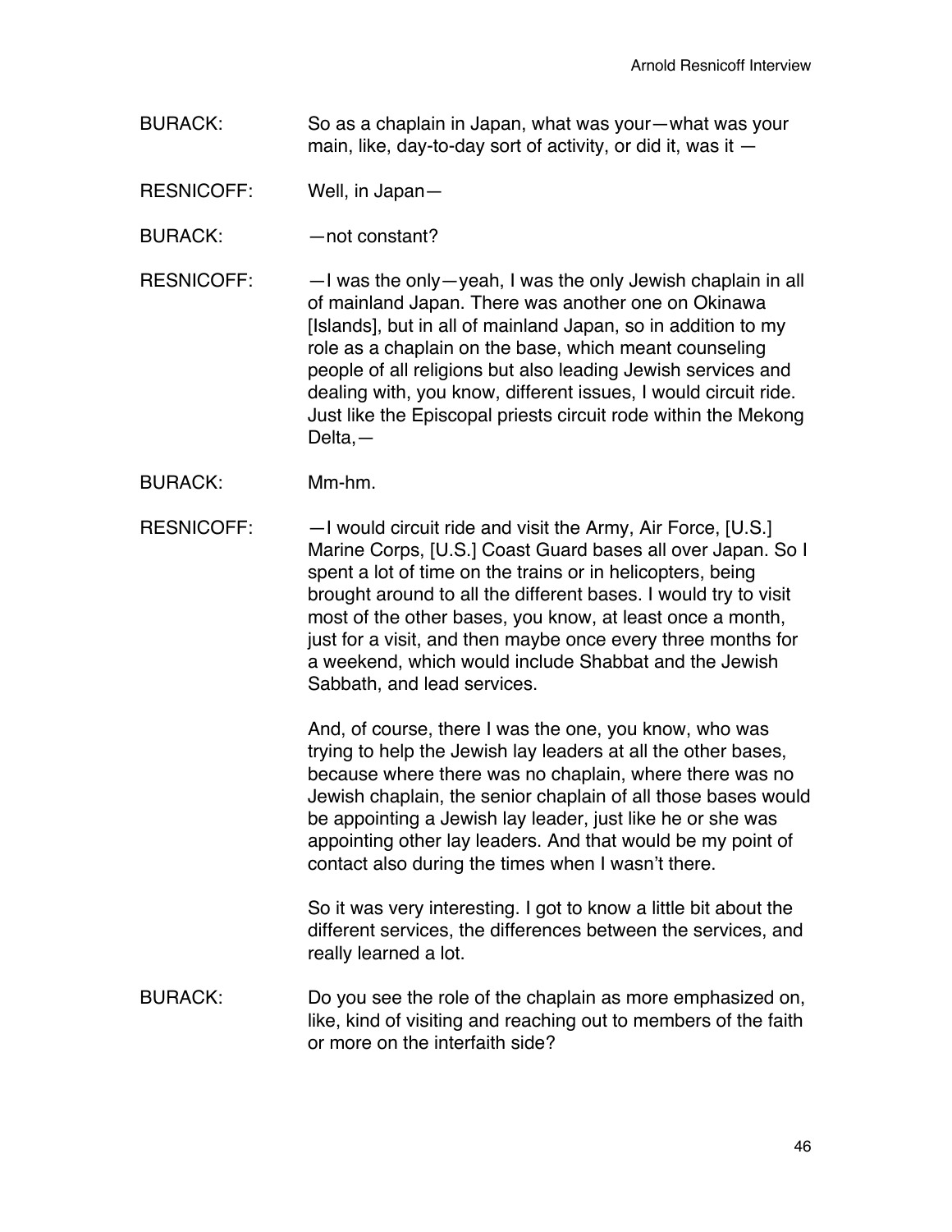BURACK: So as a chaplain in Japan, what was your—what was your main, like, day-to-day sort of activity, or did it, was it —

RESNICOFF: Well, in Japan—

BURACK: —not constant?

RESNICOFF: —I was the only—yeah, I was the only Jewish chaplain in all of mainland Japan. There was another one on Okinawa [Islands], but in all of mainland Japan, so in addition to my role as a chaplain on the base, which meant counseling people of all religions but also leading Jewish services and dealing with, you know, different issues, I would circuit ride. Just like the Episcopal priests circuit rode within the Mekong Delta,—

BURACK: Mm-hm.

RESNICOFF: —I would circuit ride and visit the Army, Air Force, [U.S.] Marine Corps, [U.S.] Coast Guard bases all over Japan. So I spent a lot of time on the trains or in helicopters, being brought around to all the different bases. I would try to visit most of the other bases, you know, at least once a month, just for a visit, and then maybe once every three months for a weekend, which would include Shabbat and the Jewish Sabbath, and lead services.

And, of course, there I was the one, you know, who was trying to help the Jewish lay leaders at all the other bases, because where there was no chaplain, where there was no Jewish chaplain, the senior chaplain of all those bases would be appointing a Jewish lay leader, just like he or she was appointing other lay leaders. And that would be my point of contact also during the times when I wasn't there.

So it was very interesting. I got to know a little bit about the different services, the differences between the services, and really learned a lot.

BURACK: Do you see the role of the chaplain as more emphasized on, like, kind of visiting and reaching out to members of the faith or more on the interfaith side?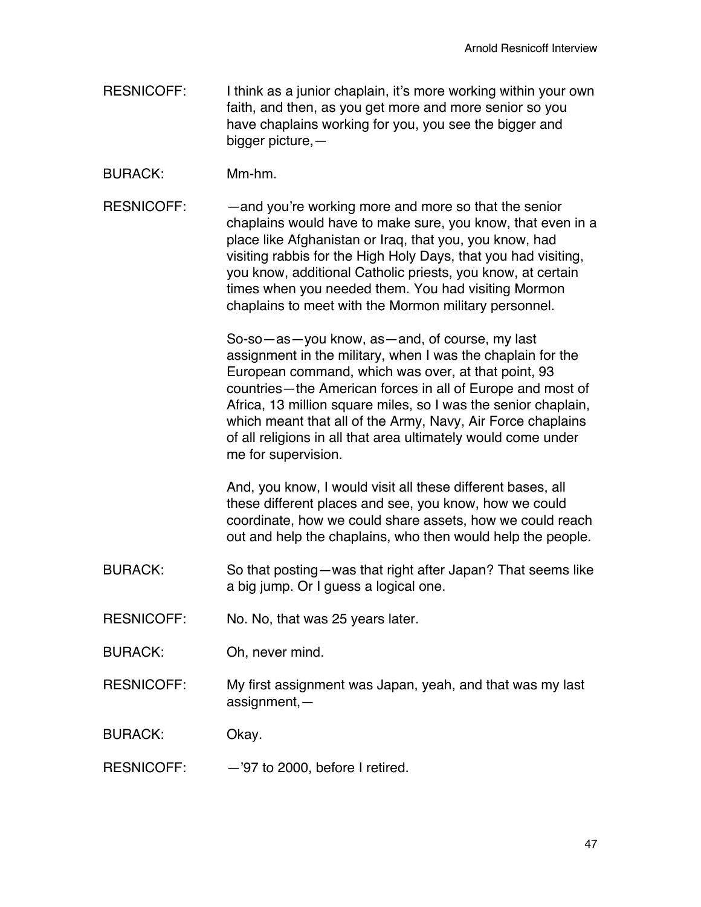RESNICOFF: I think as a junior chaplain, it's more working within your own faith, and then, as you get more and more senior so you have chaplains working for you, you see the bigger and bigger picture,—

BURACK: Mm-hm.

RESNICOFF: —and you're working more and more so that the senior chaplains would have to make sure, you know, that even in a place like Afghanistan or Iraq, that you, you know, had visiting rabbis for the High Holy Days, that you had visiting, you know, additional Catholic priests, you know, at certain times when you needed them. You had visiting Mormon chaplains to meet with the Mormon military personnel.

So-so—as—you know, as—and, of course, my last assignment in the military, when I was the chaplain for the European command, which was over, at that point, 93 countries—the American forces in all of Europe and most of Africa, 13 million square miles, so I was the senior chaplain, which meant that all of the Army, Navy, Air Force chaplains of all religions in all that area ultimately would come under me for supervision.

And, you know, I would visit all these different bases, all these different places and see, you know, how we could coordinate, how we could share assets, how we could reach out and help the chaplains, who then would help the people.

BURACK: So that posting—was that right after Japan? That seems like a big jump. Or I guess a logical one.

RESNICOFF: No. No, that was 25 years later.

BURACK: Oh, never mind.

RESNICOFF: My first assignment was Japan, yeah, and that was my last assignment,—

BURACK: Okay.

RESNICOFF: —'97 to 2000, before I retired.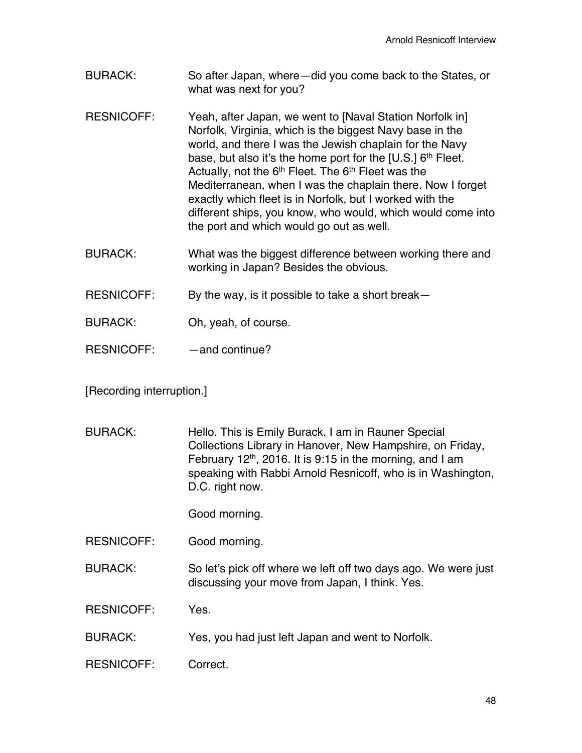BURACK: So after Japan, where—did you come back to the States, or what was next for you?

RESNICOFF: Yeah, after Japan, we went to [Naval Station Norfolk in] Norfolk, Virginia, which is the biggest Navy base in the world, and there I was the Jewish chaplain for the Navy base, but also it's the home port for the [U.S.] 6th Fleet. Actually, not the 6th Fleet. The 6th Fleet was the Mediterranean, when I was the chaplain there. Now I forget exactly which fleet is in Norfolk, but I worked with the different ships, you know, who would, which would come into the port and which would go out as well.

BURACK: What was the biggest difference between working there and working in Japan? Besides the obvious.

RESNICOFF: By the way, is it possible to take a short break—

BURACK: Oh, yeah, of course.

RESNICOFF: —and continue?

[Recording interruption.]

BURACK: Hello. This is Emily Burack. I am in Rauner Special Collections Library in Hanover, New Hampshire, on Friday, February 12th, 2016. It is 9:15 in the morning, and I am speaking with Rabbi Arnold Resnicoff, who is in Washington, D.C. right now.

Good morning.

RESNICOFF: Good morning.

BURACK: So let's pick off where we left off two days ago. We were just discussing your move from Japan, I think. Yes.

RESNICOFF: Yes.

BURACK: Yes, you had just left Japan and went to Norfolk.

RESNICOFF: Correct.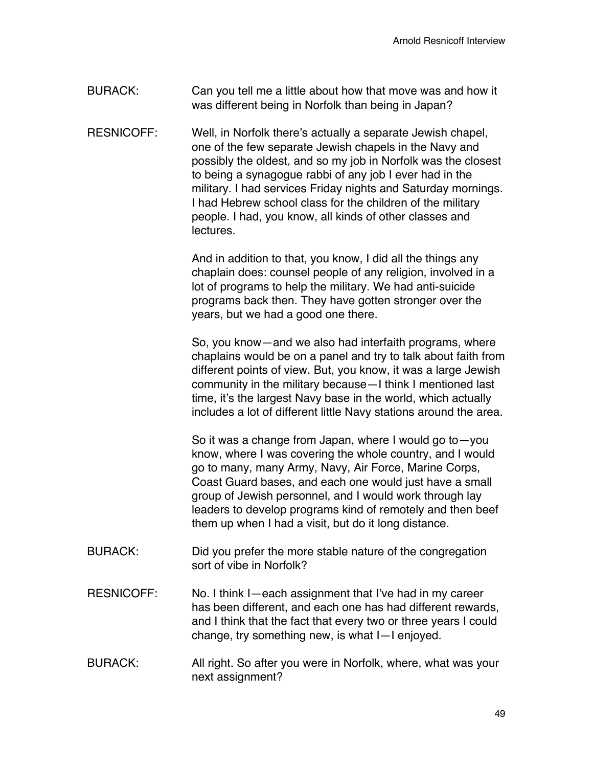BURACK: Can you tell me a little about how that move was and how it was different being in Norfolk than being in Japan?

RESNICOFF: Well, in Norfolk there's actually a separate Jewish chapel, one of the few separate Jewish chapels in the Navy and possibly the oldest, and so my job in Norfolk was the closest to being a synagogue rabbi of any job I ever had in the military. I had services Friday nights and Saturday mornings. I had Hebrew school class for the children of the military people. I had, you know, all kinds of other classes and lectures.

And in addition to that, you know, I did all the things any chaplain does: counsel people of any religion, involved in a lot of programs to help the military. We had anti-suicide programs back then. They have gotten stronger over the years, but we had a good one there.

So, you know—and we also had interfaith programs, where chaplains would be on a panel and try to talk about faith from different points of view. But, you know, it was a large Jewish community in the military because—I think I mentioned last time, it's the largest Navy base in the world, which actually includes a lot of different little Navy stations around the area.

So it was a change from Japan, where I would go to—you know, where I was covering the whole country, and I would go to many, many Army, Navy, Air Force, Marine Corps, Coast Guard bases, and each one would just have a small group of Jewish personnel, and I would work through lay leaders to develop programs kind of remotely and then beef them up when I had a visit, but do it long distance.

BURACK: Did you prefer the more stable nature of the congregation sort of vibe in Norfolk?

RESNICOFF: No. I think I—each assignment that I've had in my career has been different, and each one has had different rewards, and I think that the fact that every two or three years I could change, try something new, is what I—I enjoyed.

BURACK: All right. So after you were in Norfolk, where, what was your next assignment?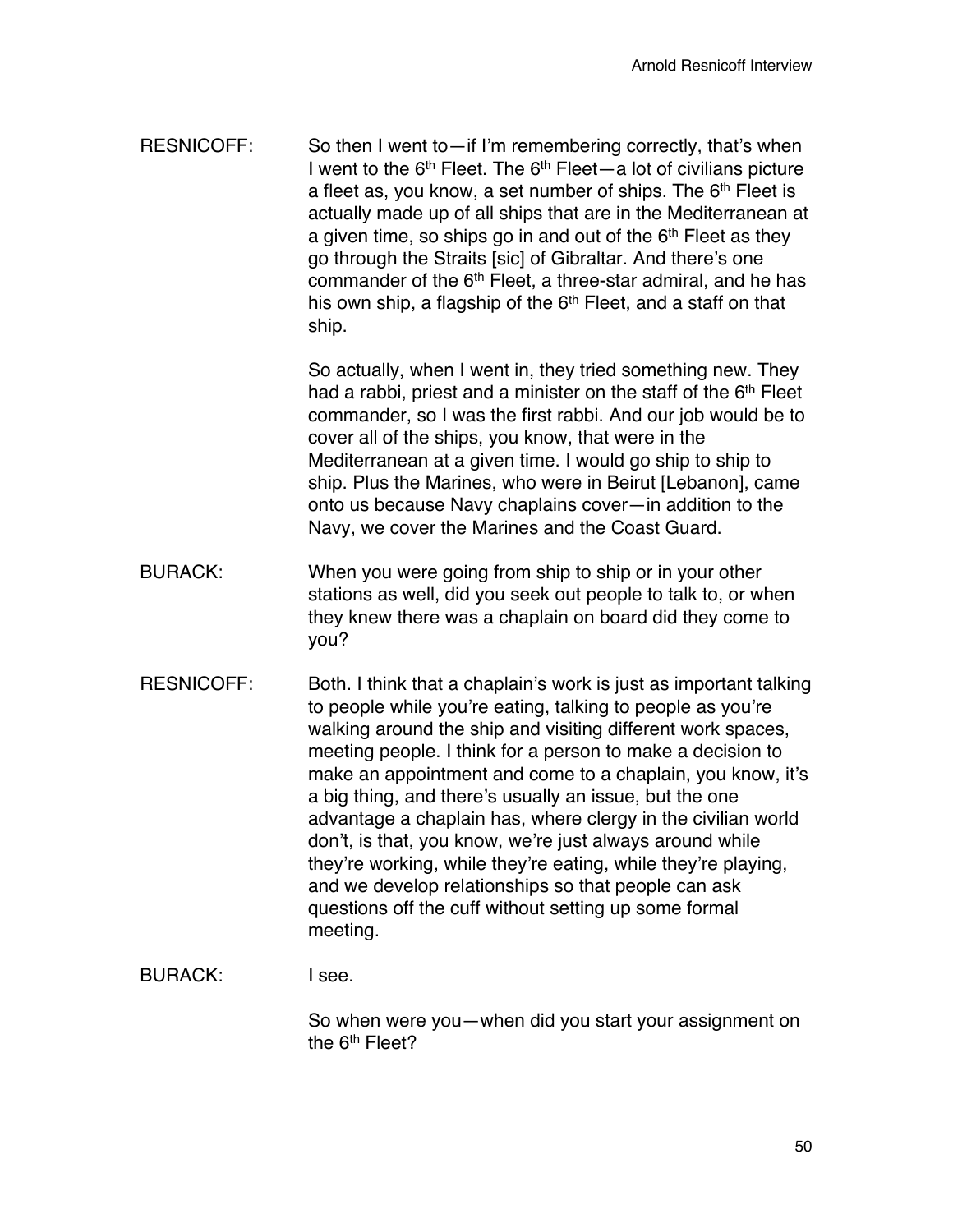RESNICOFF: So then I went to—if I'm remembering correctly, that's when I went to the 6th Fleet. The 6th Fleet—a lot of civilians picture a fleet as, you know, a set number of ships. The 6th Fleet is actually made up of all ships that are in the Mediterranean at a given time, so ships go in and out of the 6th Fleet as they go through the Straits [sic] of Gibraltar. And there's one commander of the 6th Fleet, a three-star admiral, and he has his own ship, a flagship of the 6th Fleet, and a staff on that ship.

So actually, when I went in, they tried something new. They had a rabbi, priest and a minister on the staff of the 6th Fleet commander, so I was the first rabbi. And our job would be to cover all of the ships, you know, that were in the Mediterranean at a given time. I would go ship to ship to ship. Plus the Marines, who were in Beirut [Lebanon], came onto us because Navy chaplains cover—in addition to the Navy, we cover the Marines and the Coast Guard.

BURACK: When you were going from ship to ship or in your other stations as well, did you seek out people to talk to, or when they knew there was a chaplain on board did they come to you?

RESNICOFF: Both. I think that a chaplain's work is just as important talking to people while you're eating, talking to people as you're walking around the ship and visiting different work spaces, meeting people. I think for a person to make a decision to make an appointment and come to a chaplain, you know, it's a big thing, and there's usually an issue, but the one advantage a chaplain has, where clergy in the civilian world don't, is that, you know, we're just always around while they're working, while they're eating, while they're playing, and we develop relationships so that people can ask questions off the cuff without setting up some formal meeting.

BURACK: I see.

So when were you—when did you start your assignment on the 6th Fleet?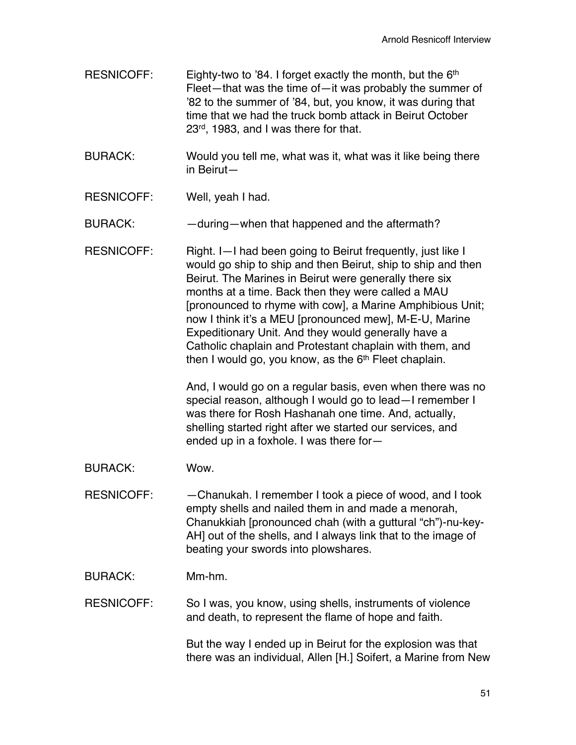RESNICOFF: Eighty-two to '84. I forget exactly the month, but the 6th Fleet—that was the time of—it was probably the summer of '82 to the summer of '84, but, you know, it was during that time that we had the truck bomb attack in Beirut October 23rd, 1983, and I was there for that.

BURACK: Would you tell me, what was it, what was it like being there in Beirut—

RESNICOFF: Well, yeah I had.

BURACK: —during—when that happened and the aftermath?

RESNICOFF: Right. I—I had been going to Beirut frequently, just like I would go ship to ship and then Beirut, ship to ship and then Beirut. The Marines in Beirut were generally there six months at a time. Back then they were called a MAU [pronounced to rhyme with cow], a Marine Amphibious Unit; now I think it's a MEU [pronounced mew], M-E-U, Marine Expeditionary Unit. And they would generally have a Catholic chaplain and Protestant chaplain with them, and then I would go, you know, as the 6th Fleet chaplain.

And, I would go on a regular basis, even when there was no special reason, although I would go to lead—I remember I was there for Rosh Hashanah one time. And, actually, shelling started right after we started our services, and ended up in a foxhole. I was there for—

BURACK: Wow.

RESNICOFF: —Chanukah. I remember I took a piece of wood, and I took empty shells and nailed them in and made a menorah, Chanukkiah [pronounced chah (with a guttural "ch")-nu-key-AH] out of the shells, and I always link that to the image of beating your swords into plowshares.

BURACK: Mm-hm.

RESNICOFF: So I was, you know, using shells, instruments of violence and death, to represent the flame of hope and faith.

But the way I ended up in Beirut for the explosion was that there was an individual, Allen [H.] Soifert, a Marine from New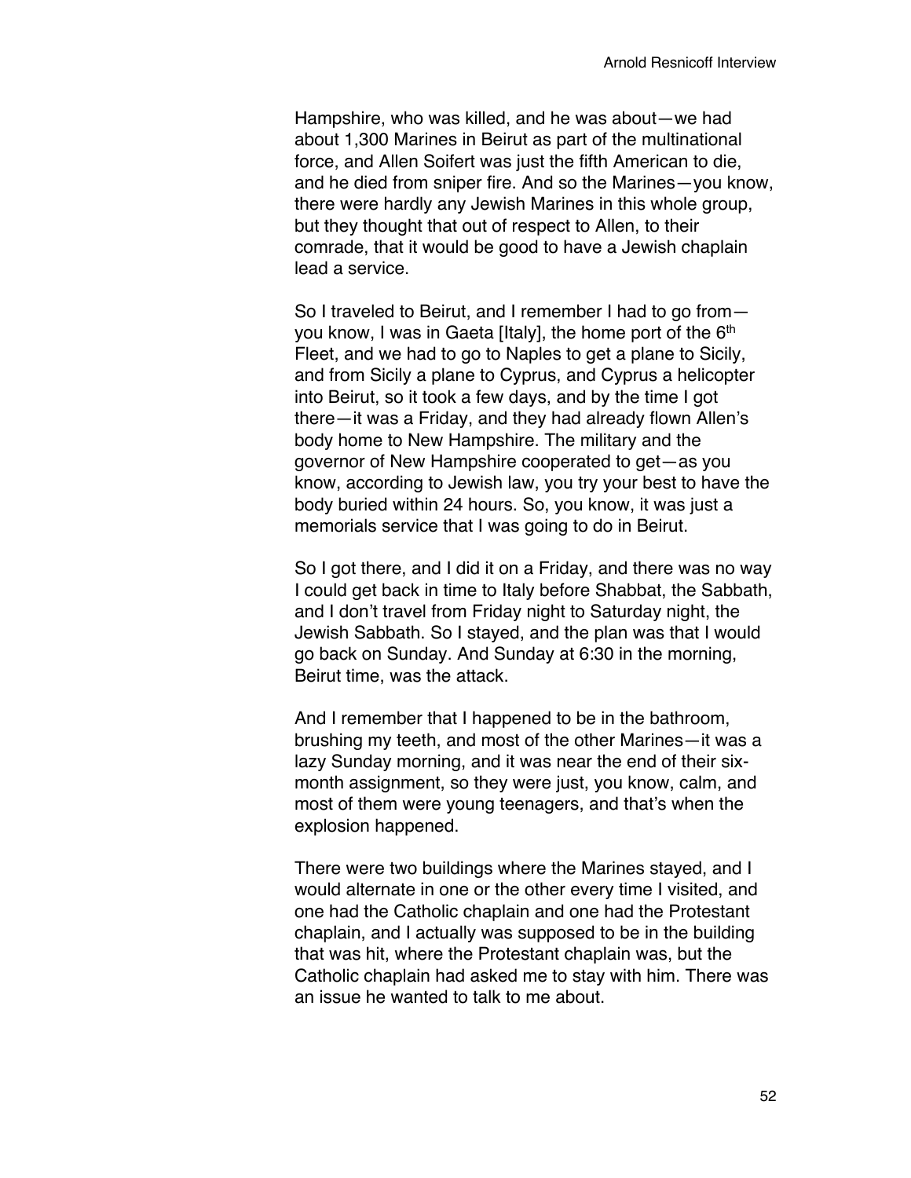Hampshire, who was killed, and he was about—we had about 1,300 Marines in Beirut as part of the multinational force, and Allen Soifert was just the fifth American to die, and he died from sniper fire. And so the Marines—you know, there were hardly any Jewish Marines in this whole group, but they thought that out of respect to Allen, to their comrade, that it would be good to have a Jewish chaplain lead a service.

So I traveled to Beirut, and I remember I had to go from—you know, I was in Gaeta [Italy], the home port of the 6th Fleet, and we had to go to Naples to get a plane to Sicily, and from Sicily a plane to Cyprus, and Cyprus a helicopter into Beirut, so it took a few days, and by the time I got there—it was a Friday, and they had already flown Allen's body home to New Hampshire. The military and the governor of New Hampshire cooperated to get—as you know, according to Jewish law, you try your best to have the body buried within 24 hours. So, you know, it was just a memorials service that I was going to do in Beirut.

So I got there, and I did it on a Friday, and there was no way I could get back in time to Italy before Shabbat, the Sabbath, and I don't travel from Friday night to Saturday night, the Jewish Sabbath. So I stayed, and the plan was that I would go back on Sunday. And Sunday at 6:30 in the morning, Beirut time, was the attack.

And I remember that I happened to be in the bathroom, brushing my teeth, and most of the other Marines—it was a lazy Sunday morning, and it was near the end of their six-month assignment, so they were just, you know, calm, and most of them were young teenagers, and that's when the explosion happened.

There were two buildings where the Marines stayed, and I would alternate in one or the other every time I visited, and one had the Catholic chaplain and one had the Protestant chaplain, and I actually was supposed to be in the building that was hit, where the Protestant chaplain was, but the Catholic chaplain had asked me to stay with him. There was an issue he wanted to talk to me about.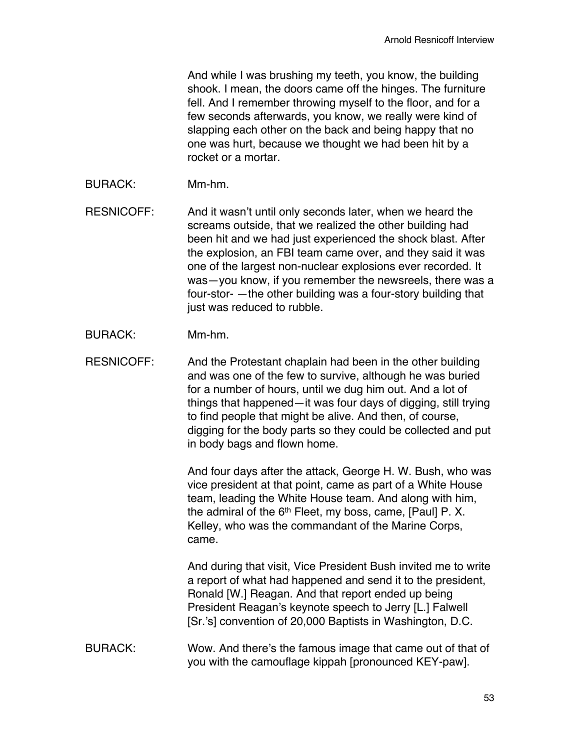And while I was brushing my teeth, you know, the building shook. I mean, the doors came off the hinges. The furniture fell. And I remember throwing myself to the floor, and for a few seconds afterwards, you know, we really were kind of slapping each other on the back and being happy that no one was hurt, because we thought we had been hit by a rocket or a mortar.

BURACK: Mm-hm.

RESNICOFF: And it wasn't until only seconds later, when we heard the screams outside, that we realized the other building had been hit and we had just experienced the shock blast. After the explosion, an FBI team came over, and they said it was one of the largest non-nuclear explosions ever recorded. It was—you know, if you remember the newsreels, there was a four-stor- —the other building was a four-story building that just was reduced to rubble.

BURACK: Mm-hm.

RESNICOFF: And the Protestant chaplain had been in the other building and was one of the few to survive, although he was buried for a number of hours, until we dug him out. And a lot of things that happened—it was four days of digging, still trying to find people that might be alive. And then, of course, digging for the body parts so they could be collected and put in body bags and flown home.

And four days after the attack, George H. W. Bush, who was vice president at that point, came as part of a White House team, leading the White House team. And along with him, the admiral of the 6th Fleet, my boss, came, [Paul] P. X. Kelley, who was the commandant of the Marine Corps, came.

And during that visit, Vice President Bush invited me to write a report of what had happened and send it to the president, Ronald [W.] Reagan. And that report ended up being President Reagan's keynote speech to Jerry [L.] Falwell [Sr.'s] convention of 20,000 Baptists in Washington, D.C.

BURACK: Wow. And there's the famous image that came out of that of you with the camouflage kippah [pronounced KEY-paw].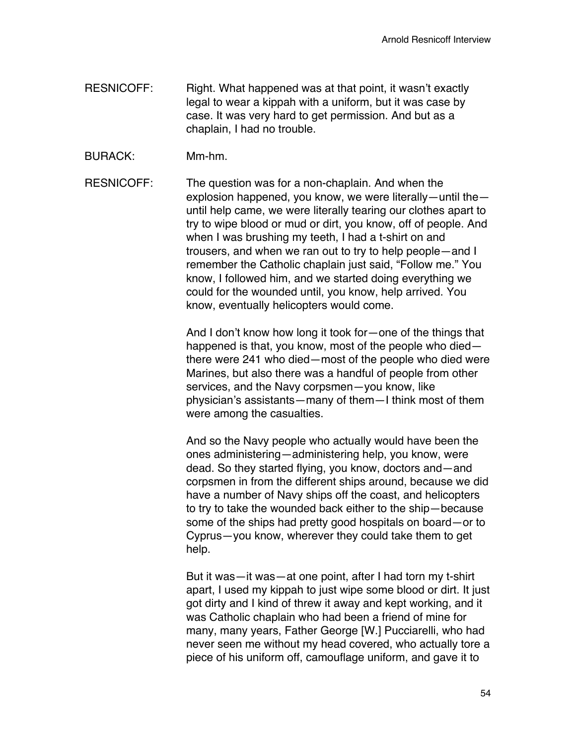RESNICOFF: Right. What happened was at that point, it wasn't exactly legal to wear a kippah with a uniform, but it was case by case. It was very hard to get permission. And but as a chaplain, I had no trouble.

BURACK: Mm-hm.

RESNICOFF: The question was for a non-chaplain. And when the explosion happened, you know, we were literally—until the—until help came, we were literally tearing our clothes apart to try to wipe blood or mud or dirt, you know, off of people. And when I was brushing my teeth, I had a t-shirt on and trousers, and when we ran out to try to help people—and I remember the Catholic chaplain just said, "Follow me." You know, I followed him, and we started doing everything we could for the wounded until, you know, help arrived. You know, eventually helicopters would come.

And I don't know how long it took for—one of the things that happened is that, you know, most of the people who died—there were 241 who died—most of the people who died were Marines, but also there was a handful of people from other services, and the Navy corpsmen—you know, like physician's assistants—many of them—I think most of them were among the casualties.

And so the Navy people who actually would have been the ones administering—administering help, you know, were dead. So they started flying, you know, doctors and—and corpsmen in from the different ships around, because we did have a number of Navy ships off the coast, and helicopters to try to take the wounded back either to the ship—because some of the ships had pretty good hospitals on board—or to Cyprus—you know, wherever they could take them to get help.

But it was—it was—at one point, after I had torn my t-shirt apart, I used my kippah to just wipe some blood or dirt. It just got dirty and I kind of threw it away and kept working, and it was Catholic chaplain who had been a friend of mine for many, many years, Father George [W.] Pucciarelli, who had never seen me without my head covered, who actually tore a piece of his uniform off, camouflage uniform, and gave it to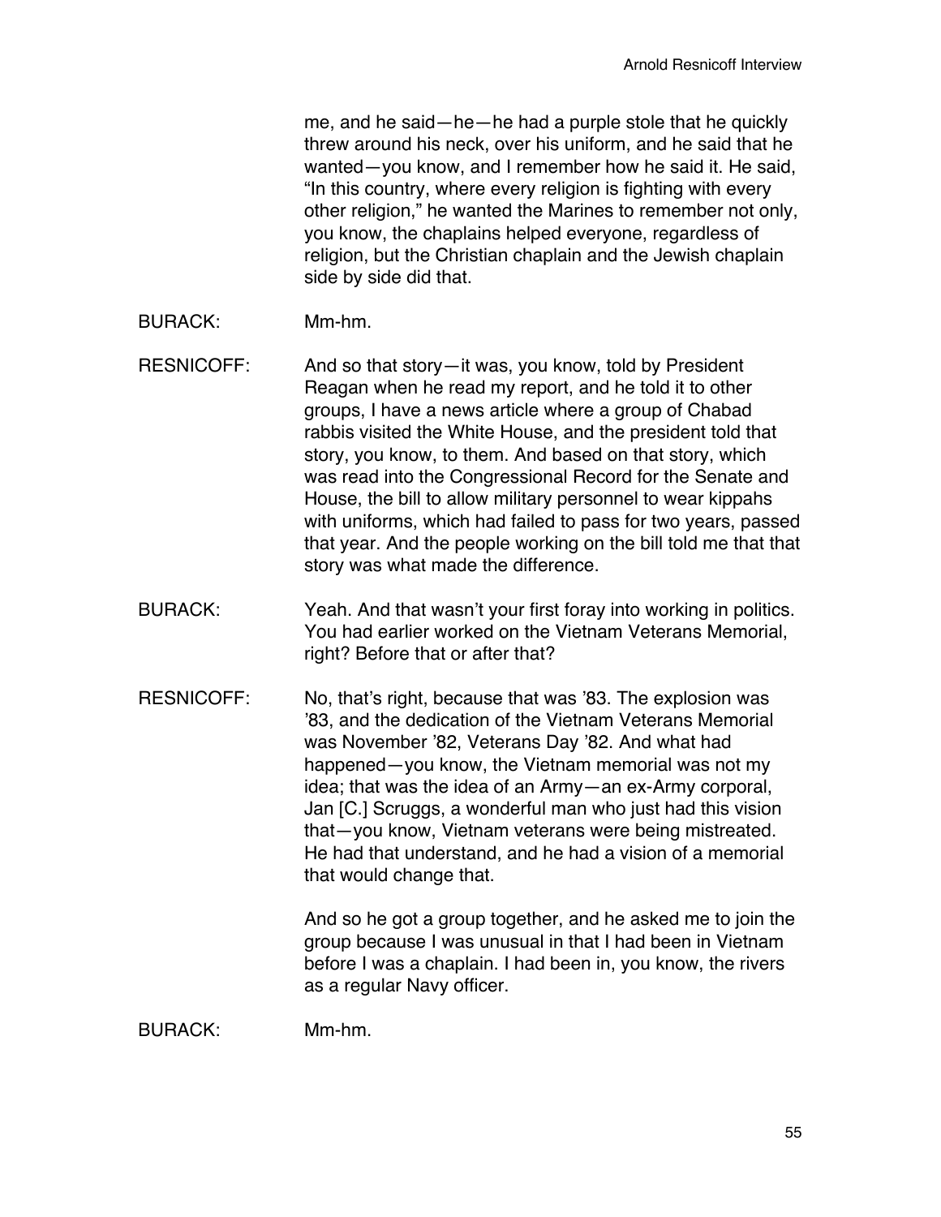me, and he said—he—he had a purple stole that he quickly threw around his neck, over his uniform, and he said that he wanted—you know, and I remember how he said it. He said, "In this country, where every religion is fighting with every other religion," he wanted the Marines to remember not only, you know, the chaplains helped everyone, regardless of religion, but the Christian chaplain and the Jewish chaplain side by side did that.

BURACK: Mm-hm.

RESNICOFF: And so that story—it was, you know, told by President Reagan when he read my report, and he told it to other groups, I have a news article where a group of Chabad rabbis visited the White House, and the president told that story, you know, to them. And based on that story, which was read into the Congressional Record for the Senate and House, the bill to allow military personnel to wear kippahs with uniforms, which had failed to pass for two years, passed that year. And the people working on the bill told me that that story was what made the difference.

BURACK: Yeah. And that wasn't your first foray into working in politics. You had earlier worked on the Vietnam Veterans Memorial, right? Before that or after that?

RESNICOFF: No, that's right, because that was '83. The explosion was '83, and the dedication of the Vietnam Veterans Memorial was November '82, Veterans Day '82. And what had happened—you know, the Vietnam memorial was not my idea; that was the idea of an Army—an ex-Army corporal, Jan [C.] Scruggs, a wonderful man who just had this vision that—you know, Vietnam veterans were being mistreated. He had that understand, and he had a vision of a memorial that would change that.

And so he got a group together, and he asked me to join the group because I was unusual in that I had been in Vietnam before I was a chaplain. I had been in, you know, the rivers as a regular Navy officer.

BURACK: Mm-hm.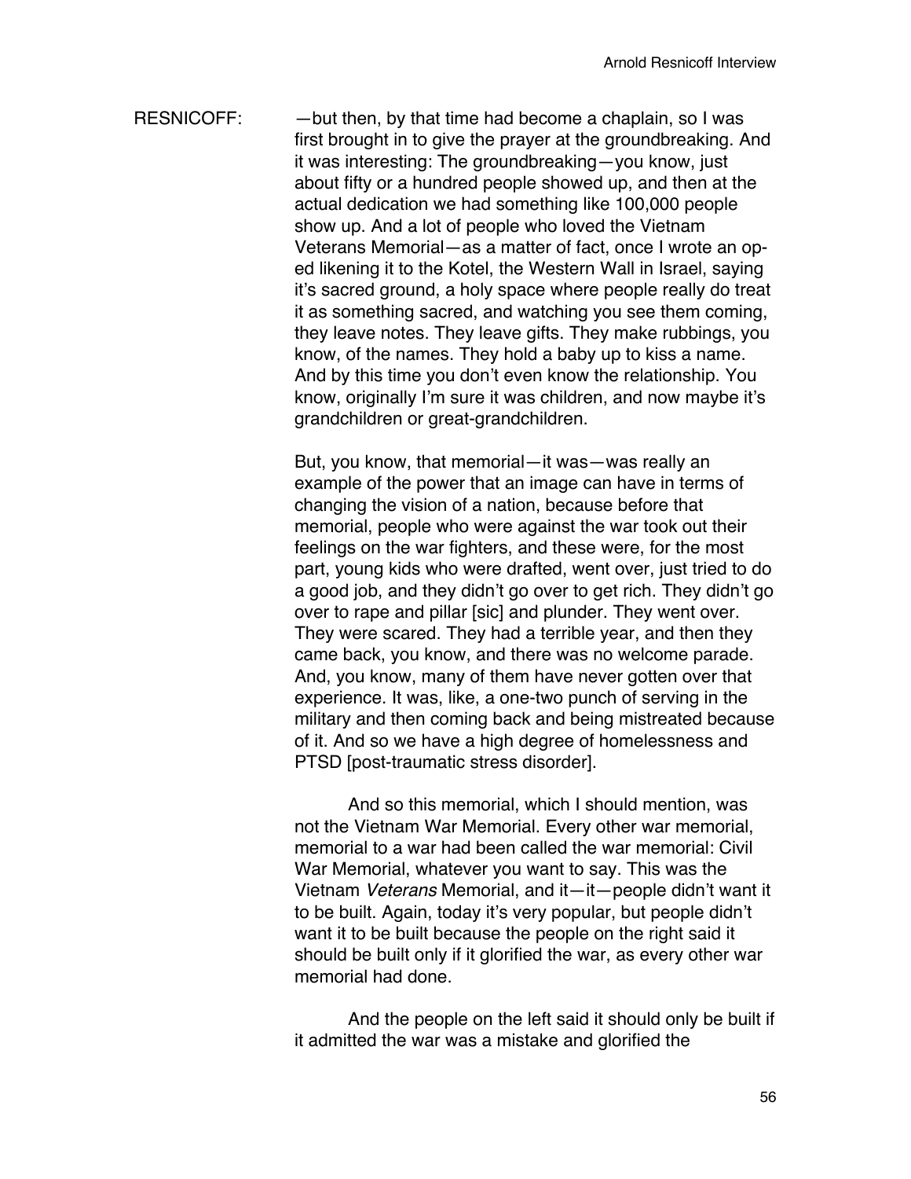RESNICOFF: —but then, by that time had become a chaplain, so I was first brought in to give the prayer at the groundbreaking. And it was interesting: The groundbreaking—you know, just about fifty or a hundred people showed up, and then at the actual dedication we had something like 100,000 people show up. And a lot of people who loved the Vietnam Veterans Memorial—as a matter of fact, once I wrote an op-ed likening it to the Kotel, the Western Wall in Israel, saying it's sacred ground, a holy space where people really do treat it as something sacred, and watching you see them coming, they leave notes. They leave gifts. They make rubbings, you know, of the names. They hold a baby up to kiss a name. And by this time you don't even know the relationship. You know, originally I'm sure it was children, and now maybe it's grandchildren or great-grandchildren.

But, you know, that memorial—it was—was really an example of the power that an image can have in terms of changing the vision of a nation, because before that memorial, people who were against the war took out their feelings on the war fighters, and these were, for the most part, young kids who were drafted, went over, just tried to do a good job, and they didn't go over to get rich. They didn't go over to rape and pillar [sic] and plunder. They went over. They were scared. They had a terrible year, and then they came back, you know, and there was no welcome parade. And, you know, many of them have never gotten over that experience. It was, like, a one-two punch of serving in the military and then coming back and being mistreated because of it. And so we have a high degree of homelessness and PTSD [post-traumatic stress disorder].

And so this memorial, which I should mention, was not the Vietnam War Memorial. Every other war memorial, memorial to a war had been called the war memorial: Civil War Memorial, whatever you want to say. This was the Vietnam *Veterans* Memorial, and it—it—people didn't want it to be built. Again, today it's very popular, but people didn't want it to be built because the people on the right said it should be built only if it glorified the war, as every other war memorial had done.

And the people on the left said it should only be built if it admitted the war was a mistake and glorified the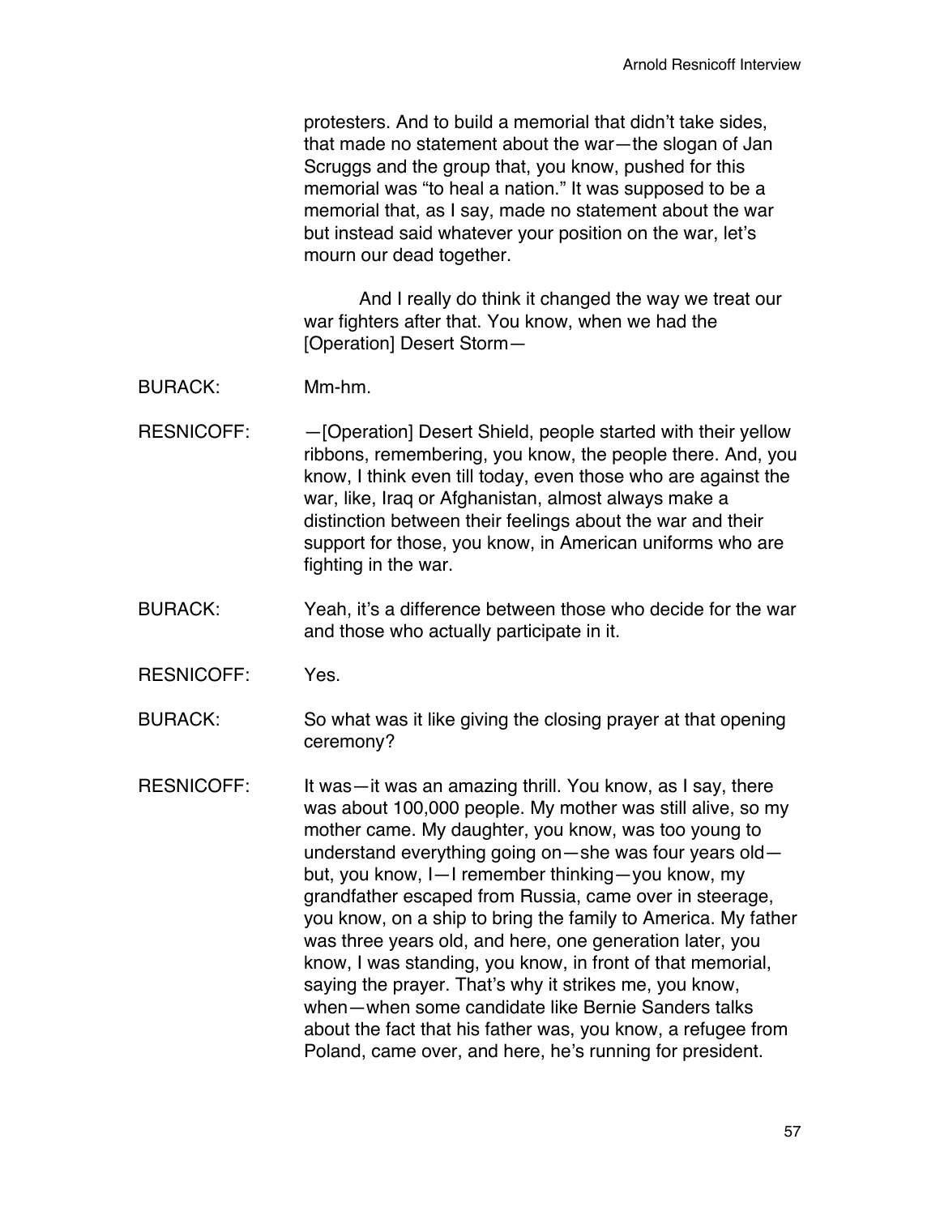protesters. And to build a memorial that didn't take sides, that made no statement about the war—the slogan of Jan Scruggs and the group that, you know, pushed for this memorial was "to heal a nation." It was supposed to be a memorial that, as I say, made no statement about the war but instead said whatever your position on the war, let's mourn our dead together.

And I really do think it changed the way we treat our war fighters after that. You know, when we had the [Operation] Desert Storm—

BURACK: Mm-hm.

RESNICOFF: —[Operation] Desert Shield, people started with their yellow ribbons, remembering, you know, the people there. And, you know, I think even till today, even those who are against the war, like, Iraq or Afghanistan, almost always make a distinction between their feelings about the war and their support for those, you know, in American uniforms who are fighting in the war.

BURACK: Yeah, it's a difference between those who decide for the war and those who actually participate in it.

RESNICOFF: Yes.

BURACK: So what was it like giving the closing prayer at that opening ceremony?

RESNICOFF: It was—it was an amazing thrill. You know, as I say, there was about 100,000 people. My mother was still alive, so my mother came. My daughter, you know, was too young to understand everything going on—she was four years old—but, you know, I—I remember thinking—you know, my grandfather escaped from Russia, came over in steerage, you know, on a ship to bring the family to America. My father was three years old, and here, one generation later, you know, I was standing, you know, in front of that memorial, saying the prayer. That's why it strikes me, you know, when—when some candidate like Bernie Sanders talks about the fact that his father was, you know, a refugee from Poland, came over, and here, he's running for president.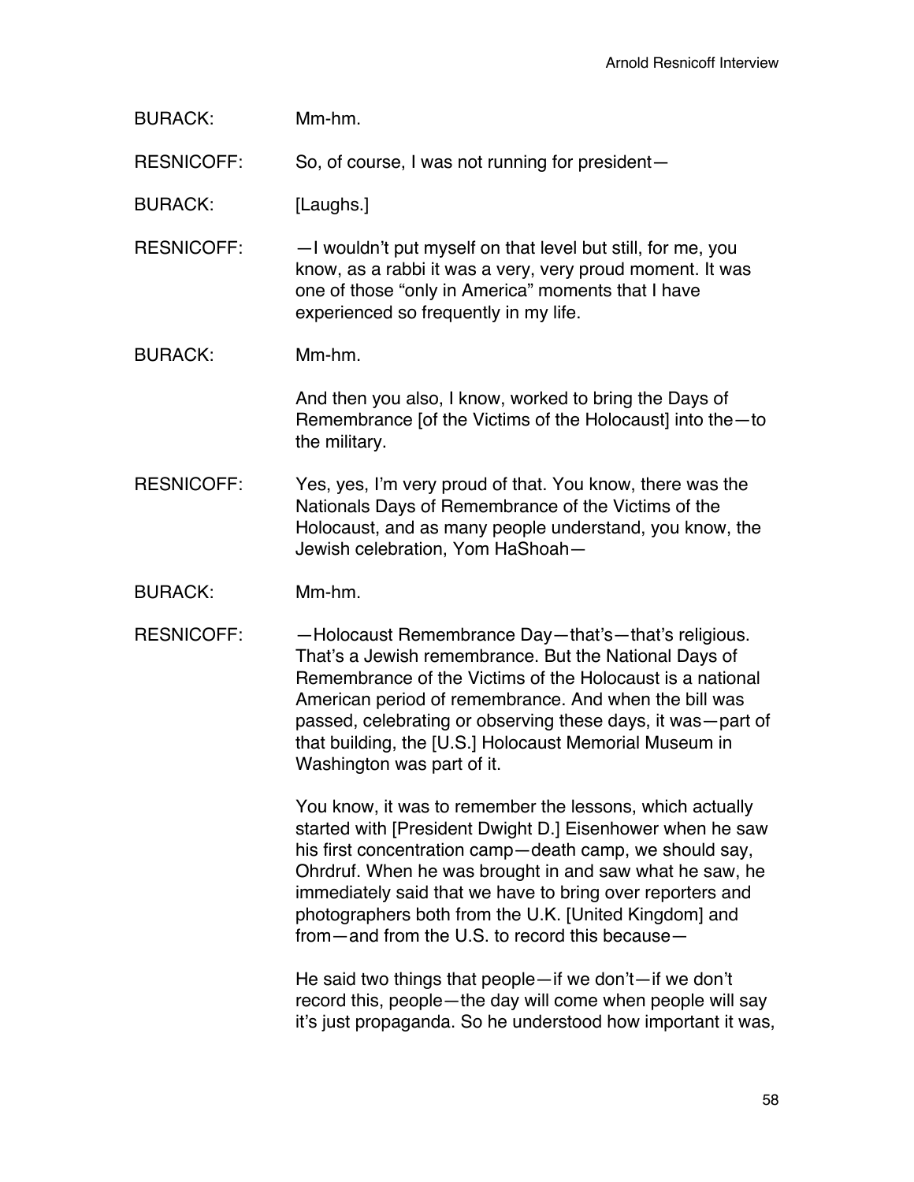BURACK: Mm-hm.

RESNICOFF: So, of course, I was not running for president—

BURACK: [Laughs.]

RESNICOFF: —I wouldn't put myself on that level but still, for me, you know, as a rabbi it was a very, very proud moment. It was one of those "only in America" moments that I have experienced so frequently in my life.

BURACK: Mm-hm.

And then you also, I know, worked to bring the Days of Remembrance [of the Victims of the Holocaust] into the—to the military.

RESNICOFF: Yes, yes, I'm very proud of that. You know, there was the Nationals Days of Remembrance of the Victims of the Holocaust, and as many people understand, you know, the Jewish celebration, Yom HaShoah—

BURACK: Mm-hm.

RESNICOFF: —Holocaust Remembrance Day—that's—that's religious. That's a Jewish remembrance. But the National Days of Remembrance of the Victims of the Holocaust is a national American period of remembrance. And when the bill was passed, celebrating or observing these days, it was—part of that building, the [U.S.] Holocaust Memorial Museum in Washington was part of it.

You know, it was to remember the lessons, which actually started with [President Dwight D.] Eisenhower when he saw his first concentration camp—death camp, we should say, Ohrdruf. When he was brought in and saw what he saw, he immediately said that we have to bring over reporters and photographers both from the U.K. [United Kingdom] and from—and from the U.S. to record this because—

He said two things that people—if we don't—if we don't record this, people—the day will come when people will say it's just propaganda. So he understood how important it was,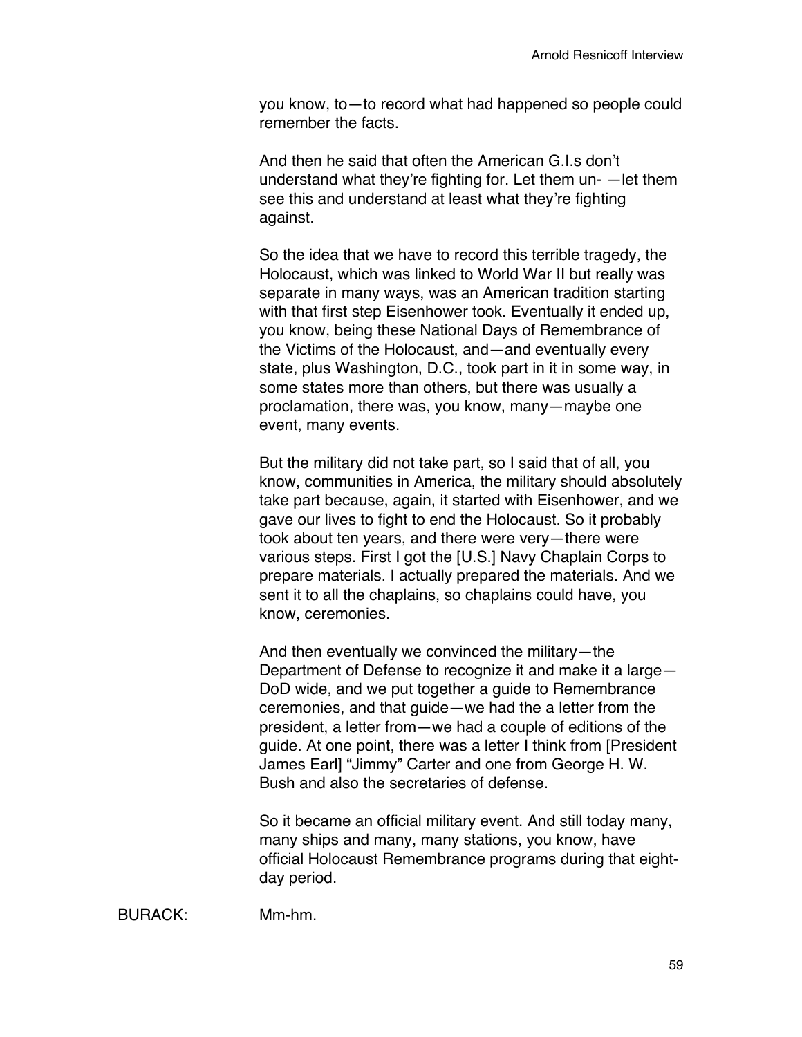you know, to—to record what had happened so people could remember the facts.

And then he said that often the American G.I.s don't understand what they're fighting for. Let them un- —let them see this and understand at least what they're fighting against.

So the idea that we have to record this terrible tragedy, the Holocaust, which was linked to World War II but really was separate in many ways, was an American tradition starting with that first step Eisenhower took. Eventually it ended up, you know, being these National Days of Remembrance of the Victims of the Holocaust, and—and eventually every state, plus Washington, D.C., took part in it in some way, in some states more than others, but there was usually a proclamation, there was, you know, many—maybe one event, many events.

But the military did not take part, so I said that of all, you know, communities in America, the military should absolutely take part because, again, it started with Eisenhower, and we gave our lives to fight to end the Holocaust. So it probably took about ten years, and there were very—there were various steps. First I got the [U.S.] Navy Chaplain Corps to prepare materials. I actually prepared the materials. And we sent it to all the chaplains, so chaplains could have, you know, ceremonies.

And then eventually we convinced the military—the Department of Defense to recognize it and make it a large—DoD wide, and we put together a guide to Remembrance ceremonies, and that guide—we had the a letter from the president, a letter from—we had a couple of editions of the guide. At one point, there was a letter I think from [President James Earl] "Jimmy" Carter and one from George H. W. Bush and also the secretaries of defense.

So it became an official military event. And still today many, many ships and many, many stations, you know, have official Holocaust Remembrance programs during that eight-day period.

BURACK: Mm-hm.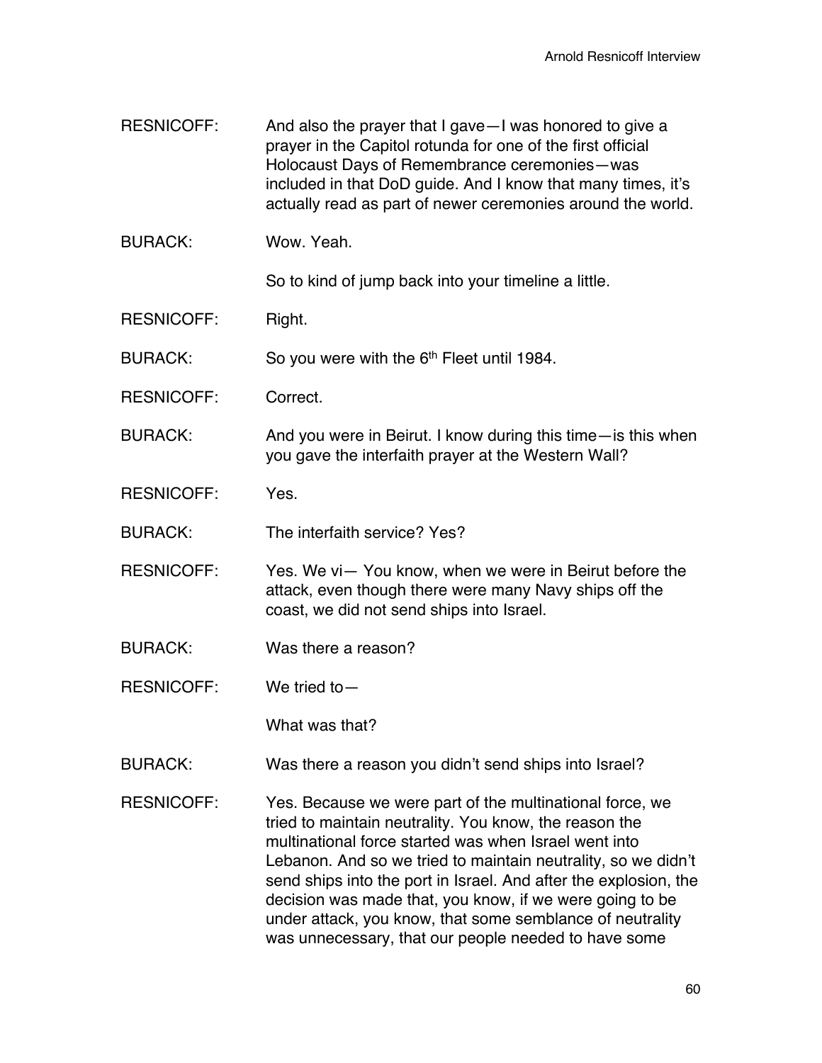RESNICOFF: And also the prayer that I gave—I was honored to give a prayer in the Capitol rotunda for one of the first official Holocaust Days of Remembrance ceremonies—was included in that DoD guide. And I know that many times, it's actually read as part of newer ceremonies around the world.

BURACK: Wow. Yeah.

So to kind of jump back into your timeline a little.

RESNICOFF: Right.

BURACK: So you were with the 6th Fleet until 1984.

RESNICOFF: Correct.

BURACK: And you were in Beirut. I know during this time—is this when you gave the interfaith prayer at the Western Wall?

RESNICOFF: Yes.

BURACK: The interfaith service? Yes?

RESNICOFF: Yes. We vi— You know, when we were in Beirut before the attack, even though there were many Navy ships off the coast, we did not send ships into Israel.

BURACK: Was there a reason?

RESNICOFF: We tried to—

What was that?

BURACK: Was there a reason you didn't send ships into Israel?

RESNICOFF: Yes. Because we were part of the multinational force, we tried to maintain neutrality. You know, the reason the multinational force started was when Israel went into Lebanon. And so we tried to maintain neutrality, so we didn't send ships into the port in Israel. And after the explosion, the decision was made that, you know, if we were going to be under attack, you know, that some semblance of neutrality was unnecessary, that our people needed to have some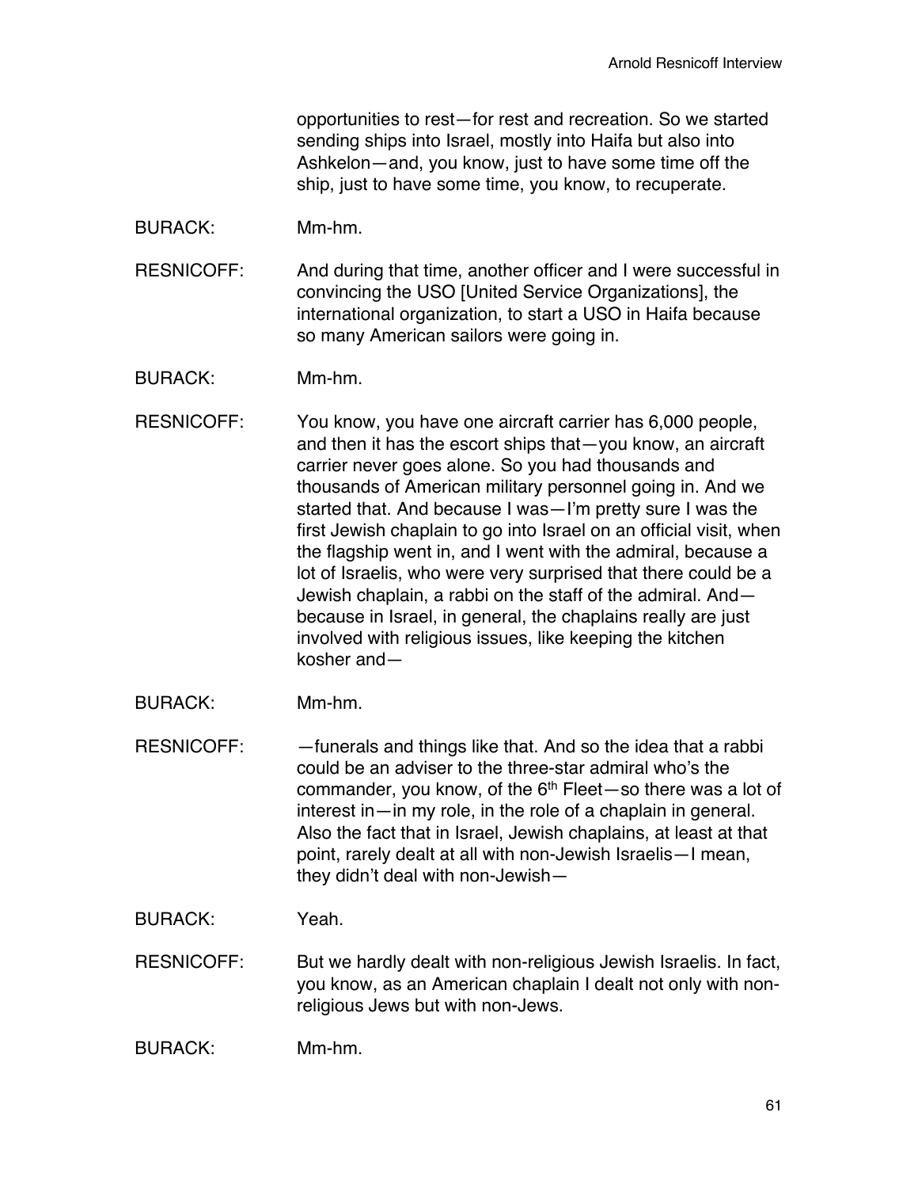opportunities to rest—for rest and recreation. So we started sending ships into Israel, mostly into Haifa but also into Ashkelon—and, you know, just to have some time off the ship, just to have some time, you know, to recuperate.

BURACK: Mm-hm.

RESNICOFF: And during that time, another officer and I were successful in convincing the USO [United Service Organizations], the international organization, to start a USO in Haifa because so many American sailors were going in.

BURACK: Mm-hm.

RESNICOFF: You know, you have one aircraft carrier has 6,000 people, and then it has the escort ships that—you know, an aircraft carrier never goes alone. So you had thousands and thousands of American military personnel going in. And we started that. And because I was—I'm pretty sure I was the first Jewish chaplain to go into Israel on an official visit, when the flagship went in, and I went with the admiral, because a lot of Israelis, who were very surprised that there could be a Jewish chaplain, a rabbi on the staff of the admiral. And—because in Israel, in general, the chaplains really are just involved with religious issues, like keeping the kitchen kosher and—

BURACK: Mm-hm.

RESNICOFF: —funerals and things like that. And so the idea that a rabbi could be an adviser to the three-star admiral who's the commander, you know, of the 6th Fleet—so there was a lot of interest in—in my role, in the role of a chaplain in general. Also the fact that in Israel, Jewish chaplains, at least at that point, rarely dealt at all with non-Jewish Israelis—I mean, they didn't deal with non-Jewish—

BURACK: Yeah.

RESNICOFF: But we hardly dealt with non-religious Jewish Israelis. In fact, you know, as an American chaplain I dealt not only with non-religious Jews but with non-Jews.

BURACK: Mm-hm.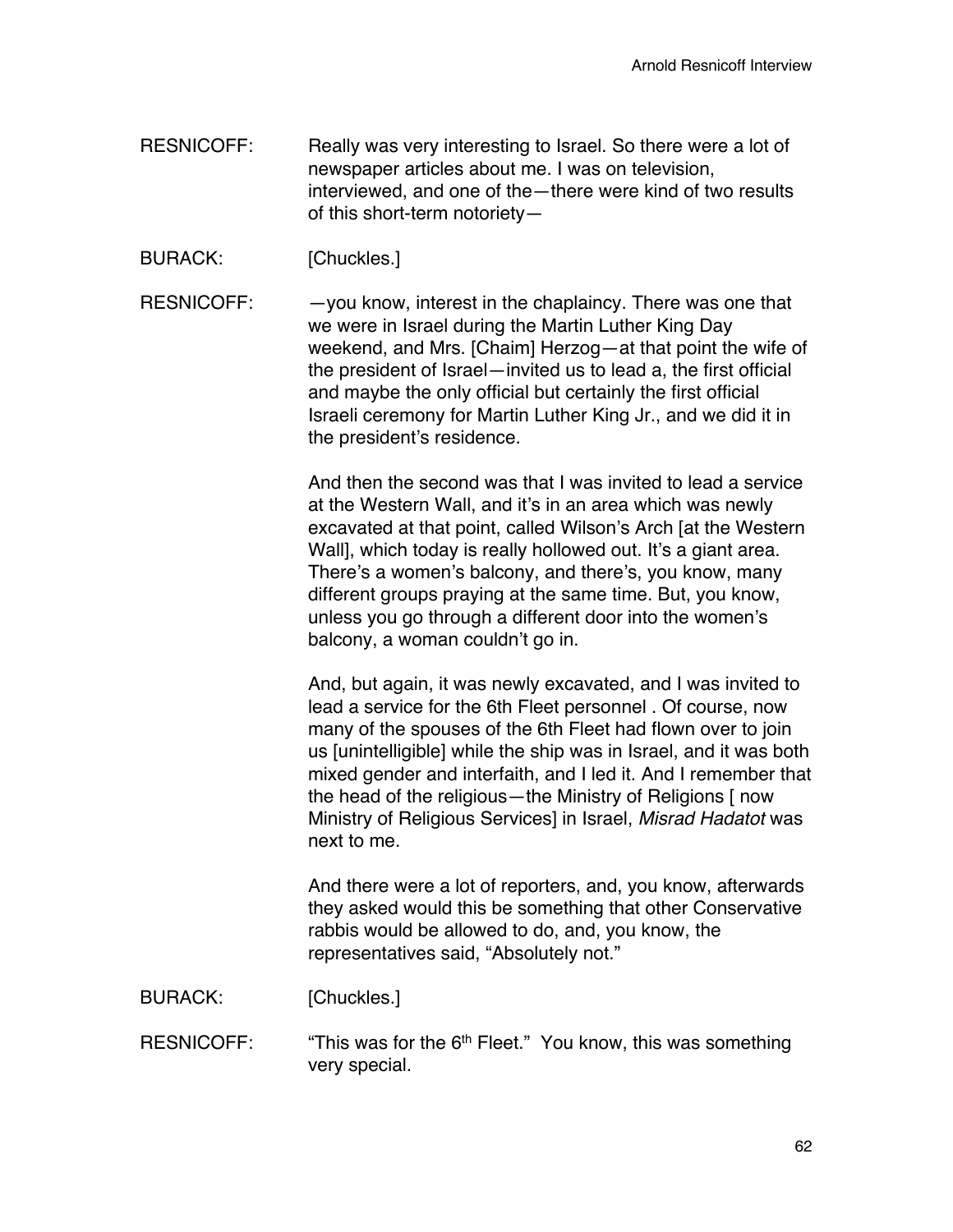RESNICOFF: Really was very interesting to Israel. So there were a lot of newspaper articles about me. I was on television, interviewed, and one of the—there were kind of two results of this short-term notoriety—

BURACK: [Chuckles.]

RESNICOFF: —you know, interest in the chaplaincy. There was one that we were in Israel during the Martin Luther King Day weekend, and Mrs. [Chaim] Herzog—at that point the wife of the president of Israel—invited us to lead a, the first official and maybe the only official but certainly the first official Israeli ceremony for Martin Luther King Jr., and we did it in the president's residence.

And then the second was that I was invited to lead a service at the Western Wall, and it's in an area which was newly excavated at that point, called Wilson's Arch [at the Western Wall], which today is really hollowed out. It's a giant area. There's a women's balcony, and there's, you know, many different groups praying at the same time. But, you know, unless you go through a different door into the women's balcony, a woman couldn't go in.

And, but again, it was newly excavated, and I was invited to lead a service for the 6th Fleet personnel . Of course, now many of the spouses of the 6th Fleet had flown over to join us [unintelligible] while the ship was in Israel, and it was both mixed gender and interfaith, and I led it. And I remember that the head of the religious—the Ministry of Religions [ now Ministry of Religious Services] in Israel, *Misrad Hadatot* was next to me.

And there were a lot of reporters, and, you know, afterwards they asked would this be something that other Conservative rabbis would be allowed to do, and, you know, the representatives said, "Absolutely not."

BURACK: [Chuckles.]

RESNICOFF: "This was for the 6th Fleet." You know, this was something very special.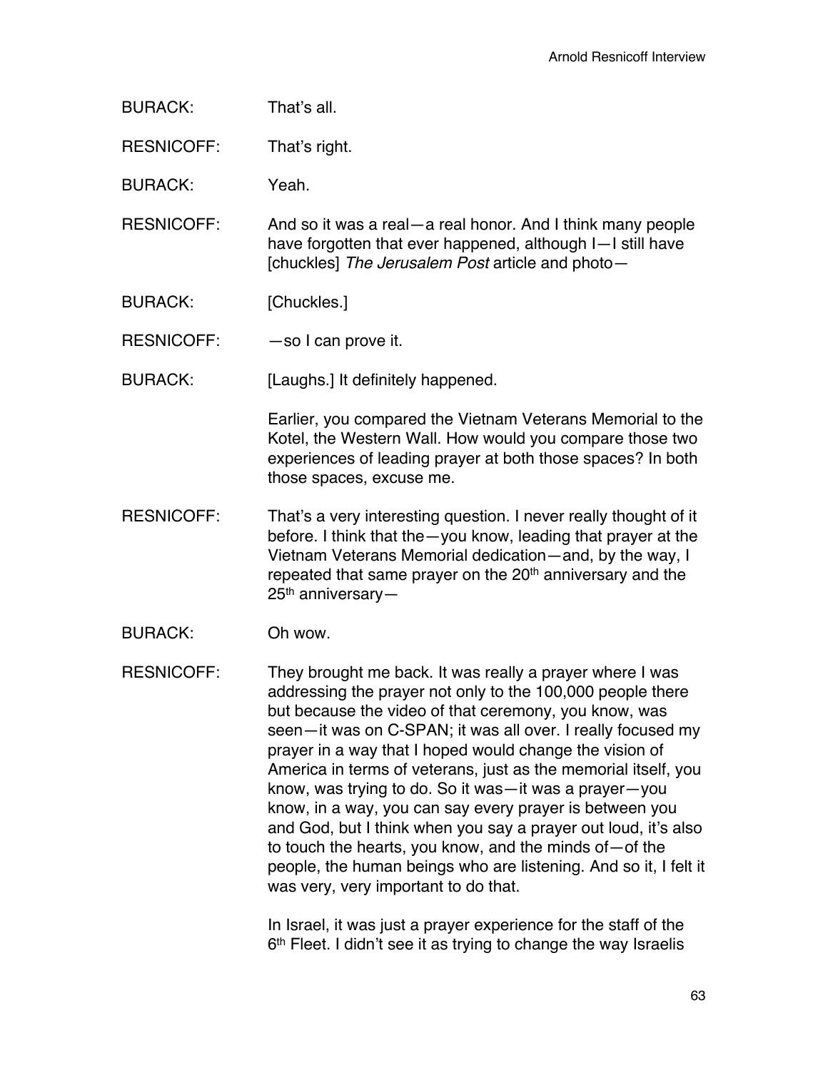BURACK: That's all.

RESNICOFF: That's right.

BURACK: Yeah.

RESNICOFF: And so it was a real—a real honor. And I think many people have forgotten that ever happened, although I—I still have [chuckles] *The Jerusalem Post* article and photo—

BURACK: [Chuckles.]

RESNICOFF: —so I can prove it.

BURACK: [Laughs.] It definitely happened.

Earlier, you compared the Vietnam Veterans Memorial to the Kotel, the Western Wall. How would you compare those two experiences of leading prayer at both those spaces? In both those spaces, excuse me.

RESNICOFF: That's a very interesting question. I never really thought of it before. I think that the—you know, leading that prayer at the Vietnam Veterans Memorial dedication—and, by the way, I repeated that same prayer on the 20th anniversary and the 25th anniversary—

BURACK: Oh wow.

RESNICOFF: They brought me back. It was really a prayer where I was addressing the prayer not only to the 100,000 people there but because the video of that ceremony, you know, was seen—it was on C-SPAN; it was all over. I really focused my prayer in a way that I hoped would change the vision of America in terms of veterans, just as the memorial itself, you know, was trying to do. So it was—it was a prayer—you know, in a way, you can say every prayer is between you and God, but I think when you say a prayer out loud, it's also to touch the hearts, you know, and the minds of—of the people, the human beings who are listening. And so it, I felt it was very, very important to do that.

In Israel, it was just a prayer experience for the staff of the 6th Fleet. I didn't see it as trying to change the way Israelis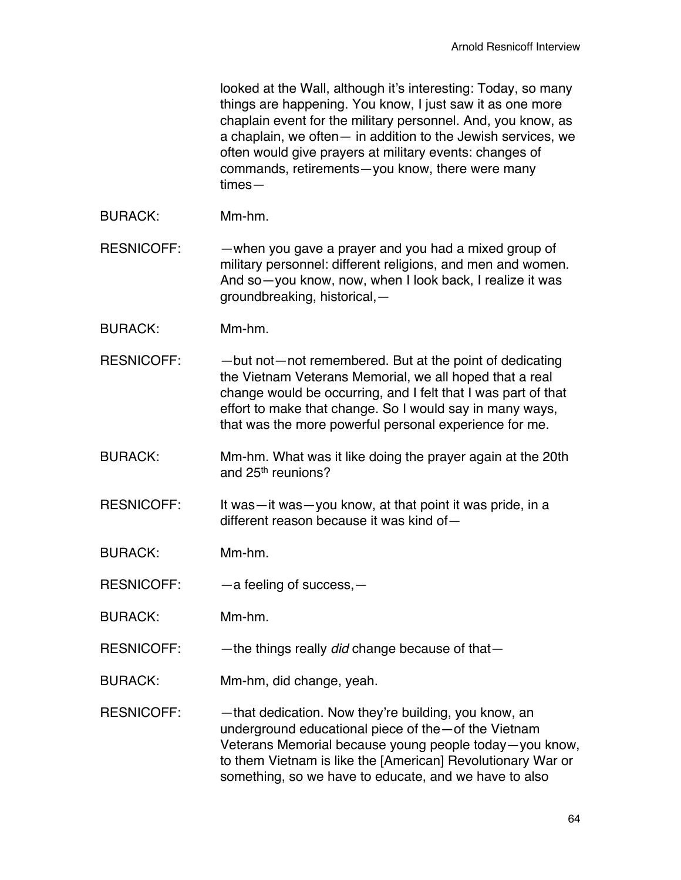looked at the Wall, although it's interesting: Today, so many things are happening. You know, I just saw it as one more chaplain event for the military personnel. And, you know, as a chaplain, we often— in addition to the Jewish services, we often would give prayers at military events: changes of commands, retirements—you know, there were many times—

BURACK: Mm-hm.

RESNICOFF: —when you gave a prayer and you had a mixed group of military personnel: different religions, and men and women. And so—you know, now, when I look back, I realize it was groundbreaking, historical,—

BURACK: Mm-hm.

RESNICOFF: —but not—not remembered. But at the point of dedicating the Vietnam Veterans Memorial, we all hoped that a real change would be occurring, and I felt that I was part of that effort to make that change. So I would say in many ways, that was the more powerful personal experience for me.

BURACK: Mm-hm. What was it like doing the prayer again at the 20th and 25th reunions?

RESNICOFF: It was—it was—you know, at that point it was pride, in a different reason because it was kind of—

BURACK: Mm-hm.

RESNICOFF: —a feeling of success,—

BURACK: Mm-hm.

RESNICOFF: —the things really *did* change because of that—

BURACK: Mm-hm, did change, yeah.

RESNICOFF: —that dedication. Now they're building, you know, an underground educational piece of the—of the Vietnam Veterans Memorial because young people today—you know, to them Vietnam is like the [American] Revolutionary War or something, so we have to educate, and we have to also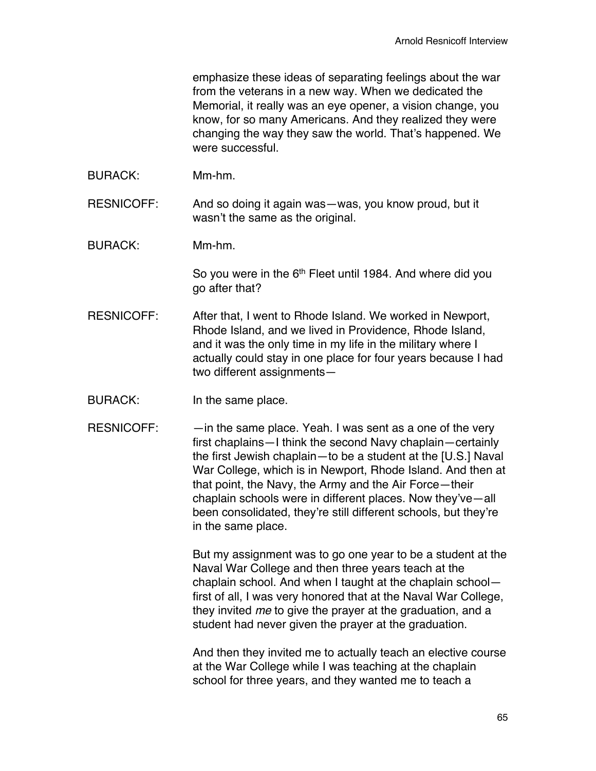emphasize these ideas of separating feelings about the war from the veterans in a new way. When we dedicated the Memorial, it really was an eye opener, a vision change, you know, for so many Americans. And they realized they were changing the way they saw the world. That's happened. We were successful.

BURACK: Mm-hm.

RESNICOFF: And so doing it again was—was, you know proud, but it wasn't the same as the original.

BURACK: Mm-hm.

So you were in the 6th Fleet until 1984. And where did you go after that?

RESNICOFF: After that, I went to Rhode Island. We worked in Newport, Rhode Island, and we lived in Providence, Rhode Island, and it was the only time in my life in the military where I actually could stay in one place for four years because I had two different assignments—

BURACK: In the same place.

RESNICOFF: —in the same place. Yeah. I was sent as a one of the very first chaplains—I think the second Navy chaplain—certainly the first Jewish chaplain—to be a student at the [U.S.] Naval War College, which is in Newport, Rhode Island. And then at that point, the Navy, the Army and the Air Force—their chaplain schools were in different places. Now they've—all been consolidated, they're still different schools, but they're in the same place.

But my assignment was to go one year to be a student at the Naval War College and then three years teach at the chaplain school. And when I taught at the chaplain school—first of all, I was very honored that at the Naval War College, they invited *me* to give the prayer at the graduation, and a student had never given the prayer at the graduation.

And then they invited me to actually teach an elective course at the War College while I was teaching at the chaplain school for three years, and they wanted me to teach a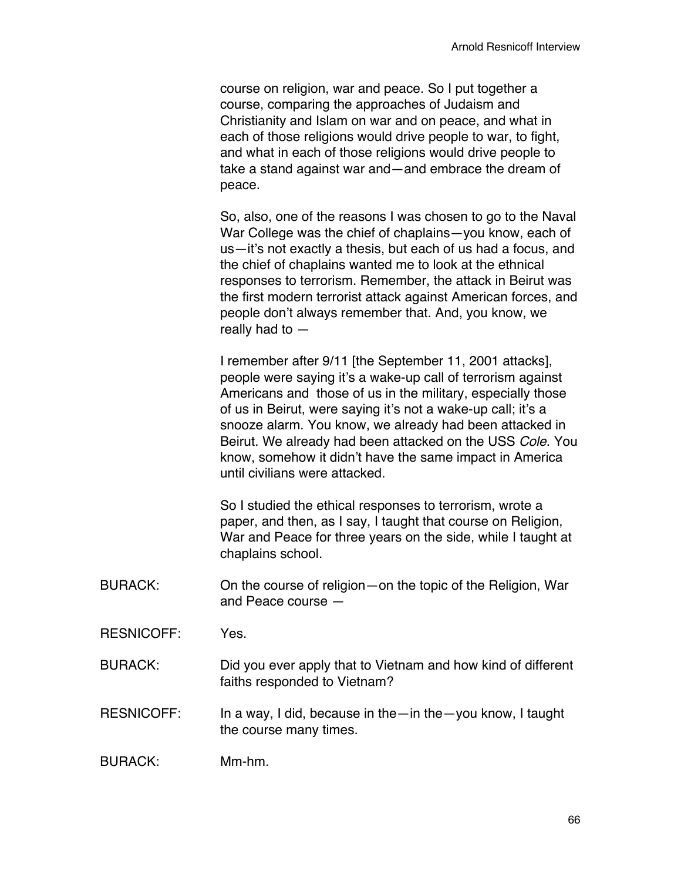course on religion, war and peace. So I put together a course, comparing the approaches of Judaism and Christianity and Islam on war and on peace, and what in each of those religions would drive people to war, to fight, and what in each of those religions would drive people to take a stand against war and—and embrace the dream of peace.

So, also, one of the reasons I was chosen to go to the Naval War College was the chief of chaplains—you know, each of us—it's not exactly a thesis, but each of us had a focus, and the chief of chaplains wanted me to look at the ethnical responses to terrorism. Remember, the attack in Beirut was the first modern terrorist attack against American forces, and people don't always remember that. And, you know, we really had to —

I remember after 9/11 [the September 11, 2001 attacks], people were saying it's a wake-up call of terrorism against Americans and those of us in the military, especially those of us in Beirut, were saying it's not a wake-up call; it's a snooze alarm. You know, we already had been attacked in Beirut. We already had been attacked on the USS *Cole*. You know, somehow it didn't have the same impact in America until civilians were attacked.

So I studied the ethical responses to terrorism, wrote a paper, and then, as I say, I taught that course on Religion, War and Peace for three years on the side, while I taught at chaplains school.

BURACK: On the course of religion—on the topic of the Religion, War and Peace course —

RESNICOFF: Yes.

BURACK: Did you ever apply that to Vietnam and how kind of different faiths responded to Vietnam?

RESNICOFF: In a way, I did, because in the—in the—you know, I taught the course many times.

BURACK: Mm-hm.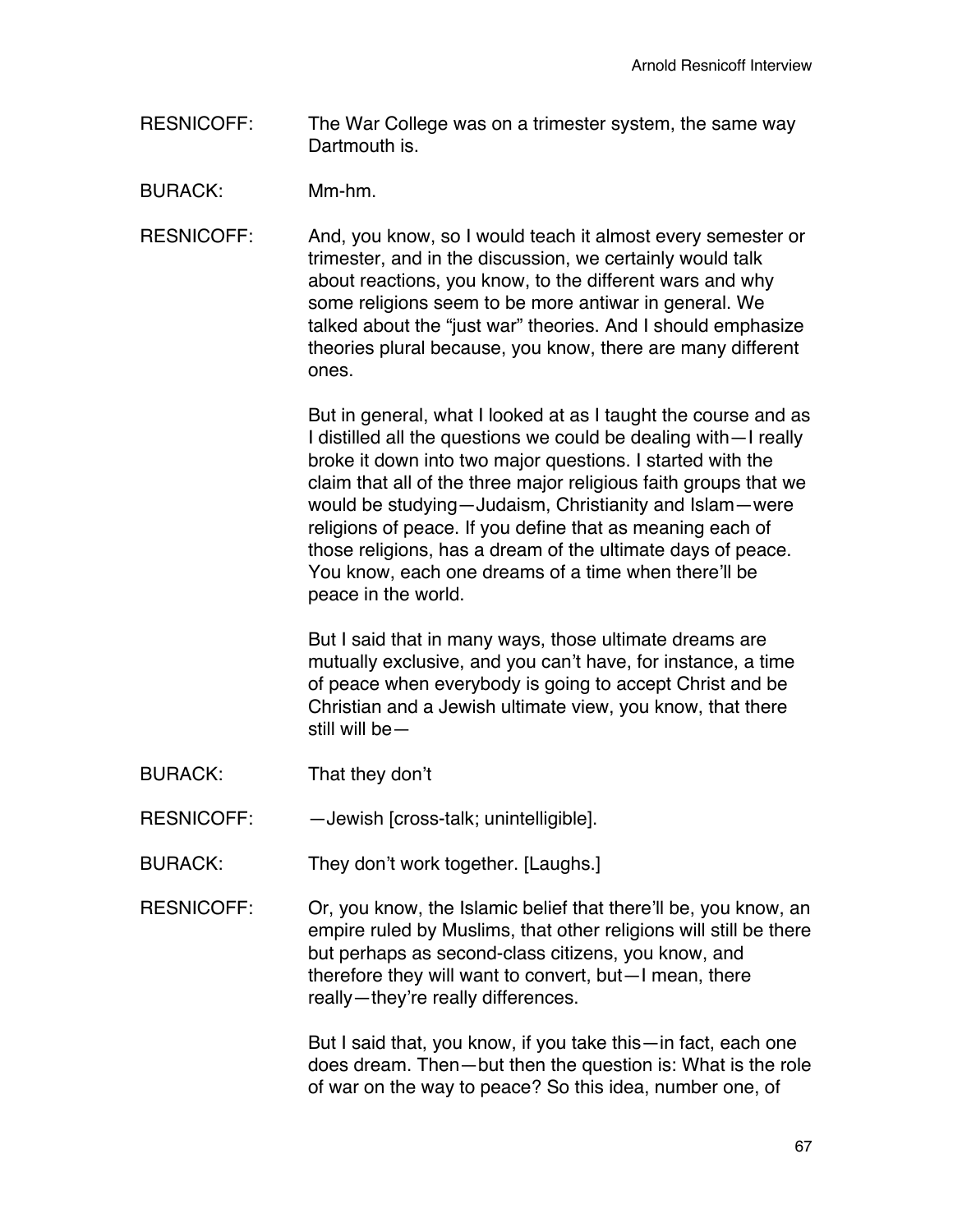RESNICOFF: The War College was on a trimester system, the same way Dartmouth is.

BURACK: Mm-hm.

RESNICOFF: And, you know, so I would teach it almost every semester or trimester, and in the discussion, we certainly would talk about reactions, you know, to the different wars and why some religions seem to be more antiwar in general. We talked about the "just war" theories. And I should emphasize theories plural because, you know, there are many different ones.

But in general, what I looked at as I taught the course and as I distilled all the questions we could be dealing with—I really broke it down into two major questions. I started with the claim that all of the three major religious faith groups that we would be studying—Judaism, Christianity and Islam—were religions of peace. If you define that as meaning each of those religions, has a dream of the ultimate days of peace. You know, each one dreams of a time when there'll be peace in the world.

But I said that in many ways, those ultimate dreams are mutually exclusive, and you can't have, for instance, a time of peace when everybody is going to accept Christ and be Christian and a Jewish ultimate view, you know, that there still will be—

BURACK: That they don't

RESNICOFF: —Jewish [cross-talk; unintelligible].

BURACK: They don't work together. [Laughs.]

RESNICOFF: Or, you know, the Islamic belief that there'll be, you know, an empire ruled by Muslims, that other religions will still be there but perhaps as second-class citizens, you know, and therefore they will want to convert, but—I mean, there really—they're really differences.

But I said that, you know, if you take this—in fact, each one does dream. Then—but then the question is: What is the role of war on the way to peace? So this idea, number one, of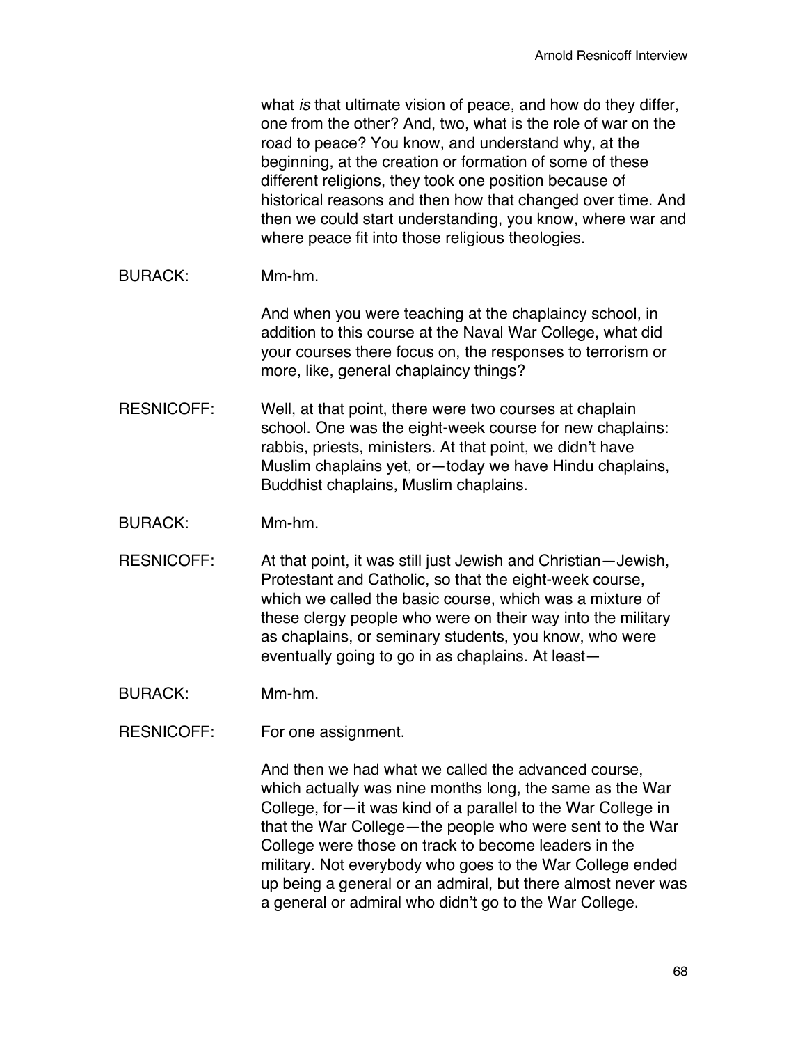what *is* that ultimate vision of peace, and how do they differ, one from the other? And, two, what is the role of war on the road to peace? You know, and understand why, at the beginning, at the creation or formation of some of these different religions, they took one position because of historical reasons and then how that changed over time. And then we could start understanding, you know, where war and where peace fit into those religious theologies.

BURACK: Mm-hm.

And when you were teaching at the chaplaincy school, in addition to this course at the Naval War College, what did your courses there focus on, the responses to terrorism or more, like, general chaplaincy things?

RESNICOFF: Well, at that point, there were two courses at chaplain school. One was the eight-week course for new chaplains: rabbis, priests, ministers. At that point, we didn't have Muslim chaplains yet, or—today we have Hindu chaplains, Buddhist chaplains, Muslim chaplains.

BURACK: Mm-hm.

RESNICOFF: At that point, it was still just Jewish and Christian—Jewish, Protestant and Catholic, so that the eight-week course, which we called the basic course, which was a mixture of these clergy people who were on their way into the military as chaplains, or seminary students, you know, who were eventually going to go in as chaplains. At least—

BURACK: Mm-hm.

RESNICOFF: For one assignment.

And then we had what we called the advanced course, which actually was nine months long, the same as the War College, for—it was kind of a parallel to the War College in that the War College—the people who were sent to the War College were those on track to become leaders in the military. Not everybody who goes to the War College ended up being a general or an admiral, but there almost never was a general or admiral who didn't go to the War College.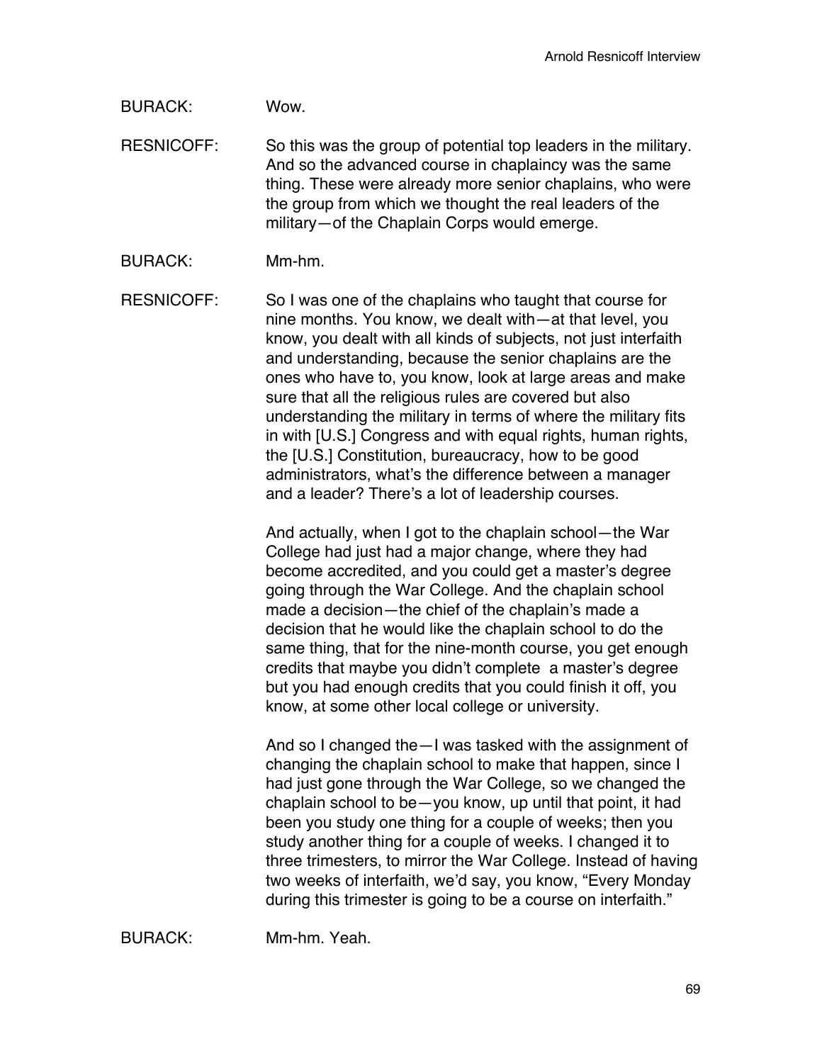BURACK: Wow.

RESNICOFF: So this was the group of potential top leaders in the military. And so the advanced course in chaplaincy was the same thing. These were already more senior chaplains, who were the group from which we thought the real leaders of the military—of the Chaplain Corps would emerge.

BURACK: Mm-hm.

RESNICOFF: So I was one of the chaplains who taught that course for nine months. You know, we dealt with—at that level, you know, you dealt with all kinds of subjects, not just interfaith and understanding, because the senior chaplains are the ones who have to, you know, look at large areas and make sure that all the religious rules are covered but also understanding the military in terms of where the military fits in with [U.S.] Congress and with equal rights, human rights, the [U.S.] Constitution, bureaucracy, how to be good administrators, what's the difference between a manager and a leader? There's a lot of leadership courses.

And actually, when I got to the chaplain school—the War College had just had a major change, where they had become accredited, and you could get a master's degree going through the War College. And the chaplain school made a decision—the chief of the chaplain's made a decision that he would like the chaplain school to do the same thing, that for the nine-month course, you get enough credits that maybe you didn't complete a master's degree but you had enough credits that you could finish it off, you know, at some other local college or university.

And so I changed the—I was tasked with the assignment of changing the chaplain school to make that happen, since I had just gone through the War College, so we changed the chaplain school to be—you know, up until that point, it had been you study one thing for a couple of weeks; then you study another thing for a couple of weeks. I changed it to three trimesters, to mirror the War College. Instead of having two weeks of interfaith, we'd say, you know, "Every Monday during this trimester is going to be a course on interfaith."

BURACK: Mm-hm. Yeah.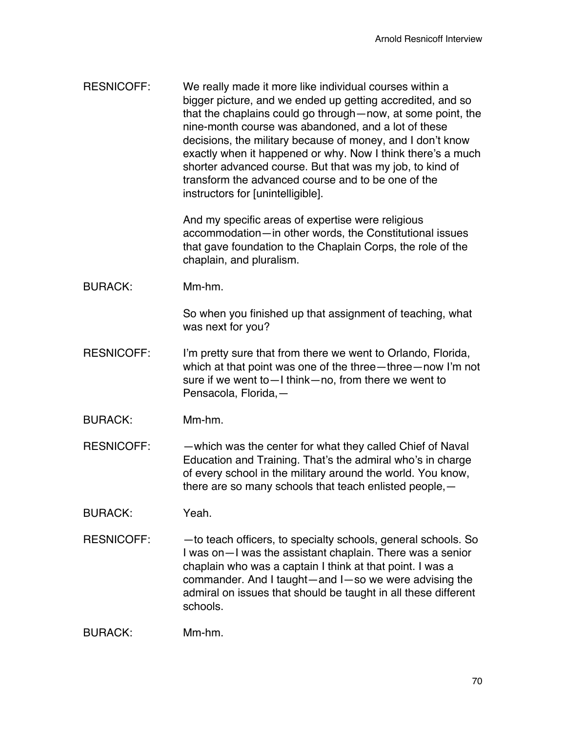RESNICOFF: We really made it more like individual courses within a bigger picture, and we ended up getting accredited, and so that the chaplains could go through—now, at some point, the nine-month course was abandoned, and a lot of these decisions, the military because of money, and I don't know exactly when it happened or why. Now I think there's a much shorter advanced course. But that was my job, to kind of transform the advanced course and to be one of the instructors for [unintelligible].

And my specific areas of expertise were religious accommodation—in other words, the Constitutional issues that gave foundation to the Chaplain Corps, the role of the chaplain, and pluralism.

BURACK: Mm-hm.

So when you finished up that assignment of teaching, what was next for you?

RESNICOFF: I'm pretty sure that from there we went to Orlando, Florida, which at that point was one of the three—three—now I'm not sure if we went to—I think—no, from there we went to Pensacola, Florida,—

BURACK: Mm-hm.

RESNICOFF: —which was the center for what they called Chief of Naval Education and Training. That's the admiral who's in charge of every school in the military around the world. You know, there are so many schools that teach enlisted people,—

BURACK: Yeah.

RESNICOFF: —to teach officers, to specialty schools, general schools. So I was on—I was the assistant chaplain. There was a senior chaplain who was a captain I think at that point. I was a commander. And I taught—and I—so we were advising the admiral on issues that should be taught in all these different schools.

BURACK: Mm-hm.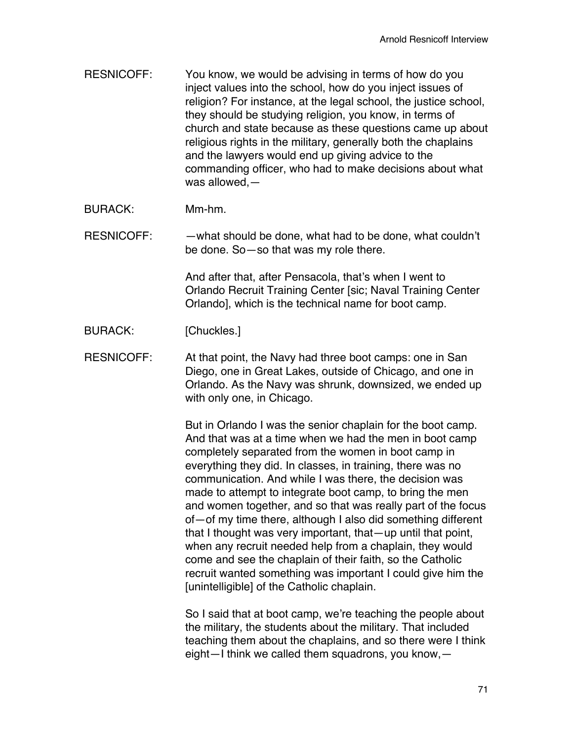RESNICOFF: You know, we would be advising in terms of how do you inject values into the school, how do you inject issues of religion? For instance, at the legal school, the justice school, they should be studying religion, you know, in terms of church and state because as these questions came up about religious rights in the military, generally both the chaplains and the lawyers would end up giving advice to the commanding officer, who had to make decisions about what was allowed,—

BURACK: Mm-hm.

RESNICOFF: —what should be done, what had to be done, what couldn't be done. So—so that was my role there.

And after that, after Pensacola, that's when I went to Orlando Recruit Training Center [sic; Naval Training Center Orlando], which is the technical name for boot camp.

BURACK: [Chuckles.]

RESNICOFF: At that point, the Navy had three boot camps: one in San Diego, one in Great Lakes, outside of Chicago, and one in Orlando. As the Navy was shrunk, downsized, we ended up with only one, in Chicago.

But in Orlando I was the senior chaplain for the boot camp. And that was at a time when we had the men in boot camp completely separated from the women in boot camp in everything they did. In classes, in training, there was no communication. And while I was there, the decision was made to attempt to integrate boot camp, to bring the men and women together, and so that was really part of the focus of—of my time there, although I also did something different that I thought was very important, that—up until that point, when any recruit needed help from a chaplain, they would come and see the chaplain of their faith, so the Catholic recruit wanted something was important I could give him the [unintelligible] of the Catholic chaplain.

So I said that at boot camp, we're teaching the people about the military, the students about the military. That included teaching them about the chaplains, and so there were I think eight—I think we called them squadrons, you know,—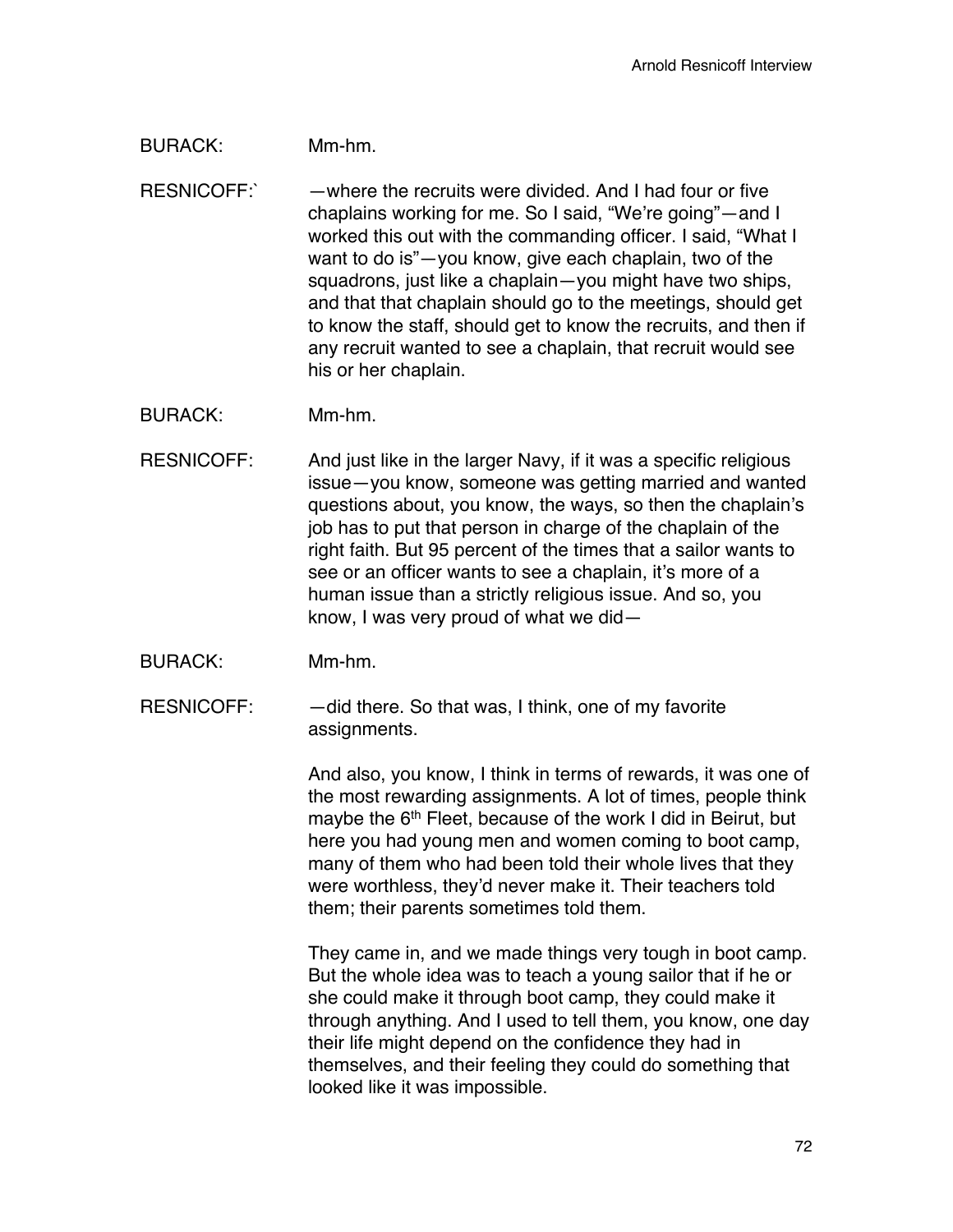BURACK: Mm-hm.

RESNICOFF:` —where the recruits were divided. And I had four or five chaplains working for me. So I said, "We're going"—and I worked this out with the commanding officer. I said, "What I want to do is"—you know, give each chaplain, two of the squadrons, just like a chaplain—you might have two ships, and that that chaplain should go to the meetings, should get to know the staff, should get to know the recruits, and then if any recruit wanted to see a chaplain, that recruit would see his or her chaplain.

BURACK: Mm-hm.

RESNICOFF: And just like in the larger Navy, if it was a specific religious issue—you know, someone was getting married and wanted questions about, you know, the ways, so then the chaplain's job has to put that person in charge of the chaplain of the right faith. But 95 percent of the times that a sailor wants to see or an officer wants to see a chaplain, it's more of a human issue than a strictly religious issue. And so, you know, I was very proud of what we did—

BURACK: Mm-hm.

RESNICOFF: —did there. So that was, I think, one of my favorite assignments.

And also, you know, I think in terms of rewards, it was one of the most rewarding assignments. A lot of times, people think maybe the 6th Fleet, because of the work I did in Beirut, but here you had young men and women coming to boot camp, many of them who had been told their whole lives that they were worthless, they'd never make it. Their teachers told them; their parents sometimes told them.

They came in, and we made things very tough in boot camp. But the whole idea was to teach a young sailor that if he or she could make it through boot camp, they could make it through anything. And I used to tell them, you know, one day their life might depend on the confidence they had in themselves, and their feeling they could do something that looked like it was impossible.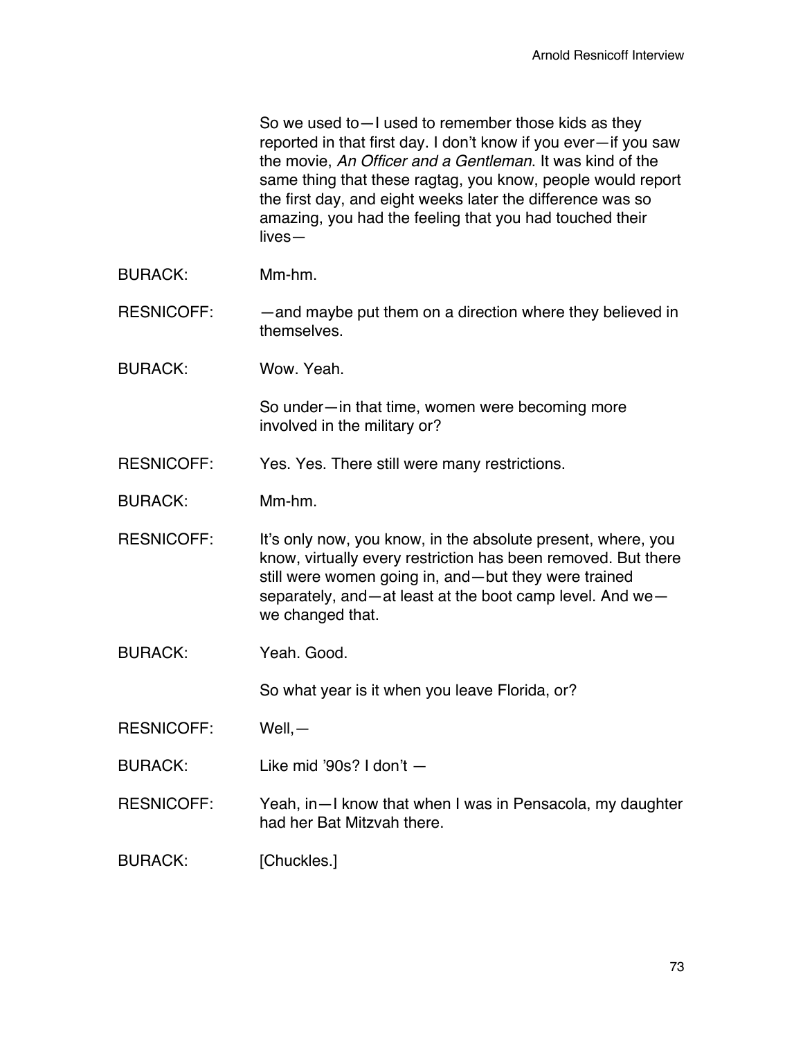So we used to—I used to remember those kids as they reported in that first day. I don't know if you ever—if you saw the movie, *An Officer and a Gentleman*. It was kind of the same thing that these ragtag, you know, people would report the first day, and eight weeks later the difference was so amazing, you had the feeling that you had touched their lives—

BURACK: Mm-hm.

RESNICOFF: —and maybe put them on a direction where they believed in themselves.

BURACK: Wow. Yeah.

So under—in that time, women were becoming more involved in the military or?

RESNICOFF: Yes. Yes. There still were many restrictions.

BURACK: Mm-hm.

RESNICOFF: It's only now, you know, in the absolute present, where, you know, virtually every restriction has been removed. But there still were women going in, and—but they were trained separately, and—at least at the boot camp level. And we—we changed that.

BURACK: Yeah. Good.

So what year is it when you leave Florida, or?

RESNICOFF: Well,—

BURACK: Like mid '90s? I don't —

RESNICOFF: Yeah, in—I know that when I was in Pensacola, my daughter had her Bat Mitzvah there.

BURACK: [Chuckles.]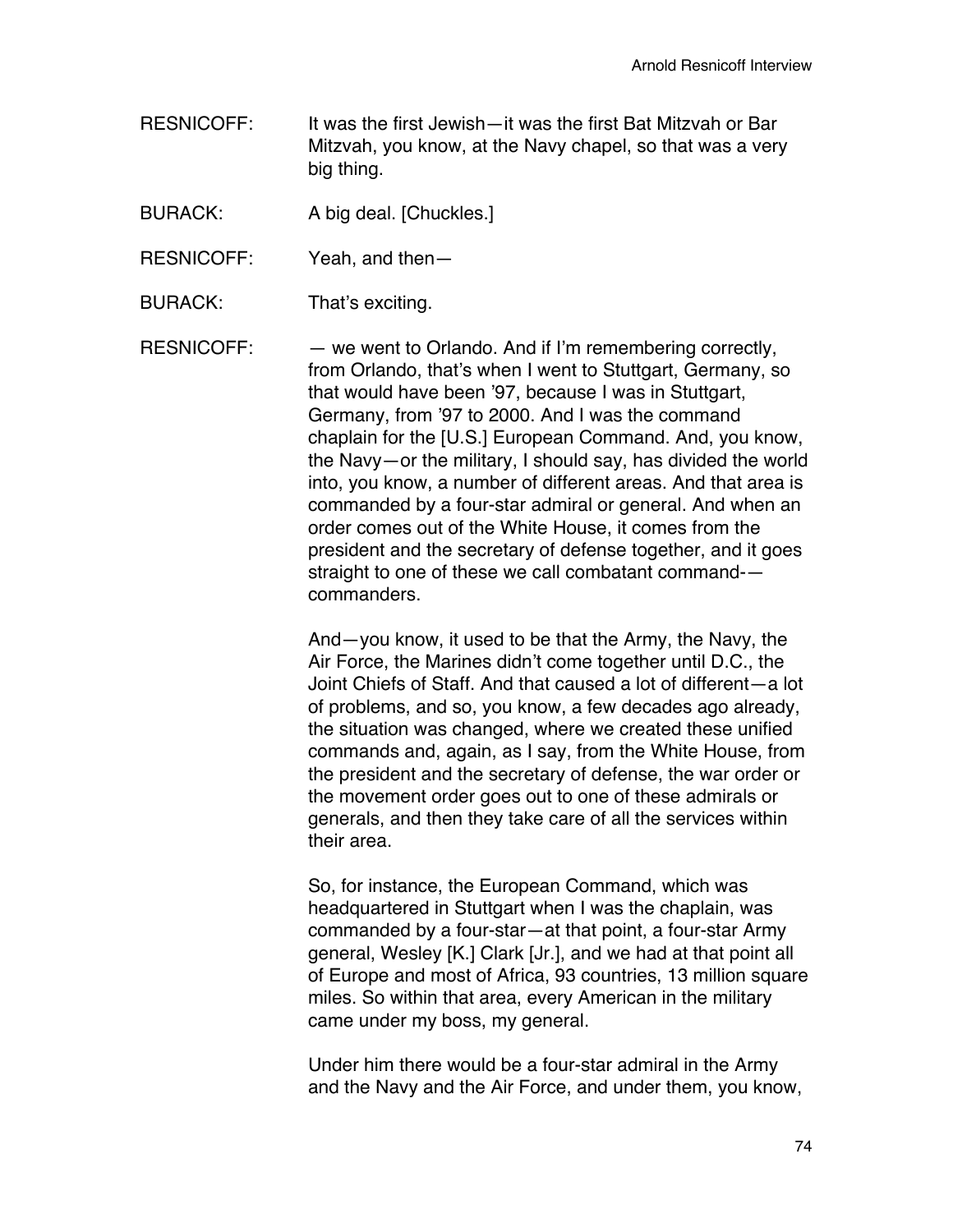RESNICOFF: It was the first Jewish—it was the first Bat Mitzvah or Bar Mitzvah, you know, at the Navy chapel, so that was a very big thing.

BURACK: A big deal. [Chuckles.]

RESNICOFF: Yeah, and then—

BURACK: That's exciting.

RESNICOFF: — we went to Orlando. And if I'm remembering correctly, from Orlando, that's when I went to Stuttgart, Germany, so that would have been '97, because I was in Stuttgart, Germany, from '97 to 2000. And I was the command chaplain for the [U.S.] European Command. And, you know, the Navy—or the military, I should say, has divided the world into, you know, a number of different areas. And that area is commanded by a four-star admiral or general. And when an order comes out of the White House, it comes from the president and the secretary of defense together, and it goes straight to one of these we call combatant command-—commanders.

And—you know, it used to be that the Army, the Navy, the Air Force, the Marines didn't come together until D.C., the Joint Chiefs of Staff. And that caused a lot of different—a lot of problems, and so, you know, a few decades ago already, the situation was changed, where we created these unified commands and, again, as I say, from the White House, from the president and the secretary of defense, the war order or the movement order goes out to one of these admirals or generals, and then they take care of all the services within their area.

So, for instance, the European Command, which was headquartered in Stuttgart when I was the chaplain, was commanded by a four-star—at that point, a four-star Army general, Wesley [K.] Clark [Jr.], and we had at that point all of Europe and most of Africa, 93 countries, 13 million square miles. So within that area, every American in the military came under my boss, my general.

Under him there would be a four-star admiral in the Army and the Navy and the Air Force, and under them, you know,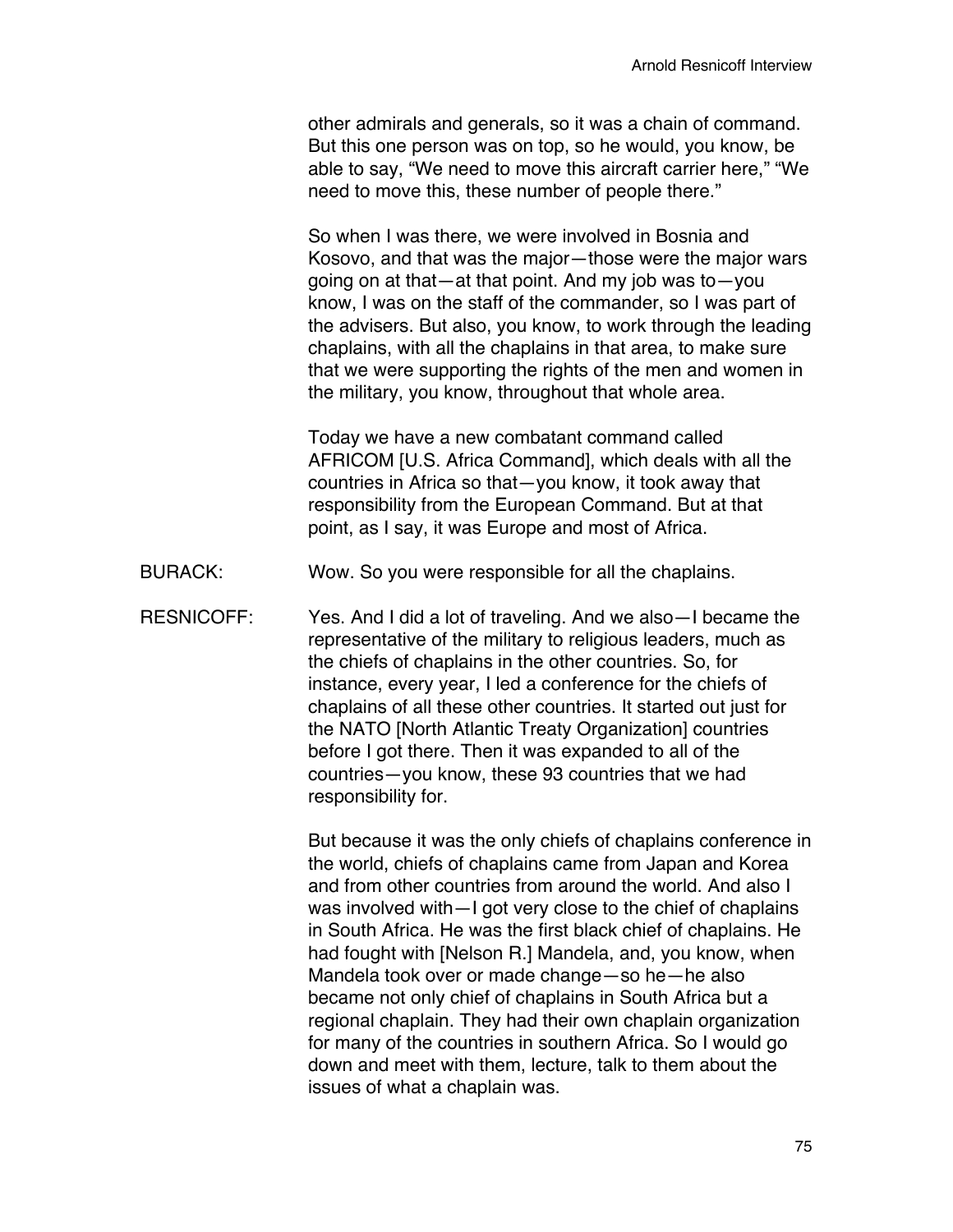other admirals and generals, so it was a chain of command. But this one person was on top, so he would, you know, be able to say, "We need to move this aircraft carrier here," "We need to move this, these number of people there."

So when I was there, we were involved in Bosnia and Kosovo, and that was the major—those were the major wars going on at that—at that point. And my job was to—you know, I was on the staff of the commander, so I was part of the advisers. But also, you know, to work through the leading chaplains, with all the chaplains in that area, to make sure that we were supporting the rights of the men and women in the military, you know, throughout that whole area.

Today we have a new combatant command called AFRICOM [U.S. Africa Command], which deals with all the countries in Africa so that—you know, it took away that responsibility from the European Command. But at that point, as I say, it was Europe and most of Africa.

BURACK: Wow. So you were responsible for all the chaplains.

RESNICOFF: Yes. And I did a lot of traveling. And we also—I became the representative of the military to religious leaders, much as the chiefs of chaplains in the other countries. So, for instance, every year, I led a conference for the chiefs of chaplains of all these other countries. It started out just for the NATO [North Atlantic Treaty Organization] countries before I got there. Then it was expanded to all of the countries—you know, these 93 countries that we had responsibility for.

But because it was the only chiefs of chaplains conference in the world, chiefs of chaplains came from Japan and Korea and from other countries from around the world. And also I was involved with—I got very close to the chief of chaplains in South Africa. He was the first black chief of chaplains. He had fought with [Nelson R.] Mandela, and, you know, when Mandela took over or made change—so he—he also became not only chief of chaplains in South Africa but a regional chaplain. They had their own chaplain organization for many of the countries in southern Africa. So I would go down and meet with them, lecture, talk to them about the issues of what a chaplain was.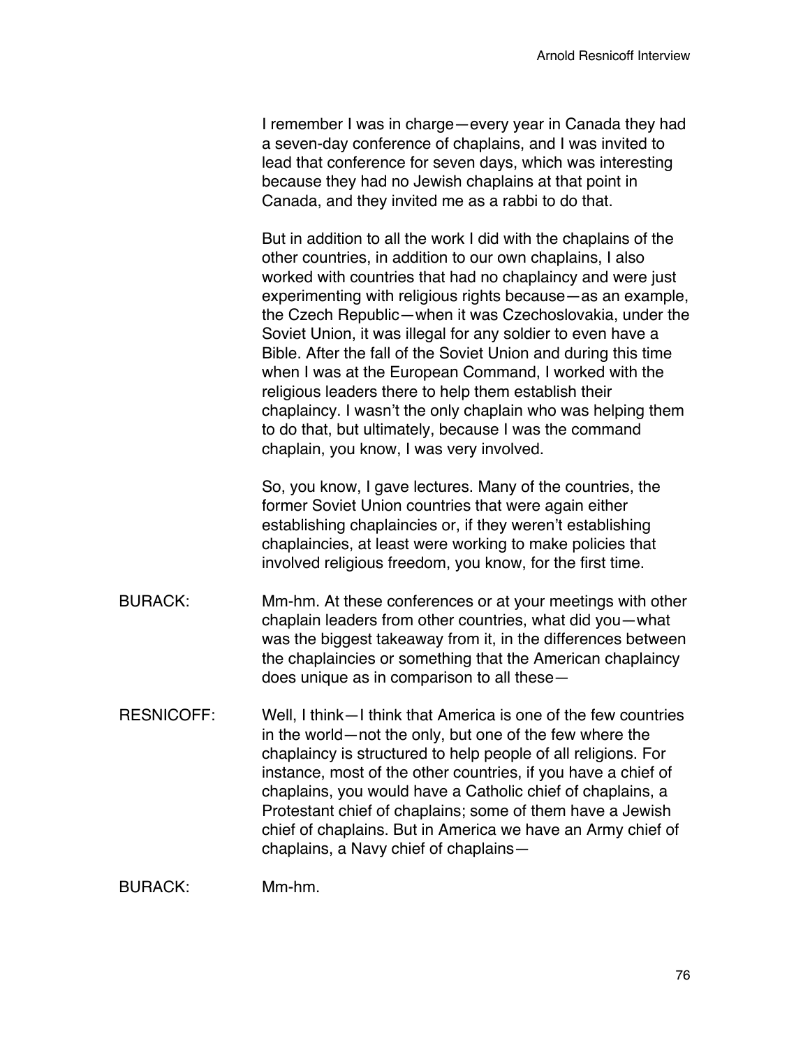I remember I was in charge—every year in Canada they had a seven-day conference of chaplains, and I was invited to lead that conference for seven days, which was interesting because they had no Jewish chaplains at that point in Canada, and they invited me as a rabbi to do that.

But in addition to all the work I did with the chaplains of the other countries, in addition to our own chaplains, I also worked with countries that had no chaplaincy and were just experimenting with religious rights because—as an example, the Czech Republic—when it was Czechoslovakia, under the Soviet Union, it was illegal for any soldier to even have a Bible. After the fall of the Soviet Union and during this time when I was at the European Command, I worked with the religious leaders there to help them establish their chaplaincy. I wasn't the only chaplain who was helping them to do that, but ultimately, because I was the command chaplain, you know, I was very involved.

So, you know, I gave lectures. Many of the countries, the former Soviet Union countries that were again either establishing chaplaincies or, if they weren't establishing chaplaincies, at least were working to make policies that involved religious freedom, you know, for the first time.

BURACK: Mm-hm. At these conferences or at your meetings with other chaplain leaders from other countries, what did you—what was the biggest takeaway from it, in the differences between the chaplaincies or something that the American chaplaincy does unique as in comparison to all these—

RESNICOFF: Well, I think—I think that America is one of the few countries in the world—not the only, but one of the few where the chaplaincy is structured to help people of all religions. For instance, most of the other countries, if you have a chief of chaplains, you would have a Catholic chief of chaplains, a Protestant chief of chaplains; some of them have a Jewish chief of chaplains. But in America we have an Army chief of chaplains, a Navy chief of chaplains—

BURACK: Mm-hm.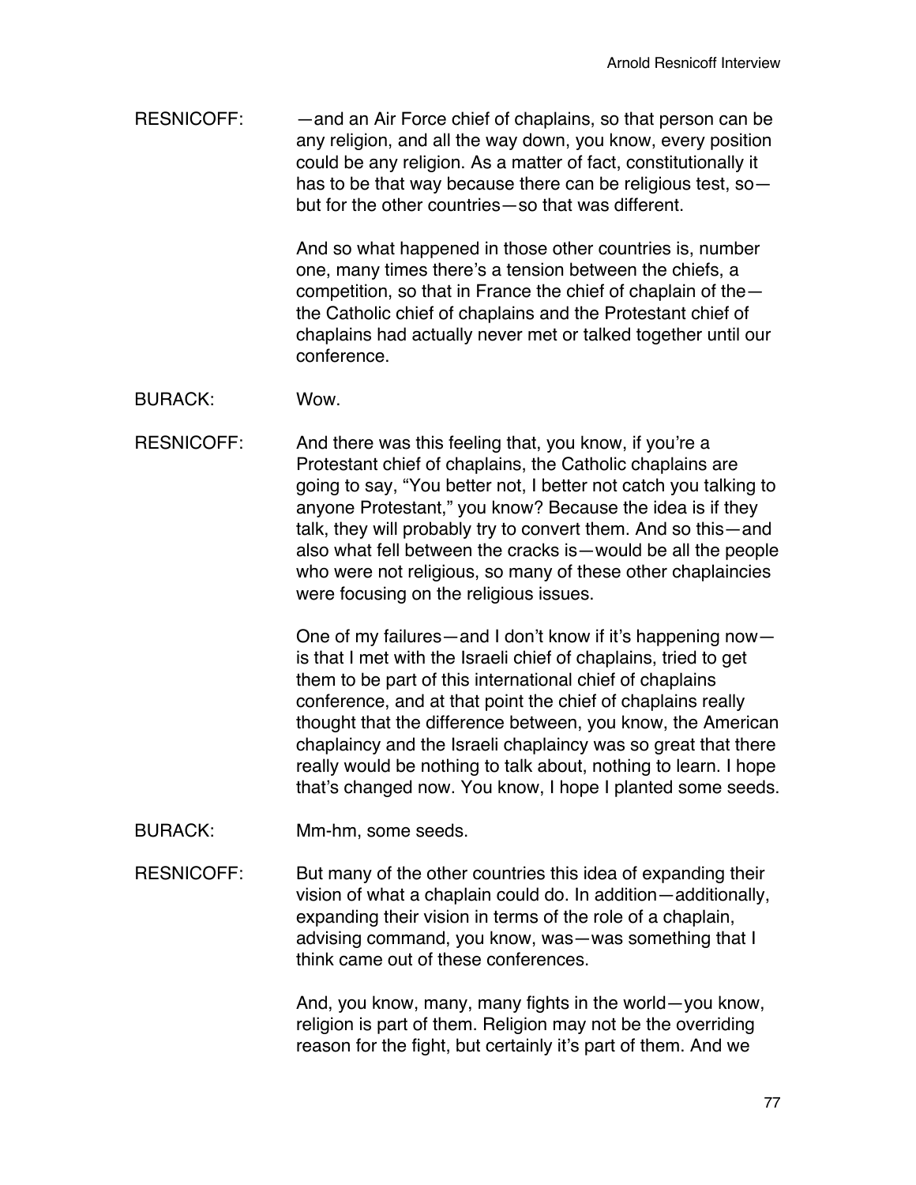RESNICOFF: —and an Air Force chief of chaplains, so that person can be any religion, and all the way down, you know, every position could be any religion. As a matter of fact, constitutionally it has to be that way because there can be religious test, so—but for the other countries—so that was different.

And so what happened in those other countries is, number one, many times there's a tension between the chiefs, a competition, so that in France the chief of chaplain of the—the Catholic chief of chaplains and the Protestant chief of chaplains had actually never met or talked together until our conference.

BURACK: Wow.

RESNICOFF: And there was this feeling that, you know, if you're a Protestant chief of chaplains, the Catholic chaplains are going to say, "You better not, I better not catch you talking to anyone Protestant," you know? Because the idea is if they talk, they will probably try to convert them. And so this—and also what fell between the cracks is—would be all the people who were not religious, so many of these other chaplaincies were focusing on the religious issues.

One of my failures—and I don't know if it's happening now—is that I met with the Israeli chief of chaplains, tried to get them to be part of this international chief of chaplains conference, and at that point the chief of chaplains really thought that the difference between, you know, the American chaplaincy and the Israeli chaplaincy was so great that there really would be nothing to talk about, nothing to learn. I hope that's changed now. You know, I hope I planted some seeds.

BURACK: Mm-hm, some seeds.

RESNICOFF: But many of the other countries this idea of expanding their vision of what a chaplain could do. In addition—additionally, expanding their vision in terms of the role of a chaplain, advising command, you know, was—was something that I think came out of these conferences.

And, you know, many, many fights in the world—you know, religion is part of them. Religion may not be the overriding reason for the fight, but certainly it's part of them. And we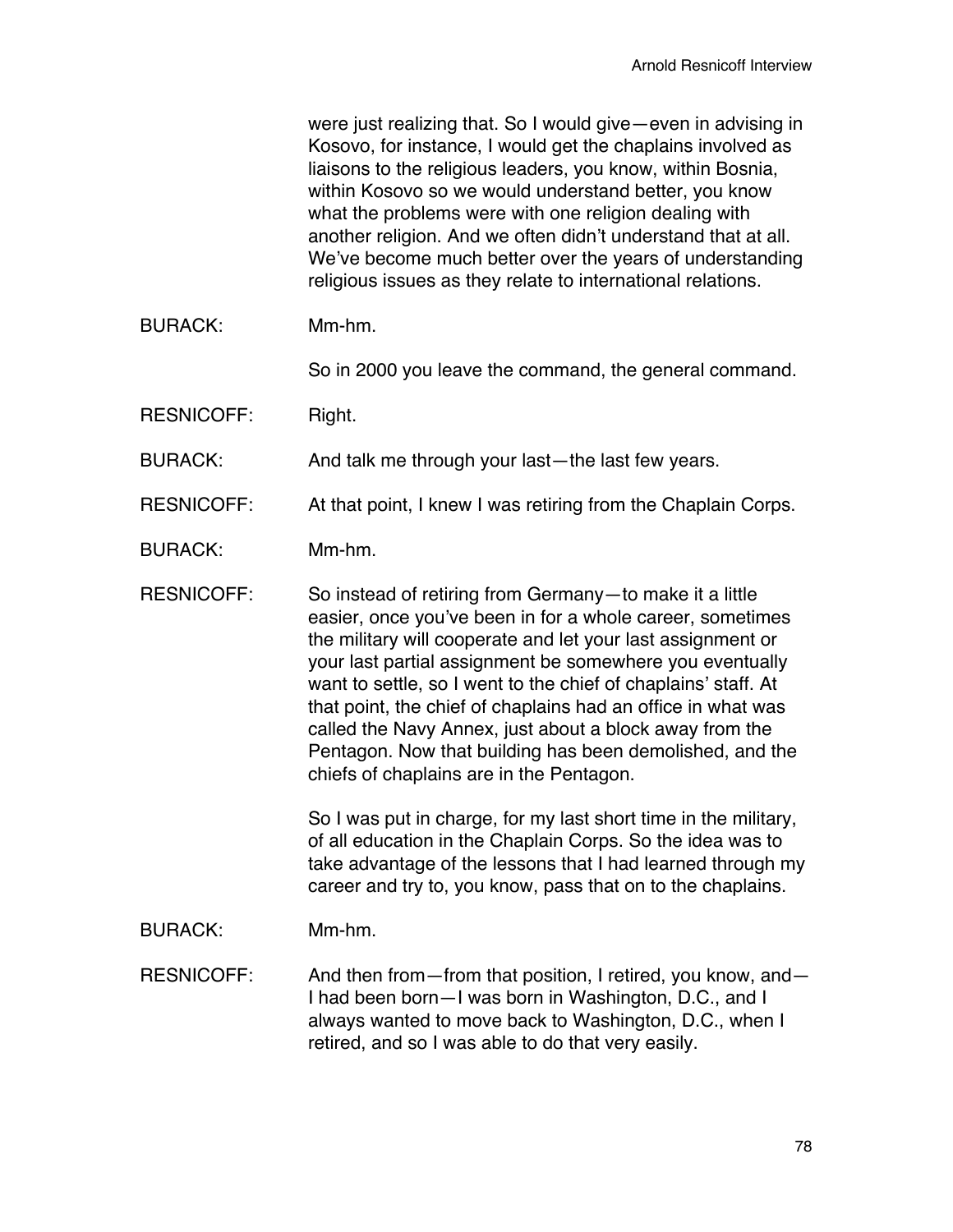were just realizing that. So I would give—even in advising in Kosovo, for instance, I would get the chaplains involved as liaisons to the religious leaders, you know, within Bosnia, within Kosovo so we would understand better, you know what the problems were with one religion dealing with another religion. And we often didn't understand that at all. We've become much better over the years of understanding religious issues as they relate to international relations.

BURACK: Mm-hm.

So in 2000 you leave the command, the general command.

RESNICOFF: Right.

BURACK: And talk me through your last—the last few years.

RESNICOFF: At that point, I knew I was retiring from the Chaplain Corps.

BURACK: Mm-hm.

RESNICOFF: So instead of retiring from Germany—to make it a little easier, once you've been in for a whole career, sometimes the military will cooperate and let your last assignment or your last partial assignment be somewhere you eventually want to settle, so I went to the chief of chaplains' staff. At that point, the chief of chaplains had an office in what was called the Navy Annex, just about a block away from the Pentagon. Now that building has been demolished, and the chiefs of chaplains are in the Pentagon.

So I was put in charge, for my last short time in the military, of all education in the Chaplain Corps. So the idea was to take advantage of the lessons that I had learned through my career and try to, you know, pass that on to the chaplains.

BURACK: Mm-hm.

RESNICOFF: And then from—from that position, I retired, you know, and—I had been born—I was born in Washington, D.C., and I always wanted to move back to Washington, D.C., when I retired, and so I was able to do that very easily.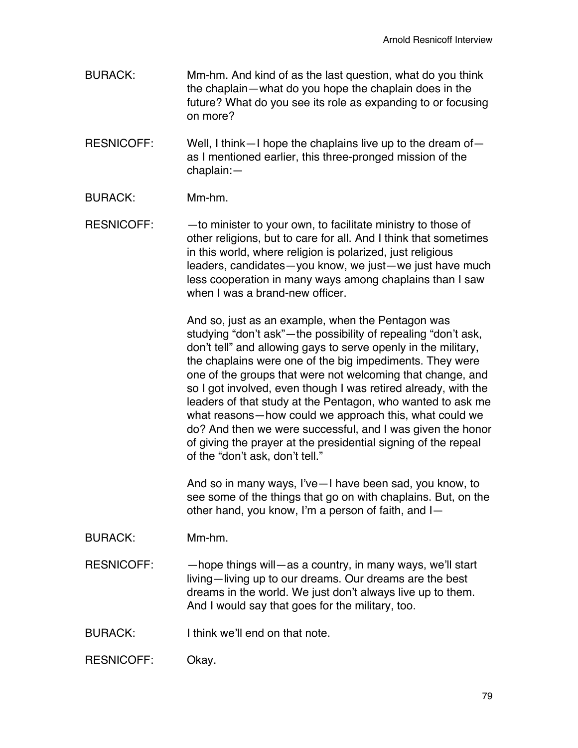BURACK: Mm-hm. And kind of as the last question, what do you think the chaplain—what do you hope the chaplain does in the future? What do you see its role as expanding to or focusing on more?

RESNICOFF: Well, I think—I hope the chaplains live up to the dream of—as I mentioned earlier, this three-pronged mission of the chaplain:—

BURACK: Mm-hm.

RESNICOFF: —to minister to your own, to facilitate ministry to those of other religions, but to care for all. And I think that sometimes in this world, where religion is polarized, just religious leaders, candidates—you know, we just—we just have much less cooperation in many ways among chaplains than I saw when I was a brand-new officer.

And so, just as an example, when the Pentagon was studying "don't ask"—the possibility of repealing "don't ask, don't tell" and allowing gays to serve openly in the military, the chaplains were one of the big impediments. They were one of the groups that were not welcoming that change, and so I got involved, even though I was retired already, with the leaders of that study at the Pentagon, who wanted to ask me what reasons—how could we approach this, what could we do? And then we were successful, and I was given the honor of giving the prayer at the presidential signing of the repeal of the "don't ask, don't tell."

And so in many ways, I've—I have been sad, you know, to see some of the things that go on with chaplains. But, on the other hand, you know, I'm a person of faith, and I—

BURACK: Mm-hm.

RESNICOFF: —hope things will—as a country, in many ways, we'll start living—living up to our dreams. Our dreams are the best dreams in the world. We just don't always live up to them. And I would say that goes for the military, too.

BURACK: I think we'll end on that note.

RESNICOFF: Okay.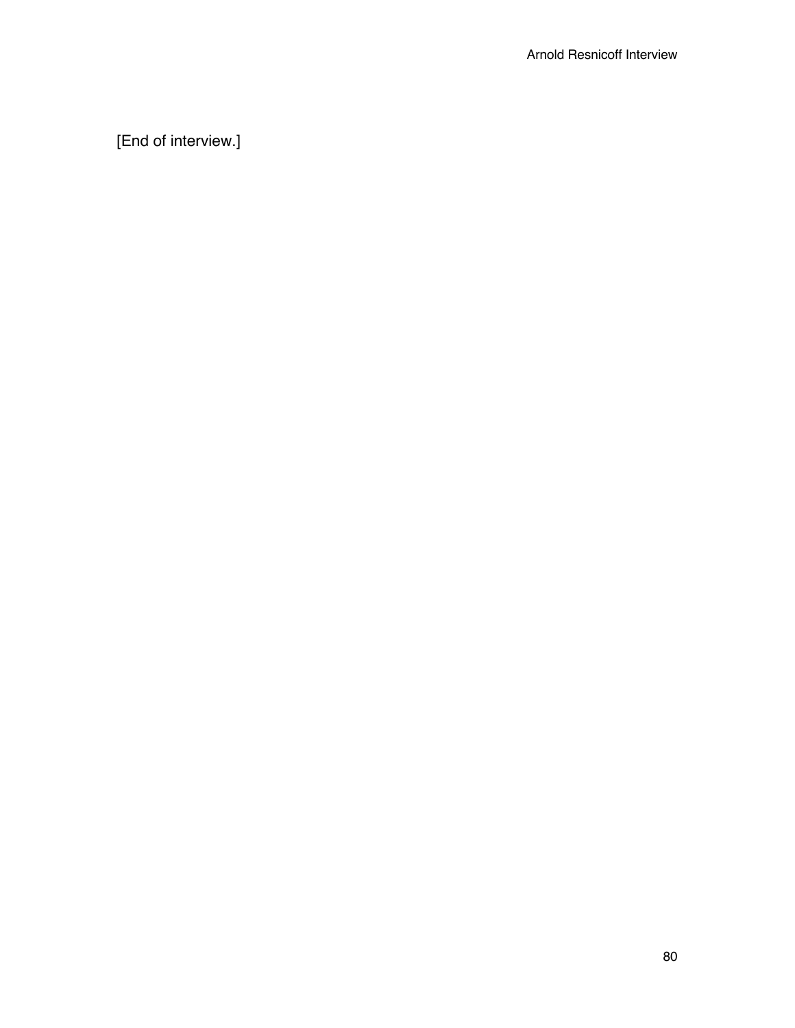[End of interview.]